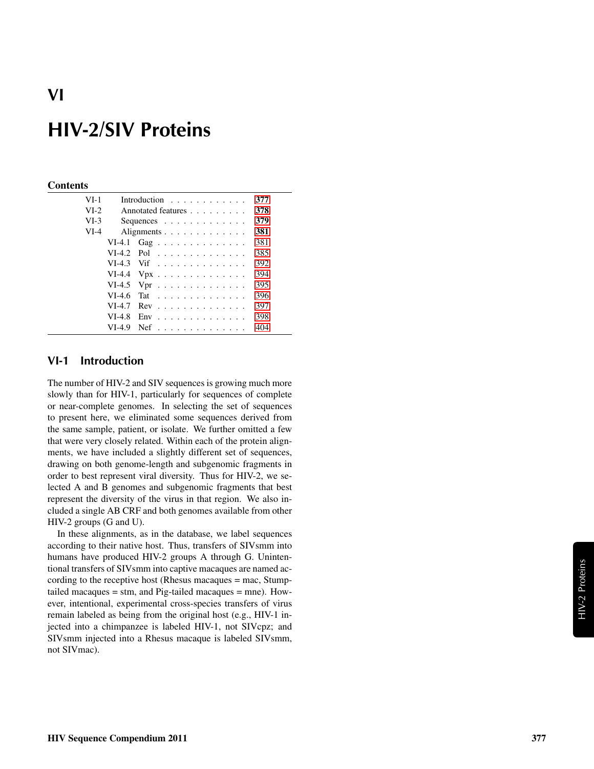# VI

# HIV-2/SIV Proteins

**Contents**

| | | |
|---|---|---|
| VI-1 | Introduction | 377 |
| VI-2 | Annotated features | 378 |
| VI-3 | Sequences | 379 |
| VI-4 | Alignments | 381 |
| VI-4.1 | Gag | 381 |
| VI-4.2 | Pol | 385 |
| VI-4.3 | Vif | 392 |
| VI-4.4 | Vpx | 394 |
| VI-4.5 | Vpr | 395 |
| VI-4.6 | Tat | 396 |
| VI-4.7 | Rev | 397 |
| VI-4.8 | Env | 398 |
| VI-4.9 | Nef | 404 |

## VI-1 Introduction

The number of HIV-2 and SIV sequences is growing much more slowly than for HIV-1, particularly for sequences of complete or near-complete genomes. In selecting the set of sequences to present here, we eliminated some sequences derived from the same sample, patient, or isolate. We further omitted a few that were very closely related. Within each of the protein alignments, we have included a slightly different set of sequences, drawing on both genome-length and subgenomic fragments in order to best represent viral diversity. Thus for HIV-2, we selected A and B genomes and subgenomic fragments that best represent the diversity of the virus in that region. We also included a single AB CRF and both genomes available from other HIV-2 groups (G and U).

In these alignments, as in the database, we label sequences according to their native host. Thus, transfers of SIVsmm into humans have produced HIV-2 groups A through G. Unintentional transfers of SIVsmm into captive macaques are named according to the receptive host (Rhesus macaques = mac, Stump-tailed macaques = stm, and Pig-tailed macaques = mne). However, intentional, experimental cross-species transfers of virus remain labeled as being from the original host (e.g., HIV-1 injected into a chimpanzee is labeled HIV-1, not SIVcpz; and SIVsmm injected into a Rhesus macaque is labeled SIVsmm, not SIVmac).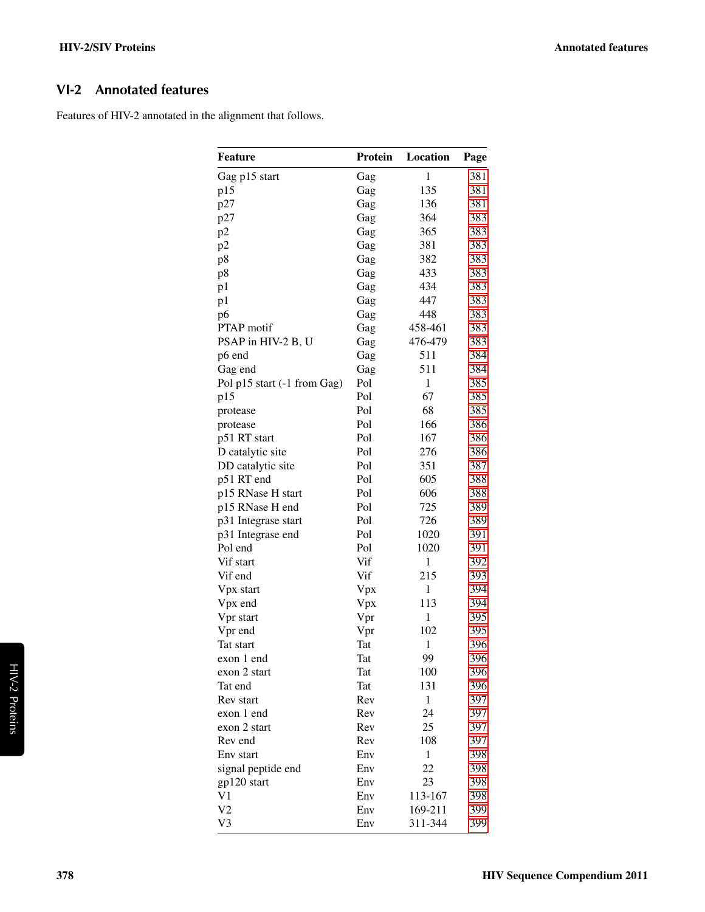## VI-2 Annotated features

Features of HIV-2 annotated in the alignment that follows.

| Feature | Protein | Location | Page |
|---|---|---|---|
| Gag p15 start | Gag | 1 | 381 |
| p15 | Gag | 135 | 381 |
| p27 | Gag | 136 | 381 |
| p27 | Gag | 364 | 383 |
| p2 | Gag | 365 | 383 |
| p2 | Gag | 381 | 383 |
| p8 | Gag | 382 | 383 |
| p8 | Gag | 433 | 383 |
| p1 | Gag | 434 | 383 |
| p1 | Gag | 447 | 383 |
| p6 | Gag | 448 | 383 |
| PTAP motif | Gag | 458-461 | 383 |
| PSAP in HIV-2 B, U | Gag | 476-479 | 383 |
| p6 end | Gag | 511 | 384 |
| Gag end | Gag | 511 | 384 |
| Pol p15 start (-1 from Gag) | Pol | 1 | 385 |
| p15 | Pol | 67 | 385 |
| protease | Pol | 68 | 385 |
| protease | Pol | 166 | 386 |
| p51 RT start | Pol | 167 | 386 |
| D catalytic site | Pol | 276 | 386 |
| DD catalytic site | Pol | 351 | 387 |
| p51 RT end | Pol | 605 | 388 |
| p15 RNase H start | Pol | 606 | 388 |
| p15 RNase H end | Pol | 725 | 389 |
| p31 Integrase start | Pol | 726 | 389 |
| p31 Integrase end | Pol | 1020 | 391 |
| Pol end | Pol | 1020 | 391 |
| Vif start | Vif | 1 | 392 |
| Vif end | Vif | 215 | 393 |
| Vpx start | Vpx | 1 | 394 |
| Vpx end | Vpx | 113 | 394 |
| Vpr start | Vpr | 1 | 395 |
| Vpr end | Vpr | 102 | 395 |
| Tat start | Tat | 1 | 396 |
| exon 1 end | Tat | 99 | 396 |
| exon 2 start | Tat | 100 | 396 |
| Tat end | Tat | 131 | 396 |
| Rev start | Rev | 1 | 397 |
| exon 1 end | Rev | 24 | 397 |
| exon 2 start | Rev | 25 | 397 |
| Rev end | Rev | 108 | 397 |
| Env start | Env | 1 | 398 |
| signal peptide end | Env | 22 | 398 |
| gp120 start | Env | 23 | 398 |
| V1 | Env | 113-167 | 398 |
| V2 | Env | 169-211 | 399 |
| V3 | Env | 311-344 | 399 |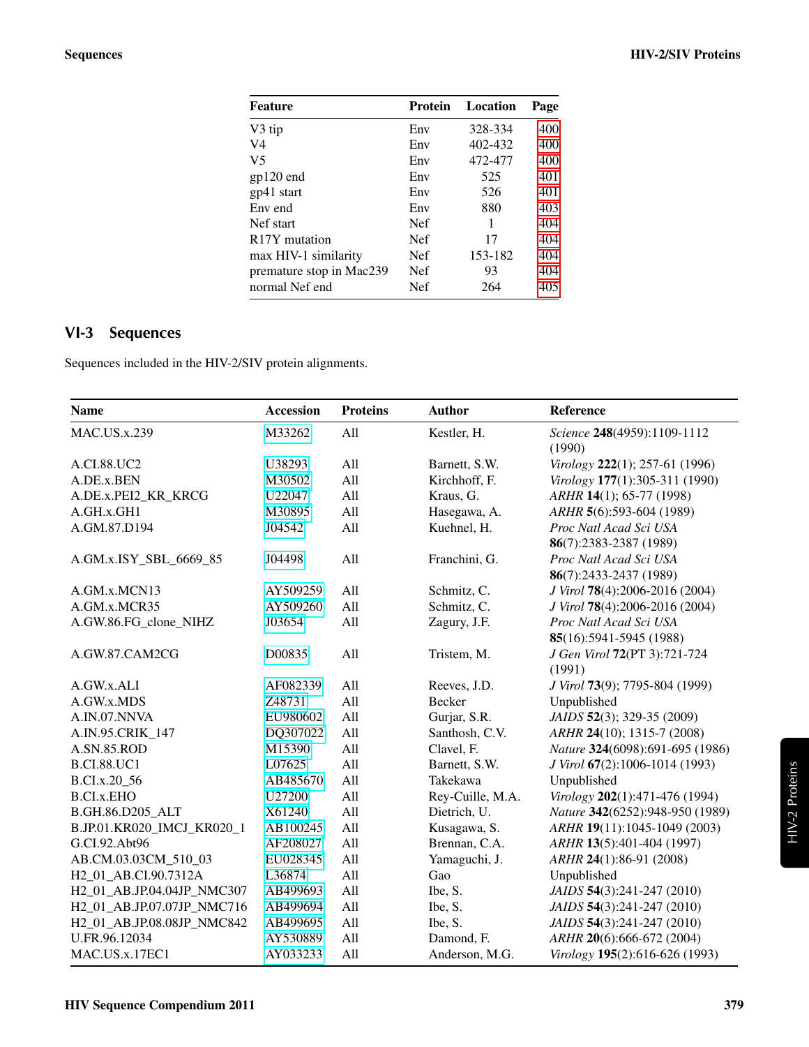| Feature | Protein | Location | Page |
|---|---|---|---|
| V3 tip | Env | 328-334 | 400 |
| V4 | Env | 402-432 | 400 |
| V5 | Env | 472-477 | 400 |
| gp120 end | Env | 525 | 401 |
| gp41 start | Env | 526 | 401 |
| Env end | Env | 880 | 403 |
| Nef start | Nef | 1 | 404 |
| R17Y mutation | Nef | 17 | 404 |
| max HIV-1 similarity | Nef | 153-182 | 404 |
| premature stop in Mac239 | Nef | 93 | 404 |
| normal Nef end | Nef | 264 | 405 |

## VI-3 Sequences

Sequences included in the HIV-2/SIV protein alignments.

| Name | Accession | Proteins | Author | Reference |
|---|---|---|---|---|
| MAC.US.x.239 | M33262 | All | Kestler, H. | *Science* **248**(4959):1109-1112 (1990) |
| A.CI.88.UC2 | U38293 | All | Barnett, S.W. | *Virology* **222**(1); 257-61 (1996) |
| A.DE.x.BEN | M30502 | All | Kirchhoff, F. | *Virology* **177**(1):305-311 (1990) |
| A.DE.x.PEI2_KR_KRCG | U22047 | All | Kraus, G. | *ARHR* **14**(1); 65-77 (1998) |
| A.GH.x.GH1 | M30895 | All | Hasegawa, A. | *ARHR* **5**(6):593-604 (1989) |
| A.GM.87.D194 | J04542 | All | Kuehnel, H. | *Proc Natl Acad Sci USA* **86**(7):2383-2387 (1989) |
| A.GM.x.ISY_SBL_6669_85 | J04498 | All | Franchini, G. | *Proc Natl Acad Sci USA* **86**(7):2433-2437 (1989) |
| A.GM.x.MCN13 | AY509259 | All | Schmitz, C. | *J Virol* **78**(4):2006-2016 (2004) |
| A.GM.x.MCR35 | AY509260 | All | Schmitz, C. | *J Virol* **78**(4):2006-2016 (2004) |
| A.GW.86.FG_clone_NIHZ | J03654 | All | Zagury, J.F. | *Proc Natl Acad Sci USA* **85**(16):5941-5945 (1988) |
| A.GW.87.CAM2CG | D00835 | All | Tristem, M. | *J Gen Virol* **72**(PT 3):721-724 (1991) |
| A.GW.x.ALI | AF082339 | All | Reeves, J.D. | *J Virol* **73**(9); 7795-804 (1999) |
| A.GW.x.MDS | Z48731 | All | Becker | Unpublished |
| A.IN.07.NNVA | EU980602 | All | Gurjar, S.R. | *JAIDS* **52**(3); 329-35 (2009) |
| A.IN.95.CRIK_147 | DQ307022 | All | Santhosh, C.V. | *ARHR* **24**(10); 1315-7 (2008) |
| A.SN.85.ROD | M15390 | All | Clavel, F. | *Nature* **324**(6098):691-695 (1986) |
| B.CI.88.UC1 | L07625 | All | Barnett, S.W. | *J Virol* **67**(2):1006-1014 (1993) |
| B.CI.x.20_56 | AB485670 | All | Takekawa | Unpublished |
| B.CI.x.EHO | U27200 | All | Rey-Cuille, M.A. | *Virology* **202**(1):471-476 (1994) |
| B.GH.86.D205_ALT | X61240 | All | Dietrich, U. | *Nature* **342**(6252):948-950 (1989) |
| B.JP.01.KR020_IMCJ_KR020_1 | AB100245 | All | Kusagawa, S. | *ARHR* **19**(11):1045-1049 (2003) |
| G.CI.92.Abt96 | AF208027 | All | Brennan, C.A. | *ARHR* **13**(5):401-404 (1997) |
| AB.CM.03.03CM_510_03 | EU028345 | All | Yamaguchi, J. | *ARHR* **24**(1):86-91 (2008) |
| H2_01_AB.CI.90.7312A | L36874 | All | Gao | Unpublished |
| H2_01_AB.JP.04.04JP_NMC307 | AB499693 | All | Ibe, S. | *JAIDS* **54**(3):241-247 (2010) |
| H2_01_AB.JP.07.07JP_NMC716 | AB499694 | All | Ibe, S. | *JAIDS* **54**(3):241-247 (2010) |
| H2_01_AB.JP.08.08JP_NMC842 | AB499695 | All | Ibe, S. | *JAIDS* **54**(3):241-247 (2010) |
| U.FR.96.12034 | AY530889 | All | Damond, F. | *ARHR* **20**(6):666-672 (2004) |
| MAC.US.x.17EC1 | AY033233 | All | Anderson, M.G. | *Virology* **195**(2):616-626 (1993) |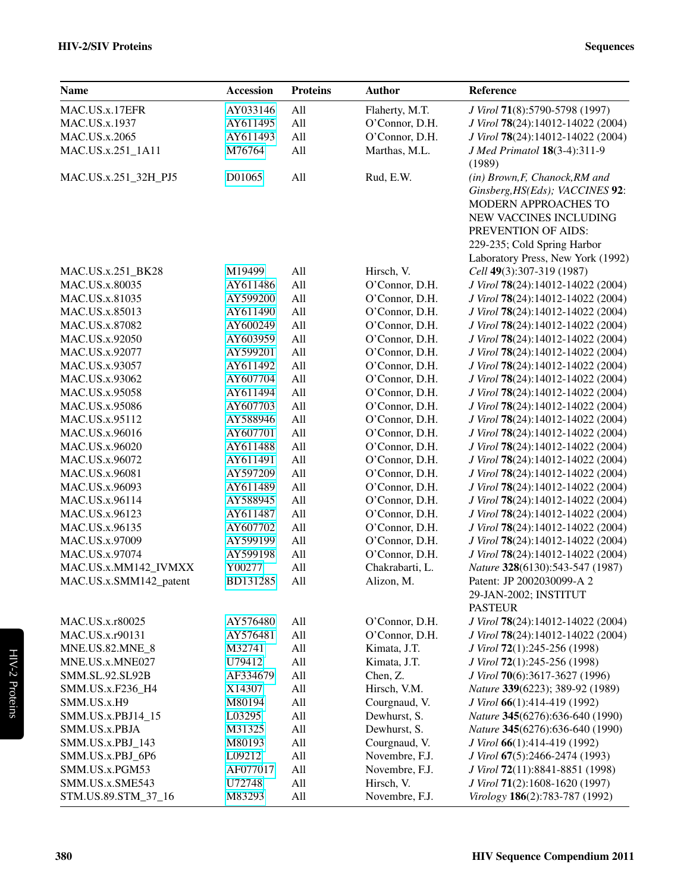| Name | Accession | Proteins | Author | Reference |
|---|---|---|---|---|
| MAC.US.x.17EFR | AY033146 | All | Flaherty, M.T. | *J Virol* **71**(8):5790-5798 (1997) |
| MAC.US.x.1937 | AY611495 | All | O'Connor, D.H. | *J Virol* **78**(24):14012-14022 (2004) |
| MAC.US.x.2065 | AY611493 | All | O'Connor, D.H. | *J Virol* **78**(24):14012-14022 (2004) |
| MAC.US.x.251_1A11 | M76764 | All | Marthas, M.L. | *J Med Primatol* **18**(3-4):311-9 (1989) |
| MAC.US.x.251_32H_PJ5 | D01065 | All | Rud, E.W. | *(in) Brown,F, Chanock,RM and Ginsberg,HS(Eds); VACCINES* **92**: MODERN APPROACHES TO NEW VACCINES INCLUDING PREVENTION OF AIDS: 229-235; Cold Spring Harbor Laboratory Press, New York (1992) |
| MAC.US.x.251_BK28 | M19499 | All | Hirsch, V. | *Cell* **49**(3):307-319 (1987) |
| MAC.US.x.80035 | AY611486 | All | O'Connor, D.H. | *J Virol* **78**(24):14012-14022 (2004) |
| MAC.US.x.81035 | AY599200 | All | O'Connor, D.H. | *J Virol* **78**(24):14012-14022 (2004) |
| MAC.US.x.85013 | AY611490 | All | O'Connor, D.H. | *J Virol* **78**(24):14012-14022 (2004) |
| MAC.US.x.87082 | AY600249 | All | O'Connor, D.H. | *J Virol* **78**(24):14012-14022 (2004) |
| MAC.US.x.92050 | AY603959 | All | O'Connor, D.H. | *J Virol* **78**(24):14012-14022 (2004) |
| MAC.US.x.92077 | AY599201 | All | O'Connor, D.H. | *J Virol* **78**(24):14012-14022 (2004) |
| MAC.US.x.93057 | AY611492 | All | O'Connor, D.H. | *J Virol* **78**(24):14012-14022 (2004) |
| MAC.US.x.93062 | AY607704 | All | O'Connor, D.H. | *J Virol* **78**(24):14012-14022 (2004) |
| MAC.US.x.95058 | AY611494 | All | O'Connor, D.H. | *J Virol* **78**(24):14012-14022 (2004) |
| MAC.US.x.95086 | AY607703 | All | O'Connor, D.H. | *J Virol* **78**(24):14012-14022 (2004) |
| MAC.US.x.95112 | AY588946 | All | O'Connor, D.H. | *J Virol* **78**(24):14012-14022 (2004) |
| MAC.US.x.96016 | AY607701 | All | O'Connor, D.H. | *J Virol* **78**(24):14012-14022 (2004) |
| MAC.US.x.96020 | AY611488 | All | O'Connor, D.H. | *J Virol* **78**(24):14012-14022 (2004) |
| MAC.US.x.96072 | AY611491 | All | O'Connor, D.H. | *J Virol* **78**(24):14012-14022 (2004) |
| MAC.US.x.96081 | AY597209 | All | O'Connor, D.H. | *J Virol* **78**(24):14012-14022 (2004) |
| MAC.US.x.96093 | AY611489 | All | O'Connor, D.H. | *J Virol* **78**(24):14012-14022 (2004) |
| MAC.US.x.96114 | AY588945 | All | O'Connor, D.H. | *J Virol* **78**(24):14012-14022 (2004) |
| MAC.US.x.96123 | AY611487 | All | O'Connor, D.H. | *J Virol* **78**(24):14012-14022 (2004) |
| MAC.US.x.96135 | AY607702 | All | O'Connor, D.H. | *J Virol* **78**(24):14012-14022 (2004) |
| MAC.US.x.97009 | AY599199 | All | O'Connor, D.H. | *J Virol* **78**(24):14012-14022 (2004) |
| MAC.US.x.97074 | AY599198 | All | O'Connor, D.H. | *J Virol* **78**(24):14012-14022 (2004) |
| MAC.US.x.MM142_IVMXX | Y00277 | All | Chakrabarti, L. | *Nature* **328**(6130):543-547 (1987) |
| MAC.US.x.SMM142_patent | BD131285 | All | Alizon, M. | Patent: JP 2002030099-A 2 29-JAN-2002; INSTITUT PASTEUR |
| MAC.US.x.r80025 | AY576480 | All | O'Connor, D.H. | *J Virol* **78**(24):14012-14022 (2004) |
| MAC.US.x.r90131 | AY576481 | All | O'Connor, D.H. | *J Virol* **78**(24):14012-14022 (2004) |
| MNE.US.82.MNE_8 | M32741 | All | Kimata, J.T. | *J Virol* **72**(1):245-256 (1998) |
| MNE.US.x.MNE027 | U79412 | All | Kimata, J.T. | *J Virol* **72**(1):245-256 (1998) |
| SMM.SL.92.SL92B | AF334679 | All | Chen, Z. | *J Virol* **70**(6):3617-3627 (1996) |
| SMM.US.x.F236_H4 | X14307 | All | Hirsch, V.M. | *Nature* **339**(6223); 389-92 (1989) |
| SMM.US.x.H9 | M80194 | All | Courgnaud, V. | *J Virol* **66**(1):414-419 (1992) |
| SMM.US.x.PBJ14_15 | L03295 | All | Dewhurst, S. | *Nature* **345**(6276):636-640 (1990) |
| SMM.US.x.PBJA | M31325 | All | Dewhurst, S. | *Nature* **345**(6276):636-640 (1990) |
| SMM.US.x.PBJ_143 | M80193 | All | Courgnaud, V. | *J Virol* **66**(1):414-419 (1992) |
| SMM.US.x.PBJ_6P6 | L09212 | All | Novembre, F.J. | *J Virol* **67**(5):2466-2474 (1993) |
| SMM.US.x.PGM53 | AF077017 | All | Novembre, F.J. | *J Virol* **72**(11):8841-8851 (1998) |
| SMM.US.x.SME543 | U72748 | All | Hirsch, V. | *J Virol* **71**(2):1608-1620 (1997) |
| STM.US.89.STM_37_16 | M83293 | All | Novembre, F.J. | *Virology* **186**(2):783-787 (1992) |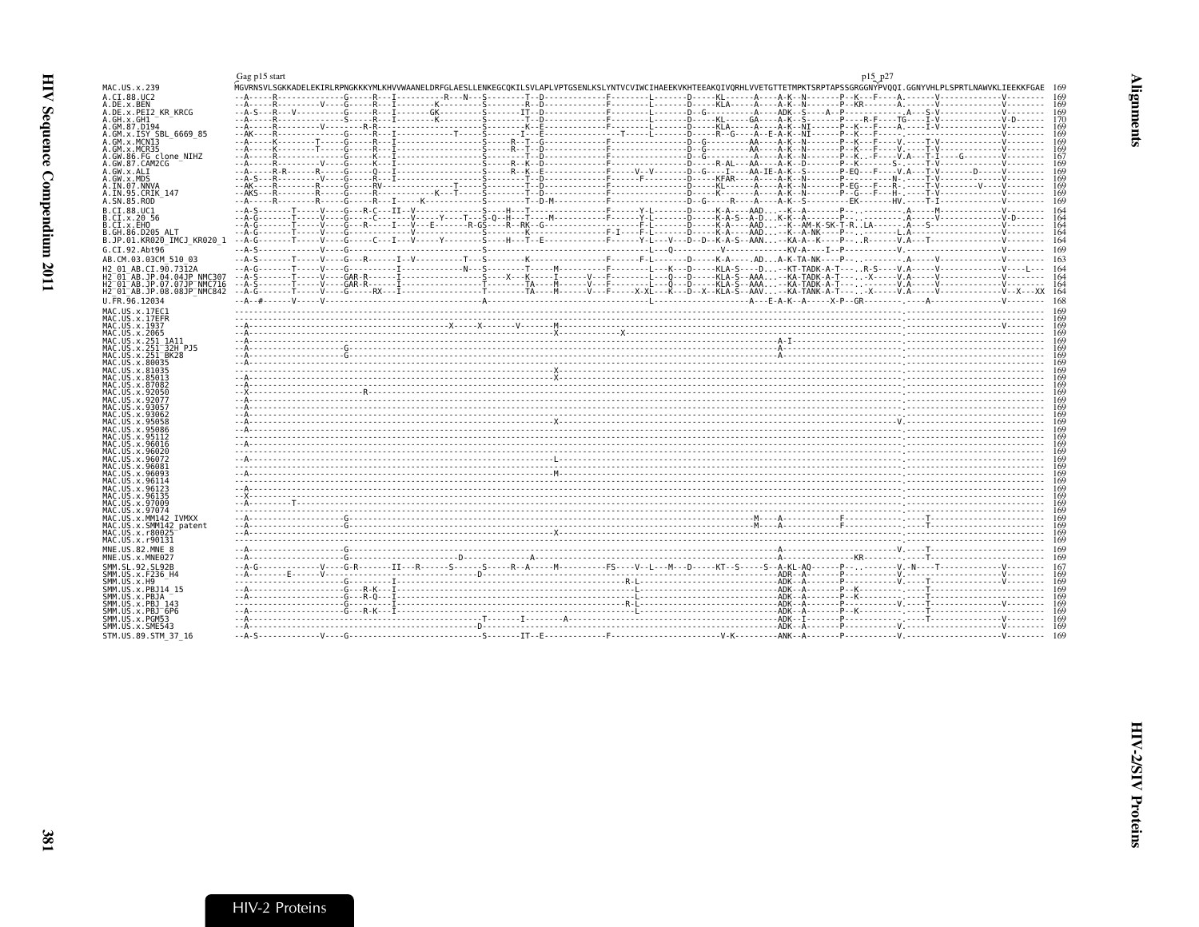```
            Gag p15 start                                                                                                                                                                    p15_p27
MAC.US.x.239                 MGVRNSVLSGKKADELEKIRLRPNGKKKYMLKHVVWAANELDRFGLAESLLENKEGCQKILSVLAPLVPTGSENLKSLYNTVCVIWCIHAEEKVKHTEEAKQIVQRHLVVETGTTETMPKTSRPTAPSSGRGGNYPVQQI.GGNYVHLPLSPRTLNAWVKLIEEKKFGAE 169
A.CI.88.UC2
A.DE.x.BEN
A.DE.x.PEI2_KR_KRCG
A.GH.x.GH1
A.GM.87.D194
A.GM.x.ISY_SBL_6669_85
A.GM.x.MCN13
A.GM.x.MCR35
A.GW.86.FG_clone_NIHZ
A.GW.87.CAM2CG
A.GW.x.ALI
A.GW.x.MDS
A.IN.07.NNVA
A.IN.95.CRIK_147
A.SN.85.ROD
B.CI.88.UC1
B.CI.x.20_56
B.CI.x.EHO
B.GH.86.D205_ALT
B.JP.01.KR020_IMCJ_KR020_1
G.CI.92.Abt96
AB.CM.03.03CM_510_03
H2_01_AB.CI.90.7312A
H2_01_AB.JP.04.04JP_NMC307
H2_01_AB.JP.07.07JP_NMC716
H2_01_AB.JP.08.08JP_NMC842
U.FR.96.12034
MAC.US.x.17EC1
MAC.US.x.17EFR
MAC.US.x.1937
MAC.US.x.2065
MAC.US.x.251_1A11
MAC.US.x.251_32H_PJ5
MAC.US.x.251_BK28
MAC.US.x.80035
MAC.US.x.81035
MAC.US.x.85013
MAC.US.x.87082
MAC.US.x.92050
MAC.US.x.92077
MAC.US.x.93057
MAC.US.x.93062
MAC.US.x.95058
MAC.US.x.95086
MAC.US.x.95112
MAC.US.x.96016
MAC.US.x.96020
MAC.US.x.96072
MAC.US.x.96081
MAC.US.x.96093
MAC.US.x.96114
MAC.US.x.96123
MAC.US.x.96135
MAC.US.x.97009
MAC.US.x.97074
MAC.US.x.MM142_IVMXX
MAC.US.x.SMM142_patent
MAC.US.x.r80025
MAC.US.x.r90131
MNE.US.82.MNE_8
MNE.US.x.MNE027
SMM.SL.92.SL92B
SMM.US.x.F236_H4
SMM.US.x.H9
SMM.US.x.PBJ14_15
SMM.US.x.PBJA
SMM.US.x.PBJ_143
SMM.US.x.PBJ_6P6
SMM.US.x.PGM53
SMM.US.x.SME543
STM.US.89.STM_37_16
```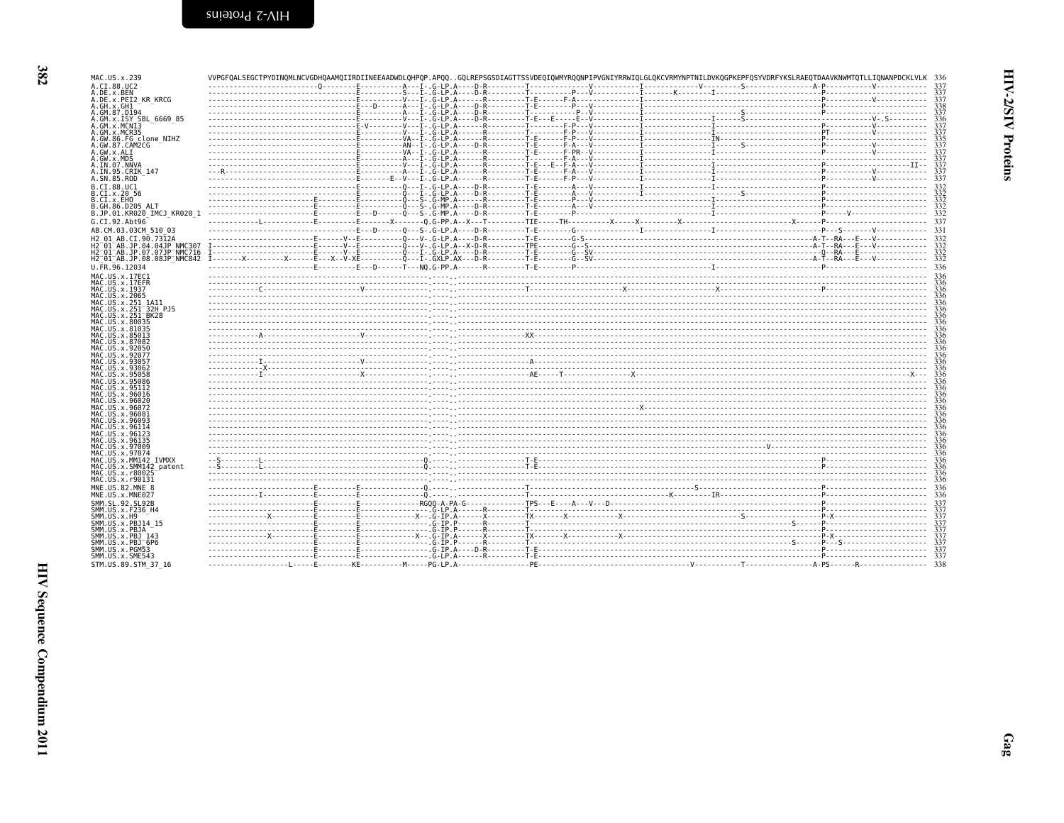```
MAC.US.x.239                  VVPGFQALSEGCTPYDINQMLNCVGDHQAAMQIIRDIINEEAADWDLQHPQP.APQQ..GQLREPSGSDIAGTTSSVDEQIQWMYRQQNPIPVGNIYRRWIQLGLQKCVRMYNPTNILDVKQGPKEPFQSYVDRFYKSLRAEQTDAAVKNWMTQTLLIQNANPDCKLVLK  336
A.CI.88.UC2                   -------------------------Q--------E----------A---I-.G-LP.A----D-R---------T--------------V-----------I-------------V---------S----------------A-P-----------V------------  337
A.DE.x.BEN                    ----------------------------------E----------S---I-.G-LP.A----D-R---------T-----------P---V-----------I-------K--------I----------------------P-----------------------  337
A.DE.x.PEI2_KR_KRCG           ----------------------------------E----------V---I-.G-LP.A------R---------T-E------F-A-----------------I-----------------------------------------P-----------V------------  337
A.GH.x.GH1                    ----------------------------------E---D------A---I-.G-LP.A----D-R---------T-E---------P---V-----------I-----------------------------------------P-----------------------  338
A.GM.87.D194                  ----------------------------------E----------A---I-.G-LP.A----D-R---------T-------------P--V-----------I-------------------------S-------------P-----------------------  337
A.GM.x.ISY_SBL_6669_85        ----------------------------------E----------V---I-.G-LP.A----D-R---------T-E---E------E--V-----------I-----------------I-----------S---------------------------V--S---------  336
A.GM.x.MCN13                  ----------------------------------E-V--------V---I-.G-LP.A------R---------T-----------F-P---V-----------I-----------------I-------------------------P-----------V------------  337
A.GM.x.MCR35                  ----------------------------------E----------V---I-.G-LP.A------R---------T-----------F-P---V-----------I-----------------I-------------------------PT----------V------------  337
A.GW.86.FG_clone_NIHZ         ----------------------------------E----------VA--I-.G-LP.A------R---------T-E---------F-P---V-----------I-----------------IN------------------------P-----------------------  335
A.GW.87.CAM2CG                ----------------------------------E----------AN--I-.G-LP.A----D-R---------T-E---------F-A---V-----------I-----------------I-------S-----------------P-----------V------------  337
A.GW.x.ALI                    ----------------------------------E----------VA--I-.G-LP.A------R---------T-E---------F-PR--V-----------I-----------------I-------------------------P-----------V------------  337
A.GW.x.MDS                    ----------------------------------E----------A---I-.G-LP.A------R---------T-E---------F-A---V-----------I-----------------------------------------P-----------------------  337
A.IN.07.NNVA                  ----------------------------------E----------V---I-.G-LP.A------R---------T-E---E--F-A---V-----------I-----------------I-------------------------P---------------------II--  337
A.IN.95.CRIK_147              ---R------------------------------E----------A---I-.G-LP.A------R---------T-E---------F-A---V-----------I-----------------I-------------------------P-----------V------------  337
A.SN.85.ROD                   ----------------------------------E------E--V---I-.G-LP.A------R---------T-E---------F-P---V-----------I-----------------I-------------------------P-----------V------------  337
B.CI.88.UC1                   ----------------------------------E----------Q---I-.G-LP.A----D-R---------T-E---------A---V-----------I-----------------I-------------------------P-----------------------  332
B.CI.x.20_56                  ----------------------------------E----------Q---I-.G-LP.A----D-R---------T-E---------A---V-----------I-------------------------S-----------------P-----------------------  332
B.CI.x.EHO                    --------------------------E-------E----------Q---S-.G-MP.A------R---------T-E---------P---V-----------------------------I-----------------------------P-----------------------  332
B.GH.86.D205_ALT              --------------------------E-------E----------Q---S-.G-MP.A----D-R---------T-E---------A---V-----------------------------I-----------------------------P-----------------------  332
B.JP.01.KR020_IMCJ_KR020_1    --------------------------E-------E---D------Q---S-.G-MP.A----D-R---------T-E---------P-----------------------------------I-----------------------------P-----V-----------------  332
G.CI.92.Abt96                 -----------L--------------E-------E-------X-------Q.G-PP.A--X---T---------TIE-----TH-----------X-----X-------X---------------------------X------P-----------------------  337
AB.CM.03.03CM_510_03          ----------------------------------E---D------Q---S-.G-LP.A----D-R---------T-E---------G-----------------I-----------------I-----------------------------P---S---------V-----------  331
H2_01_AB.CI.90.7312A          --------------------------E-----V--E---------Q---V-.G-LP.A----D-R---------T-E---------G-S-------------------------------------------------------------A-T--RA---E---V-----------  332
H2_01_AB.JP.04.04JP_NMC307    I-------------------------E-----V--E---------Q---V-.G-LP.A--X-D-R---------TPE---------G--S-------------------------------------------------------------A-T--RA---E---V-----------  332
H2_01_AB.JP.07.07JP_NMC716    I-------------------------E-----V--E---------Q---I-.G-LP.A----D-R---------T-E---------G--SV------------------------------------------------------------Q--RA---E-----------------  332
H2_01_AB.JP.08.08JP_NMC842    I-------X--------X--------E---X--V-XE---------Q---I-.GXLP.AX---D-R---------T-E---------G--SV------------------------------------------------------------A-T--RA---E---V-----------  332
U.FR.96.12034                 ----------------------------------E---E---D------T---NQ.G-PP.A------R---------T-E---------P-----------------------------------I-----------------------------P-----------------------  336
MAC.US.x.17EC1                ---------------------------------------------------.----.---------------------------------------------------------------------------------------------------------------  336
MAC.US.x.17EFR                ---------------------------------------------------.----.---------------------------------------------------------------------------------------------------------------  336
MAC.US.x.1937                 -----------C-----------------------V---------------.----.-------------------T-------------------------X--------------------X-----------------------P-----------------------  336
MAC.US.x.2065                 ---------------------------------------------------.----.---------------------------------------------------------------------------------------------------------------  336
MAC.US.x.251_1A11             ---------------------------------------------------.----.---------------------------------------------------------------------------------------------------------------  336
MAC.US.x.251_32H_PJ5          ---------------------------------------------------.----.---------------------------------------------------------------------------------------------------------------  336
MAC.US.x.251_BK28             ---------------------------------------------------.----.---------------------------------------------------------------------------------------------------------------  336
MAC.US.x.80035                ---------------------------------------------------.----.---------------------------------------------------------------------------------------------------------------  336
MAC.US.x.81035                ---------------------------------------------------.----.---------------------------------------------------------------------------------------------------------------  336
MAC.US.x.85013                -----------A-----------------------V---------------.----.-------------------XX----------------------------------------------------------------------------------------------  336
MAC.US.x.87082                ---------------------------------------------------.----.---------------------------------------------------------------------------------------------------------------  336
MAC.US.x.92050                ---------------------------------------------------.----.---------------------------------------------------------------------------------------------------------------  336
MAC.US.x.92077                ---------------------------------------------------.----.---------------------------------------------------------------------------------------------------------------  336
MAC.US.x.93057                -----------I-----------------------V---------------.----.--------------------A-------------------------------------------------------------------------------------------  336
MAC.US.x.93062                ------------X--------------------------------------.----.---------------------------------------------------------------------------------------------------------------  336
MAC.US.x.95058                -----------I-----------------------X---------------.----.-------------------AE-----T----------------X-----------------------------------------------------------------X---  336
MAC.US.x.95086                ---------------------------------------------------.----.---------------------------------------------------------------------------------------------------------------  336
MAC.US.x.95112                ---------------------------------------------------.----.---------------------------------------------------------------------------------------------------------------  336
MAC.US.x.96016                ---------------------------------------------------.----.---------------------------------------------------------------------------------------------------------------  336
MAC.US.x.96020                ---------------------------------------------------.----.---------------------------------------------------------------------------------------------------------------  336
MAC.US.x.96072                ---------------------------------------------------.----.---------------------------------------X-----------------------------------------------------------------------  336
MAC.US.x.96081                ---------------------------------------------------.----.---------------------------------------------------------------------------------------------------------------  336
MAC.US.x.96093                ---------------------------------------------------.----.---------------------------------------------------------------------------------------------------------------  336
MAC.US.x.96114                ---------------------------------------------------.----.---------------------------------------------------------------------------------------------------------------  336
MAC.US.x.96123                ---------------------------------------------------.----.---------------------------------------------------------------------------------------------------------------  336
MAC.US.x.96135                ---------------------------------------------------.----.---------------------------------------------------------------------------------------------------------------  336
MAC.US.x.97009                ---------------------------------------------------.----.---------------------------------------------------------------------V-----------------------------------------  336
MAC.US.x.97074                ---------------------------------------------------.----.---------------------------------------------------------------------------------------------------------------  336
MAC.US.x.MM142_IVMXX          --S---------L--------------------------------------Q.----.-------------------T-E-----------------------------------------------------------------P-----------------------  336
MAC.US.x.SMM142_patent        --S---------L--------------------------------------Q.----.-------------------T-E-----------------------------------------------------------------P-----------------------  336
MAC.US.x.r80025               ---------------------------------------------------.----.---------------------------------------------------------------------------------------------------------------  336
MAC.US.x.r90131               ---------------------------------------------------.----.---------------------------------------------------------------------------------------------------------------  336
MNE.US.82.MNE_8               --------------------------E---------E--------------Q.----.-------------------T-----------------------------------S-------------------------------P-----------------------  336
MNE.US.x.MNE027               -----------I--------------E---------E--------------Q.----.-------------------T----------------------------------K---------IR-----------------------P-----------------------  336
SMM.SL.92.SL92B               --------------------------E---------E-------------RGQQ-A-PA-G-------------TPS---E----A---V---D----------------------------------------------------P-----------------------  337
SMM.US.x.F236_H4              --------------------------E---------E-----------------G-LP.A------R---------T---------------------------------------------------------------------P-----------------------  337
SMM.US.x.H9                   -------------X------------E---------E------------X---G-IP.A------X---------TX-------X------------X-------------------------S-------------------P-X---------------------  337
SMM.US.x.PBJ14_15             --------------------------E---------E-----------------G-IP.P------R---------T-----------------------------------------------------------S-------P-----------------------  337
SMM.US.x.PBJA                 --------------------------E---------E-----------------G-IP.P------R---------T---------------------------------------------------------------------P-----------------------  337
SMM.US.x.PBJ_143              -------------X------------E---------E------------X---G-IP.A------X---------TX-------X------------X---------------------------------------------P-X---------------------  337
SMM.US.x.PBJ_6P6              --------------------------E---------E-----------------G-IP.P------R---------T-----------------------------------------------------------S------P---S-------------------  337
SMM.US.x.PGM53                --------------------------E---------E-----------------G-IP.A----D-R---------T-E-------------------------------------------------------------------P-----------------------  337
SMM.US.x.SME543               --------------------------E---------E-----------------G-LP.A------R---------T-E-------------------------------------------------------------------P-----------------------  337
STM.US.89.STM_37_16           -------------------L-----E--------KE----------M-----PG-LP.A-----------------PE-----------------------------------V-----------T----------------A-PS------R-----------------  338
```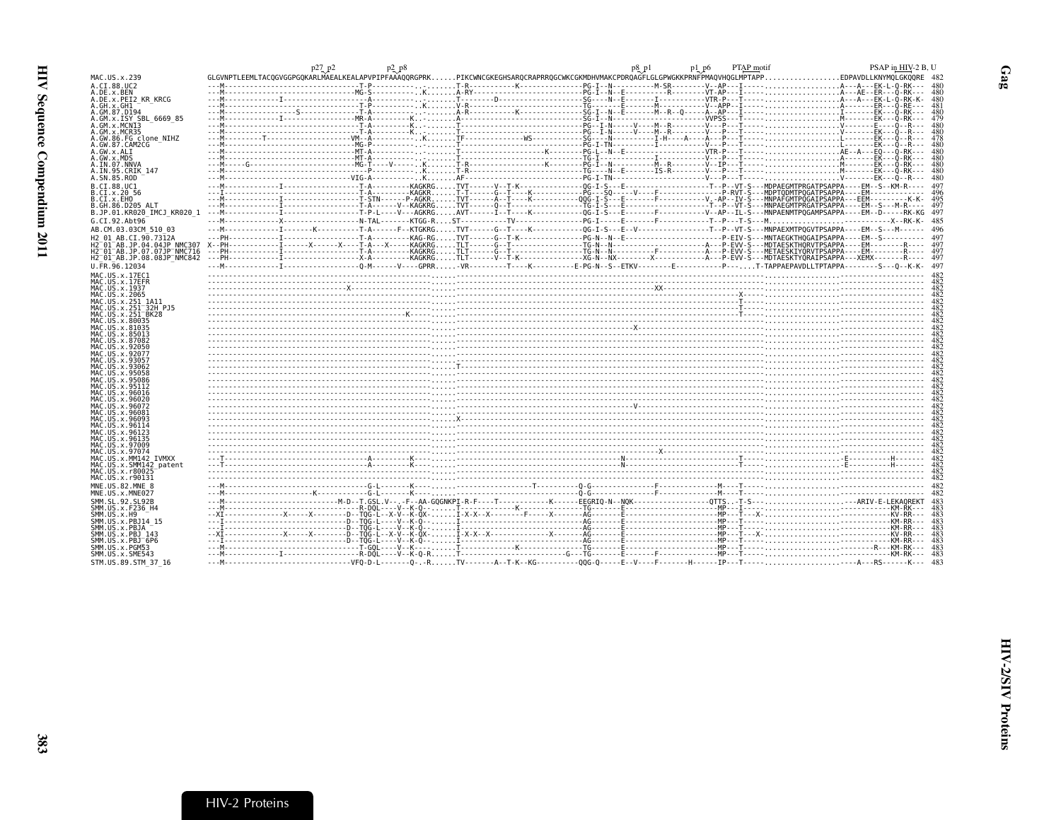```
                                p27_p2              p2_p8                                                                      p8_p1        p1_p6       PTAP motif                          PSAP in HIV-2 B, U
MAC.US.x.239                GLGVNPTLEEMLTACQGVGGPGQKARLMAEALKEALAPVPIPFAAAQQRGPRK......PIKCWNCGKEGHSARQCRAPRRQGCWKCGKMDHVMAKCPDRQAGFLGLGPWGKKPRNFPMAQVHQGLMPTAPP..................EDPAVDLLKNYMQLGKQQRE  482
A.CI.88.UC2                 ---M-----------------------------T-P---------.-.......T-R-----------K---------------PG-I--N----------M-SR--------V--AP---I-----.................A---A---EK-L-Q-RK---  480
A.DE.x.BEN                  ---M---------------------------MG-S----------.K.......A-RY--------------------------PG-I--N--E---------R--------VT-AP---I-----.................A---AE--ER---Q-RK---  480
A.DE.x.PEI2_KR_KRCG         ---M-----------I---------------A----------.-.......T-------D----------------------SG----N--E-------I----------VTR-P---T-----.................A---A---EK-L-Q-RK-K-  480
A.GH.x.GH1                  ---M-----------------------------T-P---------.K.......V-R---------------------------TG------E-------M----------V--APP--I-----.................A-------ER---Q-RE---  481
A.GM.87.D194                ---M---------------S-------------T-A---------.-.......A-R-----------K---------------SG-I--N--E-------M--R--Q-----A--AP---I-----.................I-------EK---Q-RK---  480
A.GM.x.ISY_SBL_6669_85      ---M-----------I---------------MR-A--------K..........A---------------------------------SG-I--N--------------------VVPSS---T-----.................M-------EK---Q-RK---  479
A.GM.x.MCN13                ---M-----------------------------T-A--------K..........T---------------------------PG--I-N------V----M--R--------V---P---T-----.................V-------E----Q--R---  480
A.GM.x.MCR35                ---M-----------------------------T-A--------K..........T---------------------------PG--I-N------V----M--R--------V---P---T-----.................V-------EK---Q--R---  480
A.GW.86.FG_clone_NIHZ       ---M-------T-------------------VM--A---------.K.......TF---------------WS-----------SG----N--------I-H----A-----A---P---T-----.................L-------EK---Q--RK---  478
A.GW.87.CAM2CG              ---M---------------------------MG-P--------............T---------------------------PG-I-TN----------I-----------V---P---T-----.................L-------EK---Q--R---  480
A.GW.x.ALI                  ---M---------------------------MT-A--------.-.........T------------------K----------PG-L--N--E----------------VTR-P---T-----.................AE--A---EQ---Q-RK---  480
A.GW.x.MDS                  ---M---------------------------MT-A--------.-.........T-----------------------------TG-I-----------I-----------V---P---T-----.................A-------EK---Q-RK---  480
A.IN.07.NNVA                ---M-----G---------------------MG-T----V------.K......T-R----------------K---------PG-I--N-----------M--R--------V--IP---T-----.................M-------EK---Q-RK---  480
A.IN.95.CRIK_147            ---M-----------------------------P-----------.K.......T-R---------------------------TG----N--E------IS-R--------V---P---T-----.................M-------EK---Q-RK---  480
A.SN.85.ROD                 ---M---------------------------VIG-A--------.K.......AF-----------------------------PG-I-TN----------------------V---P---T-----.................V-------EK---Q--R---  480
B.CI.88.UC1                 ---M-----------I-----------------T-A--------KAKGRG.....TVT------V--T-K--------------QG-I-S---E-------------------T--P--VT-S---MDPAEGMTPRGATPSAPPA----EM--S--KM-R-----  497
B.CI.x.20_56                ---I-----------------------------T-A--------KAKGR.....T-T------G--T----K-----------PG---SQ-----V----F-------------P-RVT-S---MDPTQDMTPQGATPSAPPA----EM-----------  496
B.CI.x.EHO                  ---M-----------I-----------------T-STN------P-AGKR.....TVT------A--T----K-----------QQG-I-S---E-------F-----------V--AP--IV-S---MNPAFGMTPQGAIPSAPPA---EEM---------K-K-  495
B.GH.86.D205_ALT            ---M-----------I-----------------T-A-----V--KAKGRG.....TVT------Q--T---------------TG-I-S---E-------F-----------T--P--VT-S---MNPAEGMTPRGATPSAPPA----EM--S---M-R----  497
B.JP.01.KR020_IMCJ_KR020_1  ---M-----------I-----------------T-P-L----V--AGKRG.....AVT------I--T----K-----------QG-I-S---E-------F-----------V--AP--IL-S---MNPAENMTPQGAMPSAPPA----EM--D-----RK-KG  497
G.CI.92.Abt96               ---M-----------X-----------------N-TAL-------KTGG-R....ST-----------TV--------------PG-I-----E-------F-----------T--P---T-S---M.............................X--RK-K-  485
AB.CM.03.03CM_510_03        ---M-----------I-------K---------T-A------F--KTGKRG.....TVT------G--T----K-----------QG-I-S---E--V---------------T--P--VT-S---MNPAEXMTPQGVTPSAPPA----EM--S---M------  496
H2_01_AB.CI.90.7312A        ---PH----------I-----------------T-A--------KAG-RG.....TVT------G--T-K--------------PG-N--N--E-------------------P-EIV-S---MNTAEGKTHQGAIPSAPPA----EM--S---------  497
H2_01_AB.JP.04.04JP_NMC307  X--PH----------I-------X-----X---T-A---X-----KAGKRG.....TLT------G--T---------------TG-N--N------------------------P-EVV-S---MDTAESKTHQRVTPSAPPA----EM--------R----  497
H2_01_AB.JP.07.07JP_NMC716  ---PH----------I-----------------T-A--------KAGKRG.....TLT------G--T---------------TG-N--N-----------F-----------A---P-EVV-S---METAESKIYQRVTPSAPPA----EM--------R----  497
H2_01_AB.JP.08.08JP_NMC842  ---PH----------I-----------------X-A--------KAGKRG.....TLT------V--T-K-------------XG-N--NX------------X-----------A---P-EVV-S---MDTAESKTYQRAIPSAPPA---XEMX-------R----  497
U.FR.96.12034               ---M-----------I-----------------Q-M------V----GPRR......-VR---------T----K----------E-PG-N--S--ETKV---------E-----------P---....T-TAPPAEPAVDLLTPTAPPA---------S---Q--K-K-  497
MAC.US.x.17EC1              ---------------------------------------------............---------------------------------------------------------------------------.................--------------------  482
MAC.US.x.17EFR              ---------------------------------------------............---------------------------------------------------------------------------.................--------------------  482
MAC.US.x.1937               ---------------------------X-----------------............------------------------------------------XX---------------------------------.................--------------------  482
MAC.US.x.2065               ---------------------------------------------............-------------------------------------------------------------------X---------.................--------------------  482
MAC.US.x.251_1A11           ---------------------------------------------............------------------------------------------------------------------T---------.................--------------------  482
MAC.US.x.251_32H_PJ5        ---------------------------------------------............------------------------------------------------------------------T---------.................--------------------  482
MAC.US.x.251_BK28           ---------------------------------------------K............------------------------------------------------------------------T---------.................--------------------  482
MAC.US.x.80035              ---------------------------------------------............---------------------------------------------------------------------------.................--------------------  482
MAC.US.x.81035              ---------------------------------------------............------------------------------X--------------------------------------------.................--------------------  482
MAC.US.x.85013              ---------------------------------------------............---------------------------------------------------------------------------.................--------------------  482
MAC.US.x.87082              ---------------------------------------------............---------------------------------------------------------------------------.................--------------------  482
MAC.US.x.92050              ---------------------------------------------............---------------------------------------------------------------------------.................--------------------  482
MAC.US.x.92077              ---------------------------------------------............---------------------------------------------------------------------------.................--------------------  482
MAC.US.x.93057              ---------------------------------------------............---------------------------------------------------------------------------.................--------------------  482
MAC.US.x.93062              ---------------------------------------------............T--------------------------------------------------------------------------.................--------------------  482
MAC.US.x.95058              ---------------------------------------------............---------------------------------------------------------------------------.................--------------------  482
MAC.US.x.95086              ---------------------------------------------............---------------------------------------------------------------------------.................--------------------  482
MAC.US.x.95112              ---------------------------------------------............---------------------------------------------------------------------------.................--------------------  482
MAC.US.x.96016              ---------------------------------------------............---------------------------------------------------------------------------.................--------------------  482
MAC.US.x.96020              ---------------------------------------------............---------------------------------------------------------------------------.................--------------------  482
MAC.US.x.96072              ---------------------------------------------............------------------------------V--------------------------------------------.................--------------------  482
MAC.US.x.96081              ---------------------------------------------............---------------------------------------------------------------------------.................--------------------  482
MAC.US.x.96093              ---------------------------------------------............X--------------------------------------------------------------------------.................--------------------  482
MAC.US.x.96114              ---------------------------------------------............---------------------------------------------------------------------------.................--------------------  482
MAC.US.x.96123              ---------------------------------------------............---------------------------------------------------------------------------.................--------------------  482
MAC.US.x.96135              ---------------------------------------------............---------------------------------------------------------------------------.................--------------------  482
MAC.US.x.97009              ---------------------------------------------............---------------------------------------------------------------------------.................--------------------  482
MAC.US.x.97074              ---------------------------------------------............-------------------------------------X-------------------------------------.................--------------------  482
MAC.US.x.MM142_IVMXX        ---T-------------------------A--------K----............---------------------------N-------------------------T---------.................E----------H-------  482
MAC.US.x.SMM142_patent      ---T-------------------------A--------K----............---------------------------N-------------------------T---------.................E----------H-------  482
MAC.US.x.r80025             ---------------------------------------------............---------------------------------------------------------------------------.................--------------------  482
MAC.US.x.r90131             ---------------------------------------------............---------------------------------------------------------------------------.................--------------------  482
MNE.US.82.MNE_8             ---M---------------------------G-L-------K----............---------------T---------Q-G---------------F-------------M----T---------.................--------------------  482
MNE.US.x.MNE027             ---M-------------K---------------G-L-------K----............-------------------------Q-G---------------F-------------M----T---------.................--------------------  482
SMM.SL.92.SL92B             ---M-----------------------M-D--T.GSL.V--.-F--AA-GQGNKPI-R-F----T-----------K------EEGRIQ-N--NQK---------------QTTS...T-S-----.................---ARIV-E-LEKAQREKT  483
SMM.US.x.F236_H4            ---M---------------------------R-DQL----V--K-Q-.......T-----------K-------------------TG------E-------------------MP---I-----.................-----------KM-RK---  483
SMM.US.x.H9                 --XI-----------X-----X---------D--TQG-L--X-V--K-QX-.......I-X-X--X--------F-----X------AG------E-------------------MP---T---X-.................-----------KV-RR---  483
SMM.US.x.PBJ14_15           ---I---------------------------D--TQG-L----V--K-Q-.......I-------------------------------AG------E-------------------MP---T-----.................-----------KM-RR---  483
SMM.US.x.PBJA               ---I---------------------------D--TQG-L----V--K-Q-.......I-------------------------------AG------E-------------------MP---T-----.................-----------KM-RR---  483
SMM.US.x.PBJ_143            --XI-----------X-----X---------D--TQG-L--X-V--K-QX-.......I-X-X--X--------------X------AG------E-------------------MP---T---X-.................-----------KV-RR---  483
SMM.US.x.PBJ_6P6            ---I---------------------------D--TQG-L----V--K-Q-.......I-------------------------------AG------E-------------------MP---T-----.................-----------KM-RR---  483
SMM.US.x.PGM53              ---M---------------------------T-GQL----V--K---.......T-----------K-------------------TG------E-------------------MP---T-----.................------R---KM-RK---  483
SMM.US.x.SME543             ---M-----------I---------------R-DQL----V--K-Q-R.......T---------------------G---TG------E-------F-----------MP---T-----.................-----------KM-RK---  483
STM.US.89.STM_37_16         ---M---------------------------VFQ-D-L-------Q-.-R......TV-------A--T-K--KG----------QQG-Q-----E--V----F-------H-------IP---T-----.................----A---RS------K---  483
```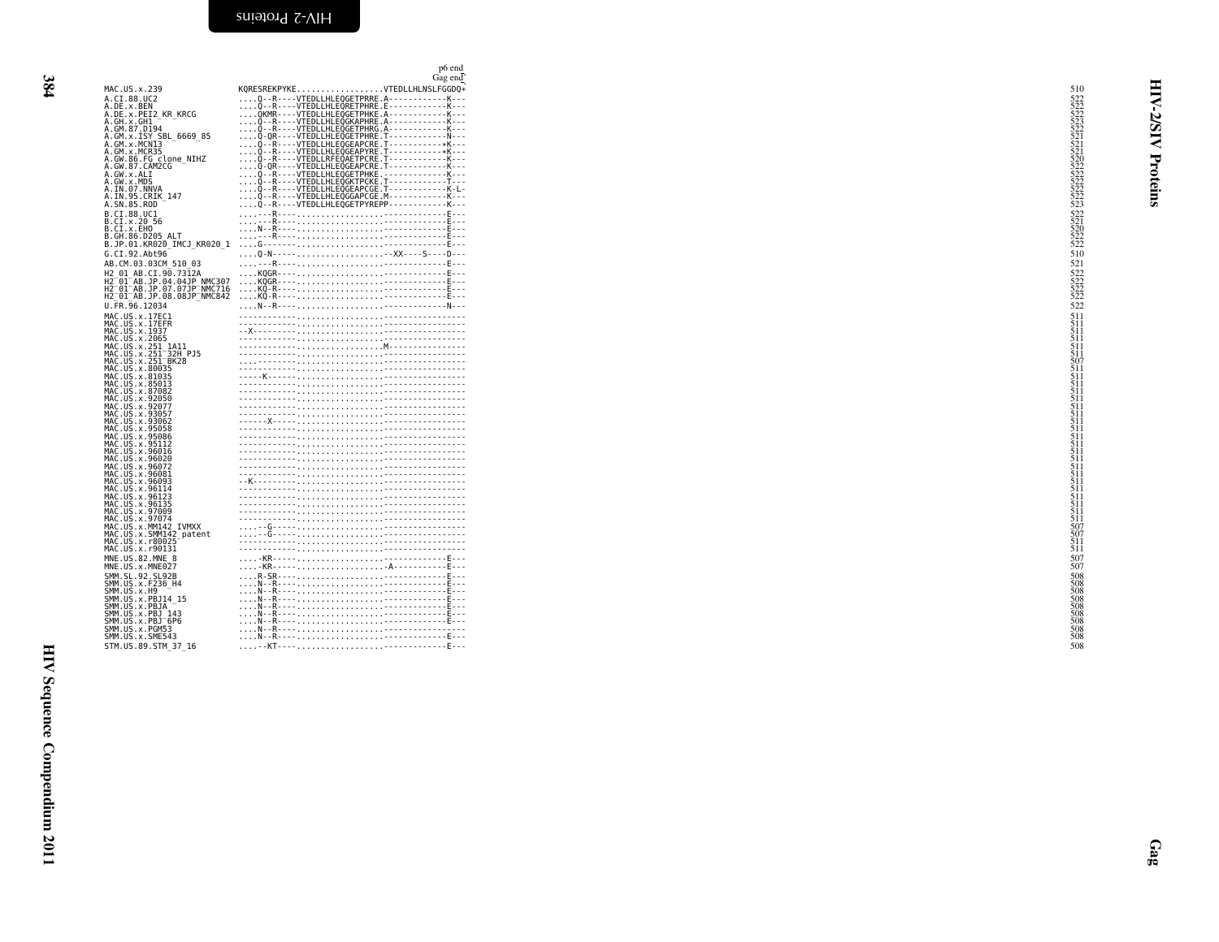```
                                                                        p6 end
                                                                       Gag end
MAC.US.x.239                 KQRESREKPYKE..................VTEDLLHLNSLFGGDQ*   510
A.CI.88.UC2                  ....Q--R----VTEDLLHLEQGETPRRE.A------------K---   522
A.DE.x.BEN                   ....Q--R----VTEDLLHLEQRETPHRE.E------------K---   522
A.DE.x.PEI2_KR_KRCG          ....QKMR----VTEDLLHLEQGETPHKE.A------------K---   522
A.GH.x.GH1                   ....Q--R----VTEDLLHLEQGKAPHRE.A------------K---   523
A.GM.87.D194                 ....Q--R----VTEDLLHLEQGETPHRG.A------------K---   522
A.GM.x.ISY_SBL_6669_85       ....Q-QR----VTEDLLHLEQGETPHRE.T------------N---   521
A.GM.x.MCN13                 ....Q--R----VTEDLLHLEQGEAPCRE.T-----------*K---   521
A.GM.x.MCR35                 ....Q--R----VTEDLLHLEQGEAPYRE.T-----------*K---   521
A.GW.86.FG_clone_NIHZ        ....Q--R----VTEDLLRFEQAETPCRE.T------------K---   520
A.GW.87.CAM2CG               ....Q-QR----VTEDLLHLEQGEAPCRE.T------------K---   522
A.GW.x.ALI                   ....Q--R----VTEDLLHLEQGETPHKE.-------------K---   522
A.GW.x.MDS                   ....Q--R----VTEDLLHLEQGKTPCKE.T------------T---   522
A.IN.07.NNVA                 ....Q--R----VTEDLLHLEQGEAPCGE.T------------K-L-   522
A.IN.95.CRIK_147             ....Q--R----VTEDLLHLEQGGAPCGE.M------------K---   522
A.SN.85.ROD                  ....Q--R----VTEDLLHLEQGETPYREPP------------K---   523
B.CI.88.UC1                  ....---R-----------------------.------------E---   522
B.CI.x.20_56                 ....---R-----------------------.------------E---   521
B.CI.x.EHO                   ....N--R-----------------------.------------E---   520
B.GH.86.D205_ALT             ....---R-----------------------.------------E---   522
B.JP.01.KR020_IMCJ_KR020_1   ....G--------------------------.------------E---   522
G.CI.92.Abt96                ....Q-N------------------------.--XX----S----D---   510
AB.CM.03.03CM_510_03         ....---R-----------------------.------------E---   521
H2_01_AB.CI.90.7312A         ....KQGR-----------------------.------------E---   522
H2_01_AB.JP.04.04JP_NMC307   ....KQGR-----------------------.------------E---   522
H2_01_AB.JP.07.07JP_NMC716   ....KQ-R-----------------------.------------E---   522
H2_01_AB.JP.08.08JP_NMC842   ....KQ-R-----------------------.------------E---   522
U.FR.96.12034                ....N--R-----------------------.------------N---   522
MAC.US.x.17EC1               ------------...................----------------   511
MAC.US.x.17EFR               ------------...................----------------   511
MAC.US.x.1937                --X---------...................----------------   511
MAC.US.x.2065                ------------...................----------------   511
MAC.US.x.251_1A11            ------------..................M----------------   511
MAC.US.x.251_32H_PJ5         ------------...................----------------   511
MAC.US.x.251_BK28            ------------...................----------------   507
MAC.US.x.80035               ------------...................----------------   511
MAC.US.x.81035               -----K------...................----------------   511
MAC.US.x.85013               ------------...................----------------   511
MAC.US.x.87082               ------------...................----------------   511
MAC.US.x.92050               ------------...................----------------   511
MAC.US.x.92077               ------------...................----------------   511
MAC.US.x.93057               ------------...................----------------   511
MAC.US.x.93062               ------X-----...................----------------   511
MAC.US.x.95058               ------------...................----------------   511
MAC.US.x.95086               ------------...................----------------   511
MAC.US.x.95112               ------------...................----------------   511
MAC.US.x.96016               ------------...................----------------   511
MAC.US.x.96020               ------------...................----------------   511
MAC.US.x.96072               ------------...................----------------   511
MAC.US.x.96081               ------------...................----------------   511
MAC.US.x.96093               --K---------...................----------------   511
MAC.US.x.96114               ------------...................----------------   511
MAC.US.x.96123               ------------...................----------------   511
MAC.US.x.96135               ------------...................----------------   511
MAC.US.x.97009               ------------...................----------------   511
MAC.US.x.97074               ------------...................----------------   511
MAC.US.x.MM142_IVMXX         ....--G-----...................----------------   507
MAC.US.x.SMM142_patent       ....--G-----...................----------------   507
MAC.US.x.r80025              ------------...................----------------   511
MAC.US.x.r90131              ------------...................----------------   511
MNE.US.82.MNE_8              ....-KR-----...................------------E---   507
MNE.US.x.MNE027              ....-KR-----...................-A----------E---   507
SMM.SL.92.SL92B              ....R-SR----...................------------E---   508
SMM.US.x.F236_H4             ....N--R----...................------------E---   508
SMM.US.x.H9                  ....N--R----...................------------E---   508
SMM.US.x.PBJ14_15            ....N--R----...................------------E---   508
SMM.US.x.PBJA                ....N--R----...................------------E---   508
SMM.US.x.PBJ_143             ....N--R----...................------------E---   508
SMM.US.x.PBJ_6P6             ....N--R----...................------------E---   508
SMM.US.x.PGM53               ....N--R----...................----------------   508
SMM.US.x.SME543              ....N--R----...................------------E---   508
STM.US.89.STM_37_16          ....--KT----...................------------E---   508
```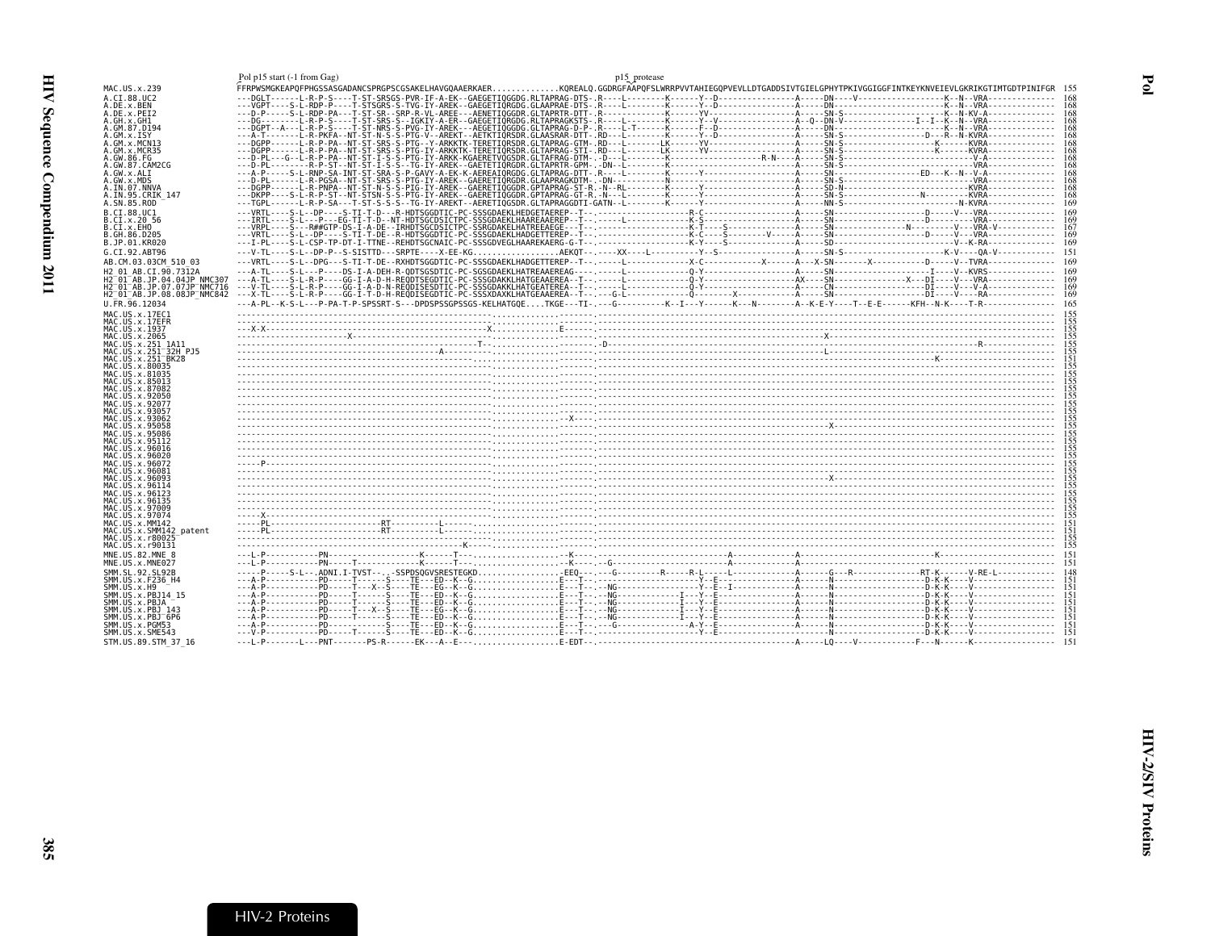```
                  Pol p15 start (-1 from Gag)                                                                       p15_protease
MAC.US.x.239      FFRPWSMGKEAPQFPHGSSASGADANCSPRGPSCGSAKELHAVGQAAERKAER.............KQREALQ.GGDRGFAAPQFSLWRRPVVTAHIEGQPVEVLLDTGADDSIVTGIELGPHYTPKIVGGIGGFINTKEYKNVEIEVLGKRIKGTIMTGDTPINIFGR  155
A.CI.88.UC2       ---DGLT------L-R-P-S----T-ST-SRSGS-PVR-IF-A-EK--GAEGETIQGGDG.RLTAPRAG-DTS-.R----L--------K------Y--D-----------------A-----DN----V------------------K--N--VRA-------------  168
A.DE.x.BEN        ---VGPT----S-L-RDP-P----T-STSGRS-S-TVG-IY-AREK--GAEGETIQRGDG.GLAAPRAE-DTS-.R----L--------K------Y--D-----------------A-----DN-------------------------K--N--VRA-------------  168
A.DE.x.PEI2       ---D-P-----S-L-RDP-PA---T-ST-SR--SRP-R-VL-AREK---AENETIQGGDR.GLTAPRTR-DTT-.R-------------K------YV-------------------A-----SN-S----------------------K--N-KV-A------------  168
A.GH.x.GH1        ---DG---------L-R-P-S----T-ST-SRS-S--IGKIY-A-ER--GAEGETIQRGDG.RLTAPRAGKSTS-.R----RL--------K------Y--V-----------------A--Q--DN-V---------------I--I--K--N--VRA-------------  168
A.GM.87.D194      ---DGPT--A----L-R-P-S----T-ST-NRS-S-PVG-IY-AREK---AEGETIQGGDG.GLTAPRAG-D-P-.R----L-T------K------F--D-----------------A-----DN-------------------------K--N--VRA-------------  168
A.GM.x.ISY        ---A-T--------L-R-PKFA--NT-ST-N-S-S-PTG-V--AREKT--AETKTIQRSDR.GLAASRAR-DTT-.RD---L--------K------Y--D-----------------A-----SN-S---------------------D---R--N-KVRA-----------  168
A.GM.x.MCN13      ---DGPP------L-R-P-PA--NT-ST-SRS-S-PTG--Y-ARKKTK-TERETIQRSDR.GLTAPRAG-GTM-.RD---L--------LK------YV-------------------A-----SN-S------------------K-------KVRA-------------  168
A.GM.x.MCR35      ---DGPP------L-R-P-PA--NT-ST-SRS-S-PTG-IY-ARKKTK-TERETIQRSDR.GLTAPRAG-STI-.RD---L--------LK------YV-------------------A-----SN-S-------------------K------KVRA-------------  168
A.GW.86.FG        ---D-PL---G--L-R-P-PA--NT-ST-I-S-S-PTG-IY-ARKK-KGAERETVQGSDR.GLTAPRAG-DTM-.-D---L--------K----------------------R-N----A-----SN-S-------------------------------V-A-----------  168
A.GW.87.CAM2CG    ---D-PL--------R-P-ST--NT-ST-I-S-S--TG-IY-AREK---GAETETIQRGDR.GLTAPRTR-GPM-.-DN--L--------K------------------------------A-----SN-S----------------------------------VRA-------------  168
A.GW.x.ALI        ---A-P-----S-L-RNP-SA-INT-ST-SRA-S-P-GAVY-A-EK-K-AEREAIQRGDG.GLTAPRAG-DTT-.R----L--------K------Y-------------------A-----SN-------------------ED---K--N--V-A-------------  168
A.GW.x.MDS        ---D-PL------L-R-PGSA--NT-ST-SRS-S-PTG-IY-AREK---GAERETIQRGDR.GLAAPRAGKDTM-.-DN---------N------------------------------A-----SN-S-----------------------------------VRA-------------  168
A.IN.07.NNVA      ---DGPP------L-R-PNPA--NT-ST-N-S-S-PIG-IY-AREK---GAERETIQGGDR.GPTAPRAG-ST-R.-N--RL--------K------Y-------------------A-----SD-N----------------------------------KVRA-------------  168
A.IN.95.CRIK_147  ---DKPP----S-L-R-P-ST--NT-STSN-S-S-PTG-IY-AREK---GAERETIQGGDR.GPTAPRAG-GT-R.-N---L--------K------Y-------------------A-----SN-S----------------N---------KVRA-------------  168
A.SN.85.ROD       ---TGPL------L-R-P-SA---T-ST-S-S-S-S--TG-IY-AREKT---AERETIQGSDR.GLTAPRAGGDTI-GATN--L--------K------Y-------------------A-----NN-S------------------------------N-KVRA-------------  169
B.CI.88.UC1       ---VRTL----S-L--DP----S-TI-T-D---R-HDTSGGDTIC-PC-SSSGDAEKLHEDGETAEREP--T--.------------------R-C-----------------------A-----SN------------------D-----V---VRA-------------  169
B.CI.x.20_56      ---IRTL----S-L---P---EG-TI-T-D--NT-HDTSGCDSICTPC-SSSGDAEKLHAAREAAEREP--T--.------L-------------K-S-----------------------A-----SN------------------D---------VRA-------------  169
B.CI.x.EHO        ---VRPL-----S---R##GTP-DS-I-A-DE--IRHDTSGCDSICTPC-SSRGDAEKLHATREEAEGE--T--.-----------------K-T----S---------------------A-----SN------------------N----------V---VRA-V-----------  167
B.GH.86.D205      ---VRTL----S-L--DP----S-TI-T-DE--R-HDTSGGDTIC-PC-SSSGDAEKLHADGETTEREP--T--.-----------------K-C----S---------V-----------A-----SN------------------D-----V---VRA-------------  169
B.JP.01.KR020     ---I-PL----S-L-CSP-TP-DT-I-TTNE--REHDTSGCNAIC-PC-SSSGDVEGLHAAREKAERG-G-T--.-----------------K-Y----S---------------------A-----SD----------------------------V--K-RA-------------  169
G.CI.92.ABT96     ---V-TL----S-L--DP-P--S-SISTTD---SRPTE----X-EE-KG.................AEKQT--.-----XX----L---------Y--S-------------------A-----SN-S-----------------K-V----QA-V-----------  151
AB.CM.03.03CM_510_03  ---VRTL----S-L--DPG---S-TI-T-DE--RXHDTSGGDTIC-PC-SSSGDAEKLHADGETTEREP--T--.------L-------------X-C----------X------A---X-SN-------X---------D-----V--TVRA-------------  169
H2_01_AB.CI.90.7312A  ---A-TL----S-L---P----DS-I-A-DEH-R-QDTSGSDTIC-PC-SGSGDAEKLHATREAAEREAG----.------L-------------Q-Y-----------------------A-----SN------------------I-----V--KVRS-------------  169
H2_01_AB.JP.04.04JP_NMC307  ---A-TL----S-L-R-P----GG-I-A-D-H-REQDTSEGDTIC-PC-SSSGDAKKLHATGEAAEREA--T--.------L-------------Q-Y---------------------AX-----SN------------------X--DI-----V---VRA-------------  169
H2_01_AB.JP.07.07JP_NMC716  ---V-TL----S-L-R-P----GG-I-A-D-N-REQDISESDTIC-PC-SSSGDAKKLHATGEATEREA--T--.------L-------------Q-Y-----------------------A-----CN------------------DI-----V--V-A-------------  169
H2_01_AB.JP.08.08JP_NMC842  ---X-TL----S-L-R-P----GG-I-T-D-H-REQDISESDTIC-PC-SSSXDAXKLHATGEAAEREA--T--.----G-L-------------Q-------X----------------A-----SN------------------DI-----V---RA-------------  169
U.FR.96.12034     ---A-PL--K-S-L---P-PA-T-P-SPSSRT-S---DPDSPSSGPSSGS-KELHATGQE....TKGE---TI-.----G-------K--I---Y------K---N-------A--K-E-Y----T--E-E-----KFH--N-K----T-R---------------  165
MAC.US.x.17EC1    ---------------------------------------------------------------------.------------------------------------------------------------------------------------------------------------  155
MAC.US.x.17EFR    ---------------------------------------------------------------------.------------------------------------------------------------------------------------------------------------  155
MAC.US.x.1937     ---X-X--------------------------------------------X..............E-----.------------------------------------------------------------------------------------------------------------  155
MAC.US.x.2065     ---------------------------X-----------------------------------------.-----------------------------------------------X------------------------------------------------------------  155
MAC.US.x.251_1A11 --------------------------------------------------------T-..........-------.-D---------------------------------------------------------------------------------------R-------------  155
MAC.US.x.251_32H_PJ5  ------------------------------------------A---------------------------.----------------------------------------------L-----------------------------------------------------------  155
MAC.US.x.251_BK28 ---------------------------------------------------------------------.----------------------------------------------------------------------------K-----------------------------  151
MAC.US.x.80035    ---------------------------------------------------------------------.------------------------------------------------------------------------------------------------------------  155
MAC.US.x.81035    ---------------------------------------------------------------------.------------------------------------------------------------------------------------------------------------  155
MAC.US.x.85013    ---------------------------------------------------------------------.------------------------------------------------------------------------------------------------------------  155
MAC.US.x.87082    ---------------------------------------------------------------------.------------------------------------------------------------------------------------------------------------  155
MAC.US.x.92050    ---------------------------------------------------------------------.------------------------------------------------------------------------------------------------------------  155
MAC.US.x.92077    ---------------------------------------------------------------------.------------------------------------------------------------------------------------------------------------  155
MAC.US.x.93057    ---------------------------------------------------------------------.------------------------------------------------------------------------------------------------------------  155
MAC.US.x.93062    --------------------------------------------------------------------.-X-----.------------------------------------------------------------------------------------------------------------  155
MAC.US.x.95058    ---------------------------------------------------------------------.-------------------------------------------------X----------------------------------------------------------  155
MAC.US.x.95086    ---------------------------------------------------------------------.------------------------------------------------------------------------------------------------------------  155
MAC.US.x.95112    ---------------------------------------------------------------------.------------------------------------------------------------------------------------------------------------  155
MAC.US.x.96016    ---------------------------------------------------------------------.------------------------------------------------------------------------------------------------------------  155
MAC.US.x.96020    ---------------------------------------------------------------------.------------------------------------------------------------------------------------------------------------  155
MAC.US.x.96072    -----P---------------------------------------------------------------.------------------------------------------------------------------------------------------------------------  155
MAC.US.x.96081    ---------------------------------------------------------------------.------------------------------------------------------------------------------------------------------------  155
MAC.US.x.96093    ---------------------------------------------------------------------.-------------------------------------------------X----------------------------------------------------------  155
MAC.US.x.96114    ---------------------------------------------------------------------.------------------------------------------------------------------------------------------------------------  155
MAC.US.x.96123    ---------------------------------------------------------------------.------------------------------------------------------------------------------------------------------------  155
MAC.US.x.96135    ---------------------------------------------------------------------.------------------------------------------------------------------------------------------------------------  155
MAC.US.x.97009    ---------------------------------------------------------------------.------------------------------------------------------------------------------------------------------------  155
MAC.US.x.97074    -----X---------------------------------------------------------------.------------------------------------------------------------------------------------------------------------  155
MAC.US.x.MM142    -----PL----------------------RT----------L---------------------------.------------------------------------------------------------------------------------------------------------  151
MAC.US.x.SMM142_patent  -----PL----------------------RT----------L---------------------------.------------------------------------------------------------------------------------------------------------  151
MAC.US.x.r80025   ---------------------------------------------------------------------.------------------------------------------------------------------------------------------------------------  155
MAC.US.x.r90131   ---------------------------------------------K-----------------------.------------------------------------------------------------------------------------------------------------  155
MNE.US.82.MNE_8   ---L-P-----------PN------------------K------T---.................-K----.-----------------------------A----------A-----------------------------------K-----------------------  151
MNE.US.x.MNE027   ---L-P-----------PN------T-----------K------T---.................-K----.---G-------------------------A----------A-----------------------------------------------------------  151
SMM.SL.92.SL92B   -----P-----S-L--.ADNI.I-TVST--.-SSPDSQGVSRESTEGKD.................-EEQ---.---G---------R-----R-L-----L------------A-----G---R---------------RT-K------V-RE-L-----------  148
SMM.US.x.F236_H4  ---A-P-----------PD------T------S----TE---ED--K--G.................E---T-.--------------------Y--E-------------------A-----N------------------D-K-K-----V---------------  151
SMM.US.x.H9       ---A-P-----------PD------T---X--S----TE---EG--K--G.................E---T--.--NG-----------------Y--E--I----------------A-----N------------------D-K-K-----V---------------  151
SMM.US.x.PBJ14_15 ---A-P-----------PD------T------S----TE---ED--K--G.................E---T--.--NG-------------I---Y--E-------------------A-----N------------------D-K-K-----V---------------  151
SMM.US.x.PBJA     ---A-P-----------PD------T------S----TE---ED--K--G.................E---T--.--NG-------------I---Y--E-------------------A-----N------------------D-K-K-----V---------------  151
SMM.US.x.PBJ_143  ---A-P-----------PD------T---X--S----TE---EG--K--G.................E---T--.--NG-------------I---Y--E-------------------A-----N------------------D-K-K-----V---------------  151
SMM.US.x.PBJ_6P6  ---A-P-----------PD------T------S----TE---ED--K--G.................E---T--.--NG-------------I---Y--E-------------------A-----N------------------D-K-K-----V---------------  151
SMM.US.x.PGM53    ---A-P-----------PD--------------S----TE---ED--K--G.................E---T--.---G--------------A-Y--E-------------------A-----N------------------D-K-K-----V---------------  151
SMM.US.x.SME543   ---V-P-----------PD------T------S----TE---ED--K--G.................E---T--.--------------------Y--E-------------------------N------------------D-K-K-----V---------------  151
STM.US.89.STM_37_16  ---L-P-------L---PNT-------PS-R------EK---A--E---..................E-EDT--.---------------------------------------A-----LQ----V------------F---N------K-----------------  151
```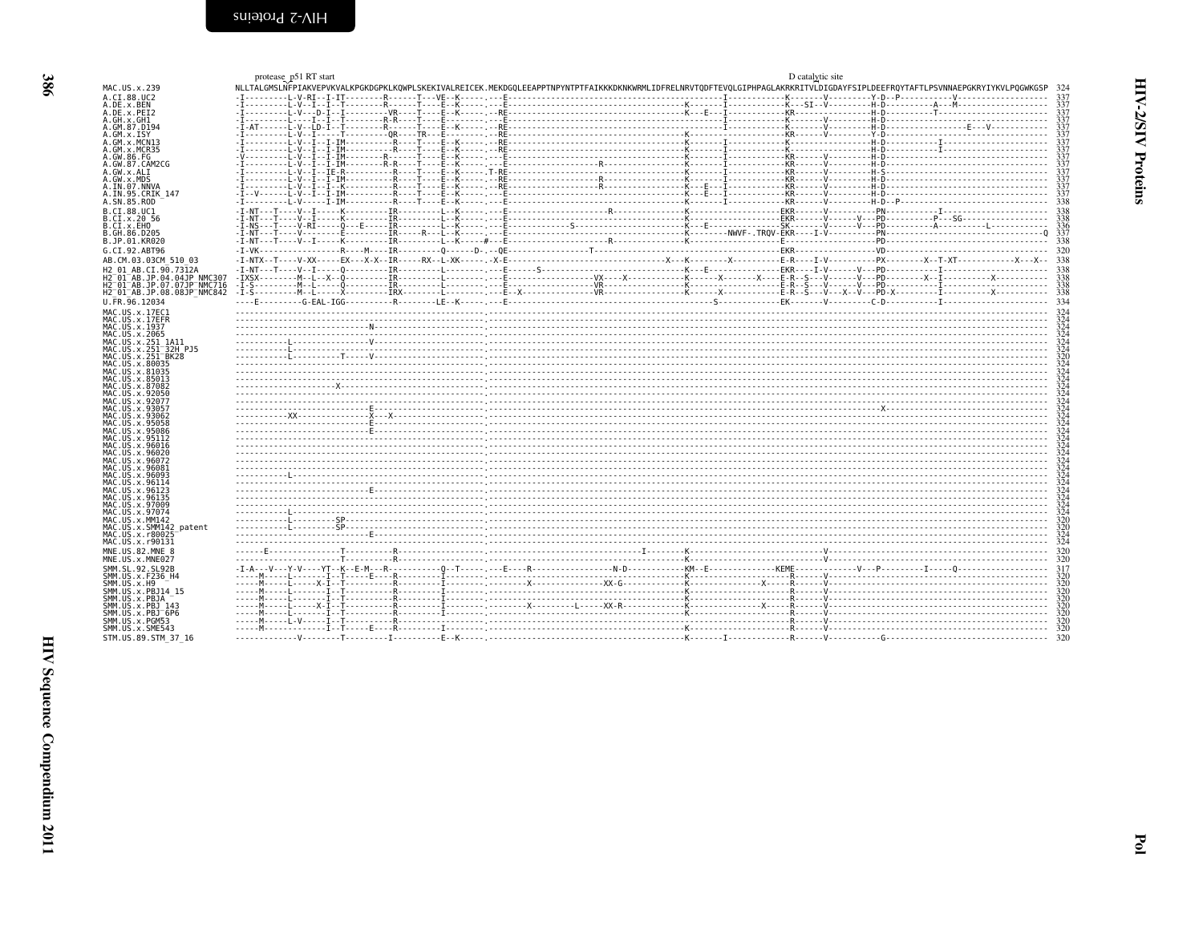protease p51 RT start

D catalytic site

```
MAC.US.x.239              NLLTALGMSLNFPIAKVEPVKVALKPGKDGPKLKQWPLSKEKIVALREICEK.MEKDGQLEEAPPTNPYNTPTFAIKKKDKNKWRMLIDFRELNRVTQDFTEVQLGIPHPAGLAKRKRITVLDIGDAYFSIPLDEEFRQYTAFTLPSVNNAEPGKRYIYKVLPQGWKGSP  324
A.CI.88.UC2               -I---------L-V-RI--I-IT--------R------T---VE--K------.---E------------------------------------------------I------------K-------V---------Y-D--P-----------V--------------------  337
A.DE.x.BEN                -I---------L-V--I--I--T--------R------T----E--K------.---E--------------------------------------K-------I------------K---SI--V---------H-D-----------A---M-----------------  337
A.DE.x.PEI2               -I---------L-V--D-I--I--------VR------T----E--K------.--RE--------------------------------------K---E---I------------KR--------------H-D-----------T---------------------  337
A.GH.x.GH1                -I---------L----I--I--T--------R-R----T----E---------.---E------------------------------------------------I------------K-------V-------H-D-----------------------------------  337
A.GM.87.D194              -I-AT------L-V--LD-I--T--------R------T----E--K------.--RE------------------------------------------------I------------K-------V-------H-D-------------------E---V------------  337
A.GM.x.ISY                -I---------L-V--I-----T-------QR----TR----E----------.--RE--------------------------------------K---------------------KR------V-------Y-D-----------------------------------  337
A.GM.x.MCN13              -I---------L-V--I--I-IM---------R-----T----E--K------.--RE--------------------------------------K-------I------------K----------------H-D----------I----------------------  337
A.GM.x.MCR35              -I---------L-V--I--I-IM---------R-----T----E--K------.--RE--------------------------------------K-------I------------K----------------H-D----------I----------------------  337
A.GW.86.FG                -V---------L-V--I--I-IM--------R------T----E--K------.---E--------------------------------------K-------I------------KR------V-------H-D-----------------------------------  337
A.GW.87.CAM2CG            -I---------L-V--I--I-IM--------R-R----T----E--K------.---E-----------------------R--------------K-------I------------KR------V-------H-D-----------------------------------  337
A.GW.x.ALI                -I---------L-V--I--IE-R---------R-----T----E--K------.T-RE--------------------------------------K-------I------------KR------V-------H-S-----------------------------------  337
A.GW.x.MDS                -I---------L-V--I--I-IM---------R-----T----E--K------.--RE-----------------------R--------------K-------I------------KR------V-------H-D-----------------------------------  337
A.IN.07.NNVA              -I---------L-V--I--I--K---------R-----T----E--K------.--RE-----------------------R--------------K---E---I------------KR------V-------H-D-----------------------------------  337
A.IN.95.CRIK_147          -I--V------L-V--I--I-IM---------R-----T----E--K------.---E--------------------------------------K---E---I------------KR------V-------H-D-----------------------------------  337
A.SN.85.ROD               -I---------L-V-----I-IM---------R-----T----E--K------.---E--------------------------------------K-------I------------KR------V-------H-D--P---------------------------------  338
B.CI.88.UC1               -I-NT---T----V--I------K---------IR---------L--K------.---E-----------------------R--------------K-------------------EKR------V---------PN-----------I------------------------  338
B.CI.x.20_56              -I-NT---T----V--I------K---------IR---------L--K------.---E--------------------------------------K-------------------EKR------V-------V---PD----------P---SG-----------------  338
B.CI.x.EHO                -I-NS---T----V-RI------Q----E----IR---------L--K------.---E-----------------S--------------------K----E--------------SK------V-------V---PD----------A----------L-------------  336
B.GH.86.D205              -I-NT---T----V---------E---------IR----R----L--K------.---E--------------------------------------K---------NWVF-.TRQV-EKR----I-V---------PN-------------------------------------Q  337
B.JP.01.KR020             -I-NT---T----V--I------K---------IR---------L--K------#---E-----------------------R--------------K-------------------E-----------------PD----------------------------------------  338
G.CI.92.ABT96             -I-VK-------------------R----M----IR---------Q------D-.-QE----------------T--------------------------------------------EKR--------------VD----------------------------------------  320
AB.CM.03.03CM_510_03      -I-NTX--T----V-XX------EX---X-X--IR------RX--L-XK------.-X-E--------------------------------X---K----------X----------E-R----I-V----------PX--------X--T-XT------------X---X--  338
H2_01_AB.CI.90.7312A      -I-NT---T----V--I------Q---------IR---------L---------.---E------S-------------------------------K----E--------------EKR----I-V-------V---PD----------I-----------------------  338
H2_01_AB.JP.04.04JP_NMC307 -IXSX---------M--L--X--Q---------IR---------L--------.---E--------------------VX----X--------------K-------X---------X-----E-R--S---V--------V---PD--------X--I------------X-----------  338
H2_01_AB.JP.07.07JP_NMC716 -I-S----------M--L-----Q---------IR---------L--------.---E--------------------VR--------------------K-------------------E-R--S---V--------V---PD------------I----------------------  338
H2_01_AB.JP.08.08JP_NMC842 -I-S----------M--L-----X---------IRX--------L--------.---E--X-----------------VR--------------------K-------X-------------E-R--S---V---X--V---PD-X----------I------------X-----------  338
U.FR.96.12034             ----E----------G-EAL-IGG-----------R---------LE--K------.---E-------------------------------------------S----------------EK-------V---------C-D-----------I------------------------  334
MAC.US.x.17EC1            -------------------------------------------------------.-------------------------------------------------------------------------------------------------------------------  324
MAC.US.x.17EFR            -------------------------------------------------------.-------------------------------------------------------------------------------------------------------------------  324
MAC.US.x.1937             -------------------------N-----------------------------.-------------------------------------------------------------------------------------------------------------------  324
MAC.US.x.2065             -------------------------------------------------------.-------------------------------------------------------------------------------------------------------------------  324
MAC.US.x.251_1A11         -----------L------------V------------------------------.-------------------------------------------------------------------------------------------------------------------  324
MAC.US.x.251_32H_PJ5      -----------L-------------------------------------------.-------------------------------------------------------------------------------------------------------------------  324
MAC.US.x.251_BK28         -----------L------T-----V------------------------------.-------------------------------------------------------------------------------------------------------------------  320
MAC.US.x.80035            -------------------------------------------------------.-------------------------------------------------------------------------------------------------------------------  324
MAC.US.x.81035            -------------------------------------------------------.-------------------------------------------------------------------------------------------------------------------  324
MAC.US.x.85013            -------------------------------------------------------.-------------------------------------------------------------------------------------------------------------------  324
MAC.US.x.87082            ------------------X------------------------------------.-------------------------------------------------------------------------------------------------------------------  324
MAC.US.x.92050            -------------------------------------------------------.-------------------------------------------------------------------------------------------------------------------  324
MAC.US.x.92077            -------------------------------------------------------.-------------------------------------------------------------------------------------------------------------------  324
MAC.US.x.93057            -------------------------E-----------------------------.---------------------------------------------------------------------------------X---------------------------------  324
MAC.US.x.93062            ----------XX-------------X---X-------------------------.-------------------------------------------------------------------------------------------------------------------  324
MAC.US.x.95058            -------------------------E-----------------------------.-------------------------------------------------------------------------------------------------------------------  324
MAC.US.x.95086            -------------------------E-----------------------------.-------------------------------------------------------------------------------------------------------------------  324
MAC.US.x.95112            -------------------------------------------------------.-------------------------------------------------------------------------------------------------------------------  324
MAC.US.x.96016            -------------------------------------------------------.-------------------------------------------------------------------------------------------------------------------  324
MAC.US.x.96020            -------------------------------------------------------.-------------------------------------------------------------------------------------------------------------------  324
MAC.US.x.96072            -------------------------------------------------------.-------------------------------------------------------------------------------------------------------------------  324
MAC.US.x.96081            -------------------------------------------------------.-------------------------------------------------------------------------------------------------------------------  324
MAC.US.x.96093            -----------L-------------------------------------------.-------------------------------------------------------------------------------------------------------------------  324
MAC.US.x.96114            -------------------------------------------------------.-------------------------------------------------------------------------------------------------------------------  324
MAC.US.x.96123            -------------------------E-----------------------------.-------------------------------------------------------------------------------------------------------------------  324
MAC.US.x.96135            -------------------------------------------------------.-------------------------------------------------------------------------------------------------------------------  324
MAC.US.x.97009            -------------------------------------------------------.-------------------------------------------------------------------------------------------------------------------  324
MAC.US.x.97074            -----------L-------------------------------------------.-------------------------------------------------------------------------------------------------------------------  324
MAC.US.x.MM142            -----------L---------SP--------------------------------.-------------------------------------------------------------------------------------------------------------------  320
MAC.US.x.SMM142_patent    -----------L---------SP--------------------------------.-------------------------------------------------------------------------------------------------------------------  320
MAC.US.x.r80025           -------------------------E-----------------------------.-------------------------------------------------------------------------------------------------------------------  324
MAC.US.x.r90131           -------------------------------------------------------.-------------------------------------------------------------------------------------------------------------------  324
MNE.US.82.MNE_8           ------E---------------T----------R---------------------.--------------------------------I---------K-------------------------------V------------------------------------------  320
MNE.US.x.MNE027           ----------------------T----------R---------------------.-----------------------------------------K-------------------------------V------------------------------------------  320
SMM.SL.92.SL92B           -I-A---V---Y-V----YT--K--E-M---R-----------Q--T------.---E----R-------------------N-D-----------KM--E--------------KEME-------------V---P---------I-----Q-------------------  317
SMM.US.x.F236_H4          -----M------L-------I--T-----E----R----------I---------.-----------------------------------------K---------------------R------V------------------------------------------  320
SMM.US.x.H9               -----M------L------X-I--T----------R---------I---------.----------X-----------------XX-G----------K--------------X-----R------V------------------------------------------  320
SMM.US.x.PBJ14_15         -----M------L-------I--T-----------R---------I---------.-----------------------------------------K---------------------R------V------------------------------------------  320
SMM.US.x.PBJA             -----M------L-------I--T-----------R---------I---------.-----------------------------------------K---------------------R------V------------------------------------------  320
SMM.US.x.PBJ_143          -----M------L------X-I--T----------R---------I---------.----------X----------L------XX-R---------K--------------X-----R------V------------------------------------------  320
SMM.US.x.PBJ_6P6          -----M------L-------I--T-----------R---------I---------.-----------------------------------------K---------------------R------V------------------------------------------  320
SMM.US.x.PGM53            -----M------L-V-----I--T-----------R-------------------.-----------------------------------------K---------------------R------V------------------------------------------  320
SMM.US.x.SME543           -----M--------------I--T-----E----R----------I---------.-----------------------------------------K---------------------R------V------------------------------------------  320
STM.US.89.STM_37_16       -------------V--------T---------I----------E--K------.-----------------------------------------K-------I-------------R------V-----------G------------------------------  320
```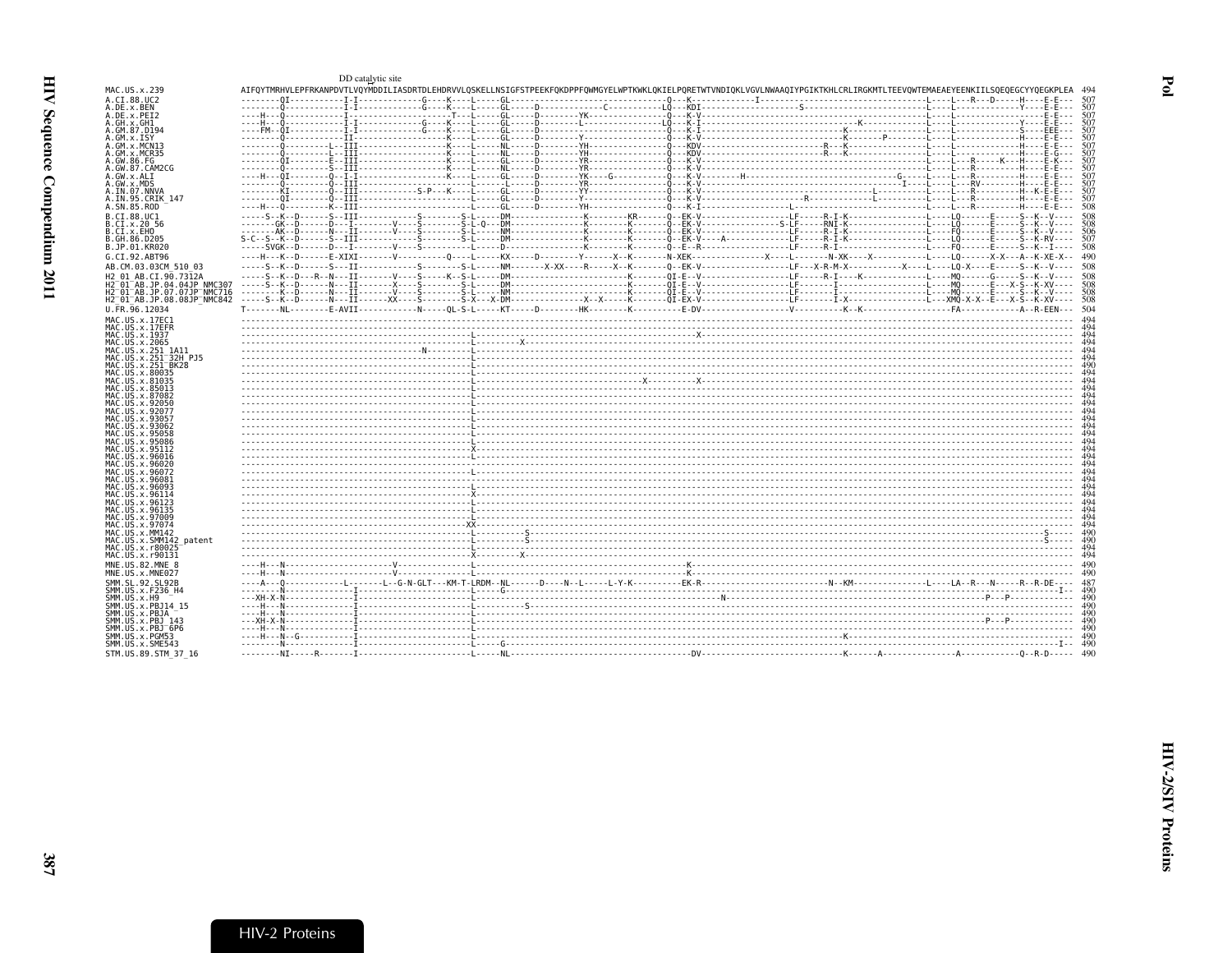DD catalytic site

```
MAC.US.x.239                AIFQYTMRHVLEPFRKANPDVTLVQYMDDILIASDRTDLEHDRVVLQSKELLNSIGFSTPEEKFQKDPPFQWMGYELWPTKWKLQKIELPQRETWTVNDIQKLVGVLNWAAQIYPGIKTKHLCRLIRGKMTLTEEVQWTEMAEAEYEENKIILSQEQEGCYYQEGKPLEA  494
A.CI.88.UC2                 --------QI-----------I-I-------------G----K-----L-----GL-------------------------------Q---K--------------I-----------------------------------L----L---R---D-----H----E-E---  507
A.DE.x.BEN                  --------Q------------I-I-------------G----K-----L-----GL-----D------------------C------------LQ---KDI-------------------S------------------------L----L-------------Y-----E-E---  507
A.DE.x.PEI2                 ----H---Q------------I-------------------T---L-----GL-----D--------YK----------------Q---K-V---------------------------------------------------L----L--------------------E-E---  507
A.GH.x.GH1                  ----H---Q------------I-I-------------G----K-----L-----GL-----D--------L----------------LQ---K-I--------------------------K-----------------L----L-------------Y-----E-E---  507
A.GM.87.D194                ----FM--QI-----------I-I-------------G----K-----L-----GL-----D---------------------------Q---K-I------------------------K--------------------L----L--------------S----EEE---  507
A.GM.x.ISY                  --------Q------------II----------------------K-----L-----GL-----D--------Y----------------Q---K-V---------------------K-----------P-----------L----L--------------H----E-E---  507
A.GM.x.MCN13                --------Q---------L--III---------------------K-----L-----NL-----D--------YH---------------Q---KDV----------------R---K-----------------------L----L--------------H----E-E---  507
A.GM.x.MCR35                --------Q---------L--III---------------------K-----L-----NL-----D--------YH---------------Q---KDV----------------R---K-----------------------L----L--------------H----E-G---  507
A.GW.86.FG                  --------QI--------E--III---------------------K-----L-----GL-----D--------YR---------------Q---K-V-------------------------------------------L----L----R-----K---H----E-K---  507
A.GW.87.CAM2CG              --------Q---------S--III---------------------K-----L-----NL-----D--------YR---------------Q---K-V-------------------------------------------L----L---R---------H----E-E---  507
A.GW.x.ALI                  ----H---QI--------Q--I-I---------------------K-----L-----GL-----D--------YK----G----------Q---K-V-------H-----------------------------G------L----L---R---------H----E-E---  507
A.GW.x.MDS                  --------Q---------Q--III---------------------------L-----L-----D--------YR---------------Q---K-V------------------------------------I-------L----L---RV--------H----E-E---  507
A.IN.07.NNVA                --------KI--------Q--III------------S-P---K-----L-----GL-----D--------YY---------------Q---K-V-----------------------------L----------------L----L---R---------H---K-E-E---  507
A.IN.95.CRIK_147            --------QI--------Q--III----------------------------L-----GL-----D--------Y----------------Q---K-V----------------------R-----------L---------L----L---R---------H----E-E---  507
A.SN.85.ROD                 ----H---Q---------Q--III----------------------------L-----GL-----D--------YH---------------Q---K-I-------------------------------------------L----L---R---------H----E-E---  508
B.CI.88.UC1                 ----S--K--D------S--III------------S--------S-L-----DM---------------K--------KR-------Q--EK-V----------------LF-----R-I-K----------------L----LQ------E-----S--K--V----  508
B.CI.x.20_56                -------GK--D------D---I--------V----S--------S-L-Q---DM---------------K--------K--------Q--EK-V---------------S-LF-----RNI-K---------------L----LQ------E-----S--K--V----  508
B.CI.x.EHO                  -------AK--D------N---II-------V----S--------S-L-----NM---------------K--------K--------Q--EK-V----------------LF-----R-I-K----------------L----FQ------E-----S--K--V----  506
B.GH.86.D205                S-C--S--K--D------S--III------------S--------S-L-----DM---------------K--------K--------Q--EK-V----A-----------LF-----R-I-K----------------L----LQ------E-----S--K-RV----  507
B.JP.01.KR020               -----SVGK--D------D---I--------V----S--------------L-----D---------------K--------K--------Q--E--R----------------LF-----R-I-----------------L----FQ------E-----S--K--I----  508
G.CI.92.ABT96               ----H---K--D------E-XIXI-------V----------Q-----L-----KX-----D--------Y------X--K-------N-XEK---------------X-----L-------N-XK----X-----------L----LQ------X-X---A--K-XE-X--  490
AB.CM.03.03CM_510_03        -----S--K--D------S---II------------S--------S-L-----NM-------X-XX----R-----X--K-------Q--EK-V----------------LF---X-R-M-X-----------X----L----LQ-X----E-----S--K--V----  508
H2_01_AB.CI.90.7312A        -----S--K--D---R--N---II-------V----S------K--S-L-----DM---------------------K-------QI-E--V----------------LF-----R-I-----K-------------L----MQ------G-----S--K--V----  508
H2_01_AB.JP.04.04JP_NMC307  -----S--K--D------N---II-------X----S--------S-L-----DM---------------------K-------QI-E--V----------------LF-------I----------------------L----MQ------E---X-S--K-XV----  508
H2_01_AB.JP.07.07JP_NMC716  --------K--D------N---II-------V----S--------S-L-----NM---------------------K-------QI-E--V----------------LF-------I----------------------L----MQ------E-----S--K--V----  508
H2_01_AB.JP.08.08JP_NMC842  -----S--K--D------N---II------XX----S--------S-X---X-DM-------------X--X-----K-------QI-EX-V----------------LF-------I-X--------------------L---XMQ-X-X---E---X-S--K-XV----  508
U.FR.96.12034               T-------NL--------E-AVII-----------N------QL-S-L-----KT-----D---------HK---------K---------E-DV-------------------V---------K--K---------------------FA------------A--R-EEN---  504
MAC.US.x.17EC1              --------------------------------------------------------------------------------------------------------------------------------------------------------------------------  494
MAC.US.x.17EFR              --------------------------------------------------------------------------------------------------------------------------------------------------------------------------  494
MAC.US.x.1937               -----------------------------------------------L---------------------------------------------X----------------------------------------------------------------------------  494
MAC.US.x.2065               -----------------------------------------------L---------X----------------------------------------------------------------------------------------------------------------  494
MAC.US.x.251_1A11           -------------------------------------N---------L--------------------------------------------------------------------------------------------------------------------------  494
MAC.US.x.251_32H_PJ5        -----------------------------------------------L--------------------------------------------------------------------------------------------------------------------------  494
MAC.US.x.251_BK28           -----------------------------------------------L--------------------------------------------------------------------------------------------------------------------------  490
MAC.US.x.80035              -----------------------------------------------L--------------------------------------------------------------------------------------------------------------------------  494
MAC.US.x.81035              -----------------------------------------------L----------------------------------X----------X----------------------------------------------------------------------------  494
MAC.US.x.85013              -----------------------------------------------L--------------------------------------------------------------------------------------------------------------------------  494
MAC.US.x.87082              -----------------------------------------------L--------------------------------------------------------------------------------------------------------------------------  494
MAC.US.x.92050              -----------------------------------------------L--------------------------------------------------------------------------------------------------------------------------  494
MAC.US.x.92077              -----------------------------------------------L--------------------------------------------------------------------------------------------------------------------------  494
MAC.US.x.93057              -----------------------------------------------L--------------------------------------------------------------------------------------------------------------------------  494
MAC.US.x.93062              -----------------------------------------------L--------------------------------------------------------------------------------------------------------------------------  494
MAC.US.x.95058              -----------------------------------------------L--------------------------------------------------------------------------------------------------------------------------  494
MAC.US.x.95086              -----------------------------------------------L--------------------------------------------------------------------------------------------------------------------------  494
MAC.US.x.95112              -----------------------------------------------X--------------------------------------------------------------------------------------------------------------------------  494
MAC.US.x.96016              -----------------------------------------------L--------------------------------------------------------------------------------------------------------------------------  494
MAC.US.x.96020              -----------------------------------------------L--------------------------------------------------------------------------------------------------------------------------  494
MAC.US.x.96072              -----------------------------------------------L--------------------------------------------------------------------------------------------------------------------------  494
MAC.US.x.96081              -----------------------------------------------L--------------------------------------------------------------------------------------------------------------------------  494
MAC.US.x.96093              -----------------------------------------------L--------------------------------------------------------------------------------------------------------------------------  494
MAC.US.x.96114              -----------------------------------------------X--------------------------------------------------------------------------------------------------------------------------  494
MAC.US.x.96123              -----------------------------------------------L--------------------------------------------------------------------------------------------------------------------------  494
MAC.US.x.96135              -----------------------------------------------L--------------------------------------------------------------------------------------------------------------------------  494
MAC.US.x.97009              -----------------------------------------------L--------------------------------------------------------------------------------------------------------------------------  494
MAC.US.x.97074              ----------------------------------------------XX--------------------------------------------------------------------------------------------------------------------------  494
MAC.US.x.MM142              -----------------------------------------------L----------S--------------------------------------------------------------------------------------------------------S-----  490
MAC.US.x.SMM142_patent      -----------------------------------------------L----------S--------------------------------------------------------------------------------------------------------S-----  490
MAC.US.x.r80025             -----------------------------------------------L--------------------------------------------------------------------------------------------------------------------------  494
MAC.US.x.r90131             -----------------------------------------------X---------X----------------------------------------------------------------------------------------------------------------  494
MNE.US.82.MNE_8             ----H---N-----------------------V--------------L-------------------------------------------K------------------------------------------------------------------------------  490
MNE.US.x.MNE027             ----H---N-----------------------V--------------L-------------------------------------------K------------------------------------------------------------------------------  490
SMM.SL.92.SL92B             ----A---Q-----------L-------L--G-N-GLT---KM-T-LRDM--NL------D----N--L-----L-Y-K-----------EK-R-------------------------N--KM---------------L-----LA--R---N-----R--R-DE----  487
SMM.US.x.F236_H4            --------N--------------I-----------------------L-----G-----------------------------------------------------------------------------------------------------------------I--  490
SMM.US.x.H9                 ---XH-X-N--------------I-----------------------L--------------------------------------------------N------------------------------------------------------P--P-------------  490
SMM.US.x.PBJ14_15           ----H---N--------------I-----------------------L----------S---------------------------------------------------------------------------------------------------------------  490
SMM.US.x.PBJA               ----H---N--------------I-----------------------L--------------------------------------------------------------------------------------------------------------------------  490
SMM.US.x.PBJ_143            ---XH-X-N--------------I-----------------------L---------------------------------------------------------------------------------------------------------P--P-------------  490
SMM.US.x.PBJ_6P6            ----H---N--------------I-----------------------L--------------------------------------------------------------------------------------------------------------------------  490
SMM.US.x.PGM53              ----H---N--G-----------I-----------------------L----------------------------------------------------------------------------K---------------------------------------------  490
SMM.US.x.SME543             --------N--------------I-----------------------L-----G-----------------------------------------------------------------------------------------------------------------I--  490
STM.US.89.STM_37_16         --------NI-----R-------I----------------------L-----NL-----------------------------------------DV-----------------------------K------A---------------A------------Q--R-D-----  490
```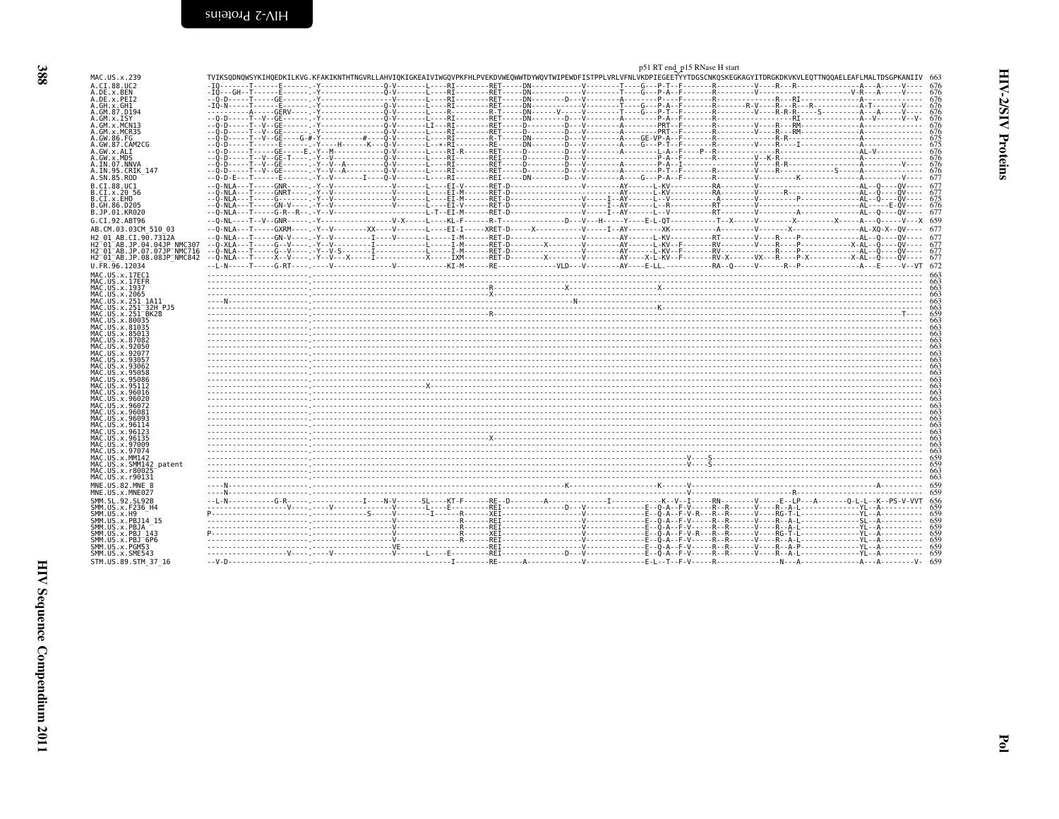```
                                                                                          p51 RT end p15 RNase H start
MAC.US.x.239              TVIKSQDNQWSYKIHQEDKILKVG.KFAKIKNTHTNGVRLLAHVIQKIGKEAIVIWGQVPKFHLPVEKDVWEQWWTDYWQVTWIPEWDFISTPPLVRLVFNLVKDPIEGEETYYTDGSCNKQSKEGKAGYITDRGKDKVKVLEQTTNQQAELEAFLMALTDSGPKANIIV  663
A.CI.88.UC2               -IQ-------T------E-------.-Y---------------Q-V-------L----RI--------RET-----DN-----------V--------T----G---P-T--F-------R---------V----R---R---------------A---A-----V----  676
A.DE.x.BEN                -IQ---GH--T------E-------.-Y---------------Q-V-------L----RI--------RET-----DN-----------V--------T----G---P-A--F-------R---------V--------------------V-R---A-----V----  676
A.DE.x.PEI2               --Q-D-----T------GE------.-Y-----------------V-------L----RI--------RET-----DN--------D---V--------A-------P----F-------R-----------------R---RI--------------A----------  676
A.GH.x.GH1                -IQ-N-----T------E-------.-Y---------------Q-V-------L----RI--------RET-----DN-----------V--------T----G---P-A--F-------R--------R-V----R---R---R----------A-T------V----  676
A.GM.87.D194              ------------A-----GERV----.-Y---------------Q-V-------L----R---------R-T-----DN------V----V--------T----G---P-T--F-------R---------V----R-R-R-----S----------A---A-----V----  676
A.GM.x.ISY                --Q-D-----T--V--GE-------.-Y---------------Q-V-------L----RI--------RET-----DN--------D---V--------A-------P-A--F-------R-----------------RI-----------------A--V------V--V-  676
A.GM.x.MCN13              --Q-D-----T--V--GE-------.-Y---------------Q-V-------LI---RI--------RET-----D---------D---V--------A-------PRT--F-------R---------V----R---RM--------------A----------  676
A.GM.x.MCR35              --Q-D-----T--V--GE-------.-Y---------------Q-V-------L----RI--------RET-----D---------D---V--------A-------PRT--F-------R---------V----R---RM--------------A----------  676
A.GW.86.FG                --Q-D-----T--V--GE-----G-#-Y--------#------Q-V-------L----RI--------R-T-----DN--------D---V--------A----GE-VP-A--F-------R-----------R-R-----------------A----------  675
A.GW.87.CAM2CG            --Q-D-----T------E-------.-Y-----H------K---Q-V-------L-+-RI--------RE------DN--------D---V--------A---G---P-T--F-------R---------V----R---I---------------A----------  675
A.GW.x.ALI                --Q-D-----T------GE-----E.-Y--M-------------Q-V-------L----RI-R------RET-----D---------D---V--------A-----------L-A--F-----P--R--------------R-----------------AL-V--------  676
A.GW.x.MDS                --Q-D-----T--V--GE-T-----.-Y--V-------------Q-V-------L----RI--------REI-----D---------D---V--------A-------P-A--F-------R-----------V--K-R--------------------A----------  676
A.IN.07.NNVA              --Q-D-----T--V--GE-------.-Y--V--A----------Q-V-------L----RI--------RET-----D---------D---V--------A-------P-A--I-------------------V----R-R---------------------A-------V----  676
A.IN.95.CRIK_147          --Q-D-----T--V--GE-------.-Y--V--A----------Q-V-------L----RI--------RET-----D---------D---V--------A-------P-T--F-------R---------V----R--------------S-----A----------  676
A.SN.85.ROD               --Q-D-E---T------E-------.-Y--V-------I----Q-V-------L----RI--------REI-----DN--------D---V--------A---G---P-A--F-------R---------V---------------K--------A-------V----  677
B.CI.88.UC1               --Q-NLA---T-----GNR------.-Y--V-----------------V-------L----EI-V------RET-D------------------V--------AY------L-KV---------RA--------V---------------------------AL--Q---QV----  677
B.CI.x.20_56              --Q-NLA---T-----GNRT-----.-Y--V-----------------V-------L----EI-M------RET-D---------------------------AY------L-KV---------RA--------V-----R-----------------------AL--Q---QV----  677
B.CI.x.EHO                --Q-NLA---T-----G--------.-Y--V-----------------V-------L----EI-M------RET-D----------------V------I--AY------L--V----------A---------V---------P-------------------AL--Q---QV----  675
B.GH.86.D205              --Q-NLA---T-----GN-V-----.-Y--V-----------------V-------L----EI-V------RET-D----------------V------I--AY------L--R---------RT--------V--------------------------------AL-----E-QV----  676
B.JP.01.KR020             --Q-NLA---T-----G-R--R---.-Y--V-----------------------L-T--EI-M------RET-D----------------V------I--AY------L--V---------RT--------V----------A-------------------AL--Q---QV----  677
G.CI.92.ABT96             --Q-NL----T--V--GNR------.-Y-------------------V-X------L----KL-F------R-T-----------------D----V---H-----Y----E-L-QT-----------T--X-----V--------X-------X------A---Q------V---X  659
AB.CM.03.03CM_510_03      --Q-NLA---T-----GXRM-----.-Y--V--------XX-----V-------L----EI-I------XRET-D-----X-----------V-----I--AY--------XK-----------A--------V-------X------------------AL-XQ-X--QV----  677
H2_01_AB.CI.90.7312A      --Q-NLA---T-----GN-V-----.-Y--V-------------I-----V------L----I-M------RET-D----------------V--------AY------L-KV--------RT--------V-----R----P-------------------AL--Q---QV----  677
H2_01_AB.JP.04.04JP_NMC307 --Q-XLA---T-----G--V-----.-Y--V-------------I-------------L----I-M------RET-D---------X------V--------AY------L-KV--F-------RV--------V-----R----P----------------X-AL--Q---QV----  677
H2_01_AB.JP.07.07JP_NMC716 --Q-NLA---T-----G--V-----.-Y--V-S----------I-------------L----I-M------RET-D---------X------V--------AY------L-KV--F-------RV--------------R----P-------------------AL--Q---QV----  677
H2_01_AB.JP.08.08JP_NMC842 --Q-NLA---T-----X--V-----.-Y--V---X--------I------------X-----IXM------RET-D---------X------V--------AY----X-L-KV--F-------RV-X------VX---R---P-X-------------X-AL--Q---QV----  677
U.FR.96.12034             --L-N-----T-----G-RT-----.----V-------------------V---------------KI-M------RE---------------VLD----V--------AY----E-LL.-----------RA--Q-----V------R--P---------------------A---E-----V--VT  672
MAC.US.x.17EC1            -------------------------.--------------------------------------------------------------------------------------------------------------------------------------------------  663
MAC.US.x.17EFR            -------------------------.--------------------------------------------------------------------------------------------------------------------------------------------------  663
MAC.US.x.1937             -------------------------.-----------------------------------------R-----------------X-------------------------X-------------------------------------------------------------  663
MAC.US.x.2065             -------------------------.-----------------------------------------X--------------------------------------------------------------------------------------------------------  663
MAC.US.x.251_1A11         ----N--------------------.------------------------------------------------------------N-------------------------------------------------------------------------------------  663
MAC.US.x.251_32H_PJ5      -------------------------.------------------------------------------------------------------------------------K-----------------------------------------------------------  663
MAC.US.x.251_BK28         -------------------------.-----------------------------------------R------------------------------------------------------------------------------------------------T-----  659
MAC.US.x.80035            -------------------------.--------------------------------------------------------------------------------------------------------------------------------------------------  663
MAC.US.x.81035            -------------------------.--------------------------------------------------------------------------------------------------------------------------------------------------  663
MAC.US.x.85013            -------------------------.--------------------------------------------------------------------------------------------------------------------------------------------------  663
MAC.US.x.87082            -------------------------.--------------------------------------------------------------------------------------------------------------------------------------------------  663
MAC.US.x.92050            -------------------------.--------------------------------------------------------------------------------------------------------------------------------------------------  663
MAC.US.x.92077            -------------------------.--------------------------------------------------------------------------------------------------------------------------------------------------  663
MAC.US.x.93057            -------------------------.--------------------------------------------------------------------------------------------------------------------------------------------------  663
MAC.US.x.93062            -------------------------.--------------------------------------------------------------------------------------------------------------------------------------------------  663
MAC.US.x.95058            -------------------------.--------------------------------------------------------------------------------------------------------------------------------------------------  663
MAC.US.x.95086            -------------------------.--------------------------------------------------------------------------------------------------------------------------------------------------  663
MAC.US.x.95112            -------------------------.-------------------X------------------------------------------------------------------------------------------------------------------------------  663
MAC.US.x.96016            -------------------------.--------------------------------------------------------------------------------------------------------------------------------------------------  663
MAC.US.x.96020            -------------------------.--------------------------------------------------------------------------------------------------------------------------------------------------  663
MAC.US.x.96072            -------------------------.--------------------------------------------------------------------------------------------------------------------------------------------------  663
MAC.US.x.96081            -------------------------.--------------------------------------------------------------------------------------------------------------------------------------------------  663
MAC.US.x.96093            -------------------------.--------------------------------------------------------------------------------------------------------------------------------------------------  663
MAC.US.x.96114            -------------------------.--------------------------------------------------------------------------------------------------------------------------------------------------  663
MAC.US.x.96123            -------------------------.--------------------------------------------------------------------------------------------------------------------------------------------------  663
MAC.US.x.96135            -------------------------.-----------------------------------------X--------------------------------------------------------------------------------------------------------  663
MAC.US.x.97009            -------------------------.--------------------------------------------------------------------------------------------------------------------------------------------------  663
MAC.US.x.97074            -------------------------.--------------------------------------------------------------------------------------------------------------------------------------------------  663
MAC.US.x.MM142            -------------------------.-------------------------------------------------------------------------------------V----S-----------------------------------------------------  659
MAC.US.x.SMM142_patent    -------------------------.-------------------------------------------------------------------------------------V----S-----------------------------------------------------  659
MAC.US.x.r80025           -------------------------.--------------------------------------------------------------------------------------------------------------------------------------------------  663
MAC.US.x.r90131           -------------------------.--------------------------------------------------------------------------------------------------------------------------------------------------  663
MNE.US.82.MNE_8           ----N--------------------.---------------------------------------------------------K--------------------------K------V---------------------------------------A----------  659
MNE.US.x.MNE027           ----N--------------------.-------------------------------------------------------------------------------------V-----------------------R-------------------------------  659
SMM.SL.92.SL92B           --L-N-----------G-R------.-----------I----N-V------SL----KT-F------RE--D---------A------------I------------K--V--I-----RN---------V-----E--LP---A-------Q-L-L--K--PS-V-VVT  656
SMM.US.x.F236_H4          -----------------V-----.----V---------------V-------L----E-------REI---------------D---V------------E--Q-A--F-V-----R--R-------V----R--A-L-------------YL--A----------  659
SMM.US.x.H9               P-----------------------.---------------S-----V---------I-------R------XEI-----------------V------------E--Q-A--F-V-R---R--R-------V----RG-T-L-------------YL--A----------  659
SMM.US.x.PBJ14_15         -------------------------.------------------------V------------R------REI-----------------V------------E--Q-A--F-V-----R--R-------V----R--A-L-------------SL--A----------  659
SMM.US.x.PBJA             -------------------------.------------------------V------------R------REI-----------------V------------E--Q-A--F-V-----R--R-------V----R--A-L-------------YL--A----------  659
SMM.US.x.PBJ_143          P------------------------.------------------------V------------R------XEI-----------------V------------E--Q-A--F-V-R---R--R-------V----RG-T-L-------------YL--A----------  659
SMM.US.x.PBJ_6P6          -------------------------.------------------------V------------R------REI-----------------V------------E--Q-A--F-V-----R--R-------V----R--A-L-------------YL--A----------  659
SMM.US.x.PGM53            -------------------------.--------------------VE------------------------REI-----------------V------------E--Q-A--F-V-----R--R-------V----R--A-P-------------YL--A----------  659
SMM.US.x.SME543           -----------------V-----.----V---------------V-------L----E-------REI---------------D---V------------E--Q-A--F-V-----R--R-------V----R--A-L-------------YL--A----------  659
STM.US.89.STM_37_16       --V-D--------------------.----------------------------------I--------RE-------A-------------V--------------E-L--T--F-V-----R----------------N---A---------------A---A--------V-  659
```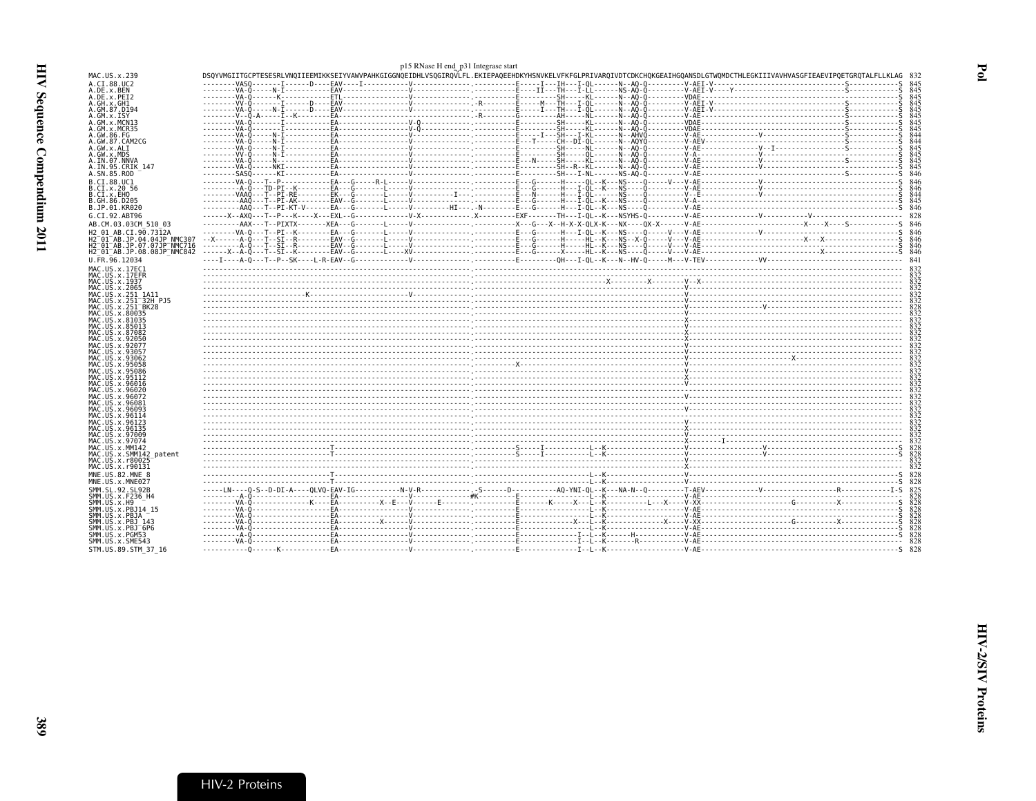p15 RNase H end_p31 Integrase start

```
MAC.US.x.239            DSQYVMGIITGCPTESESRLVNQIIEEMIKKSEIYVAWVPAHKGIGGNQEIDHLVSQGIRQVLFL.EKIEPAQEEHDKYHSNVKELVFKFGLPRIVARQIVDTCDKCHQKGEAIHGQANSDLGTWQMDCTHLEGKIIIVAVHVASGFIEAEVIPQETGRQTALFLLKLAG 832
A.CI.88.UC2             --------VASQ-------I------D----EAV----I-----------V-------------.-----------E-----I---IH---I-QL------N--AQ-Q---------V-AEI-V-----------------------------------S------------S 845
A.DE.x.BEN              --------VA-Q-----N-I-----------EAV----------------V-------------.-----------E----II---TH---I-LL------NS-AQ-Q---------V-AEI-V----Y------------------------------S------------S 845
A.DE.x.PEI2             --------VA-Q------K------------ETL----------------V-------------.-----------E---------SH-----KL------N--AQ-Q---------VDAE------------------------------------------S------------S 845
A.GH.x.GH1              --------VV-Q-------I------D----EAV----------------V-------------.-R---------E-----M---TH---I-QL------N--AQ-Q---------V-AEI-V-----------------------------------S------------S 845
A.GM.87.D194            --------VA-Q-----N-I------D----EAV----------------V-------------.-----------E-----I---TH---I-QL------N--AQ-Q---------V-AEI-V-----------------------------------S------------S 845
A.GM.x.ISY              --------V--Q-A-----I--K--------EA-----------------V-------------.-R---------G---------AH-----NL------N--AQ-Q---------V-AE------------------------------------------S------------S 845
A.GM.x.MCN13            --------VA-Q-------I-----------EA-----------------V-Q-----------.-----------E---------SH-----KL------N--AQ-Q---------VDAE------------------------------------------S------------S 845
A.GM.x.MCR35            --------VA-Q-------I-----------EA-----------------V-Q-----------.-----------E---------SH-----KL------N--AQ-Q---------VDAE------------------------------------------S------------S 845
A.GW.86.FG              --------VA-Q-----N-I-----------EA-----------------V-------------.-----------E-----I---SH---I-KL------N--AHVQ---------V-AE------------------V----------------------S------------S 844
A.GW.87.CAM2CG          --------VA-Q-----N-I-----------EA-----------------V-------------.-----------E---T------CH--DI-QL------N--AQYQ---------V-AEV---------------------------------------S------------S 844
A.GW.x.ALI              --------VA-Q-----N-I-----------EA-----------------V-------------.-----------E---------SH-----NL------N--AQ-Q---------V-AE------------------V--I-------------------S------------S 845
A.GW.x.MDS              --------VV-Q-----N-I-----------EA-----------------V-------------.-----------E---------SH-----QL------N--AQ-Q---------V-A------------------------------------------S------------S 845
A.IN.07.NNVA            --------VA-Q-----N-------------EA-----------------V-------------.-----------E---N-----SH-----KL------N--AQ-Q---------V-AE------------------V----------------------S------------S 845
A.IN.95.CRIK_147        --------VA-Q-----NKI-----------EA-----------------V-------------.-----------E---------SH--R--KL------N--AQ-Q---------V-AE------------------V-----------------------------------S 845
A.SN.85.ROD             --------SASQ------KI-----------EA-----------------V-------------.-----------E---------SH---I-NL------NS-AQ-Q---------V-AE------------------------------------------S------------S 846
B.CI.88.UC1             --------VA-Q---T--P------------EA---G-----R-L-----V-------------.-----------E---G-------H-----QL--K---NS----Q-----V---V-AE------------------V-----------------------------------S 846
B.CI.x.20_56            ---------A-Q---TD-PI--K--------EA---G-------L-----V-------------.-----------E---G-------H---I-QL--K---NS----Q---------V-AE------------------V-----------------------------------S 846
B.CI.x.EHO              --------VAAQ---T--PI-RE--------EK---G-------L-----V----------I---.-----------E---N-------H---I-QL--K---NS----Q---------V--E------------------V-----------------------------------S 844
B.GH.86.D205            ---------AAQ---T--PI-AK--------EAV--G-------L-----V-------------.-----------E---G-------H---I-QL--K---NS----Q---------V-A------------------------------------------------------S 845
B.JP.01.KR020           ---------AAQ---T--PI-KT-V------EA---G-------L-----V---------HI----.-N---------E---G-------H---I-QL--K---NS----Q---------V-AE-----------------------------------------------------S 846
G.CI.92.ABT96           ------X--AXQ---T--P---K----X---EXL--G-------------V-X-----------.X---------EXF-------TH---I-QL--K---NSYHS-Q---------V-AE--------------V-----------V--------------------------- 828
AB.CM.03.03CM_510_03    ---------AAX---T--PIXTX-------XEA---G-------L-----V-------------.-----------X---G--X--H-X-X-QLX-K---NX----QX-X------V-AE------------------------------X----X----S------------S 846
H2_01_AB.CI.90.7312A    --------VA-Q---T--PI--K--------EA---G-------L-----V-------------.-----------E---G-------H---I-QL--K---NS----Q-----V---V-AE------------------V-----------------------------------S 846
H2_01_AB.JP.04.04JP_NMC307 --X-----A-Q---T--SI--R--------EAV--G-------L-----V-------------.-----------E---G-------HL--K---NS--X-Q-----V---V-AE-------------------------------X---X-------------------S 846
H2_01_AB.JP.07.07JP_NMC716 ---------A-Q---T--SI--R--------EAV--G-------L-----V-------------.-----------E---G-------H-----HL--K---NS----Q-----V---V-AE-----------------------------------------------------S 846
H2_01_AB.JP.08.08JP_NMC842 -----X--A-Q---T--SI--K--------EAV--G-------L----XV-------------.-----------E---G--------X-----HL--K---NS----Q-----V---V-AE---------------------------------X-----------------S 846
U.FR.96.12034           ----I----A-Q---T--P--SK----L-R-EAV--G-------------V-------------.-----------E----------QH---I-QL--K---N--HV-Q-----M---V-TEV--------------VV-------------------------------------- 841
MAC.US.x.17EC1          --------------------------------------------------------------------.---------------------------------------------------V---------------------------------------------------- 832
MAC.US.x.17EFR          --------------------------------------------------------------------.---------------------------------------------------V---------------------------------------------------- 832
MAC.US.x.1937           --------------------------------------------------------------------.------------------------X-----------X---------V--X------------------------------------------------- 832
MAC.US.x.2065           --------------------------------------------------------------------.---------------------------------------------------V---------------------------------------------------- 832
MAC.US.x.251_1A11       -------------------------K------------------V-----------------------.---------------------------------------------------V---------------------------------------------------- 832
MAC.US.x.251_32H_PJ5    --------------------------------------------------------------------.---------------------------------------------------V---------------------------------------------------- 832
MAC.US.x.251_BK28       --------------------------------------------------------------------.---------------------------------------------------V------------------V-------------------------------- 828
MAC.US.x.80035          --------------------------------------------------------------------.---------------------------------------------------X---------------------------------------------------- 832
MAC.US.x.81035          --------------------------------------------------------------------.---------------------------------------------------X---------------------------------------------------- 832
MAC.US.x.85013          --------------------------------------------------------------------.---------------------------------------------------V---------------------------------------------------- 832
MAC.US.x.87082          --------------------------------------------------------------------.---------------------------------------------------X---------------------------------------------------- 832
MAC.US.x.92050          --------------------------------------------------------------------.---------------------------------------------------X---------------------------------------------------- 832
MAC.US.x.92077          --------------------------------------------------------------------.---------------------------------------------------V---------------------------------------------------- 832
MAC.US.x.93057          --------------------------------------------------------------------.---------------------------------------------------X---------------------------------------------------- 832
MAC.US.x.93062          --------------------------------------------------------------------.---------------------------------------------------V-------------------------------X------------------- 832
MAC.US.x.95058          --------------------------------------------------------------------.------X--------------------------------------------V---------------------------------------------------- 832
MAC.US.x.95086          --------------------------------------------------------------------.---------------------------------------------------V---------------------------------------------------- 832
MAC.US.x.95112          --------------------------------------------------------------------.---------------------------------------------------X---------------------------------------------------- 832
MAC.US.x.96016          --------------------------------------------------------------------.---------------------------------------------------V---------------------------------------------------- 832
MAC.US.x.96020          --------------------------------------------------------------------.---------------------------------------------------------------------------------------------------------- 832
MAC.US.x.96072          --------------------------------------------------------------------.---------------------------------------------------V---------------------------------------------------- 832
MAC.US.x.96081          --------------------------------------------------------------------.---------------------------------------------------------------------------------------------------------- 832
MAC.US.x.96093          --------------------------------------------------------------------.---------------------------------------------------------------------------------------------------------- 832
MAC.US.x.96114          --------------------------------------------------------------------.---------------------------------------------------------------------------------------------------------- 832
MAC.US.x.96123          --------------------------------------------------------------------.---------------------------------------------------V---------------------------------------------------- 832
MAC.US.x.96135          --------------------------------------------------------------------.---------------------------------------------------V---------------------------------------------------- 832
MAC.US.x.97009          --------------------------------------------------------------------.---------------------------------------------------X---------------------------------------------------- 832
MAC.US.x.97074          --------------------------------------------------------------------.---------------------------------------------------X---------I----------------------------------------- 832
MAC.US.x.MM142          ------------------------------T-------------------------------------.--------S-----I------------L--K---------------------V------------------V-----------------------------------S 828
MAC.US.x.SMM142_patent  ------------------------------T-------------------------------------.--------S-----I------------L--K---------------------V------------------V-----------------------------------S 828
MAC.US.x.r80025         --------------------------------------------------------------------.---------------------------------------------------V---------------------------------------------------- 832
MAC.US.x.r90131         --------------------------------------------------------------------.---------------------------------------------------X---------------------------------------------------- 832
MNE.US.82.MNE_8         ------------------------------T-------------------------------------.-------------------------L--K---------------------V---------------------------------------------------S 828
MNE.US.x.MNE027         ------------------------------T-------------------------------------.-------------------------L--K---------------------V---------------------------------------------------S 828
SMM.SL.92.SL92B         -----LN----Q-S--D-DI-A----QLVQ-EAV-IG-----------N-V-R-------------.-S------D----------AQ-YNI-QL--K---NA-N--Q---------T-AEV------------V-----------------R-----------I-S 825
SMM.US.x.F236_H4        ---------A-Q-------------------EA-----------------V-------------#K---------E-------------------L--K---------------------V-AE-------------------------------------------------- 828
SMM.US.x.H9             --------VA-Q--------------K----EA-----------X--E---V-------E-----.-----------E--------K-----X----L--K-----------L---X---V-XX--------------------------G----------X--------S 828
SMM.US.x.PBJ14_15       --------VA-Q-------------------EA-----------------V-------------.-----------E-------------------L--K---------------------V-AE-----------------------------------------------S 828
SMM.US.x.PBJA           --------VA-Q-------------------EA-----------------V-------------.-----------E-------------------L--K---------------------V-AE-----------------------------------------------S 828
SMM.US.x.PBJ_143        --------VA-Q-------------------EA---------X-------V-------------.-----------E-----------X-------L--K-------------X-------V-XX--------------------------G----------X--------S 828
SMM.US.x.PBJ_6P6        --------VA-Q-------------------EA-----------------V-------------.-----------E-------------------L--K---------------------V-AE-----------------------------------------------S 828
SMM.US.x.PGM53          ---------A-Q-------------------EA-----------------V-------------.-----------E---------------I--L--K------H--------------V-AE-----------------------------------------------S 828
SMM.US.x.SME543         --------VA-Q-------------------EA-----------------V-------------.-----------E---------------I--L--K-------R-------------V-AE-------------------------------------------------- 828
STM.US.89.STM_37_16     ------------Q------K-----------EA-----------------V-------------.-----------E---------------I--L--K---------------------V-AE-----------------------------------------------S 828
```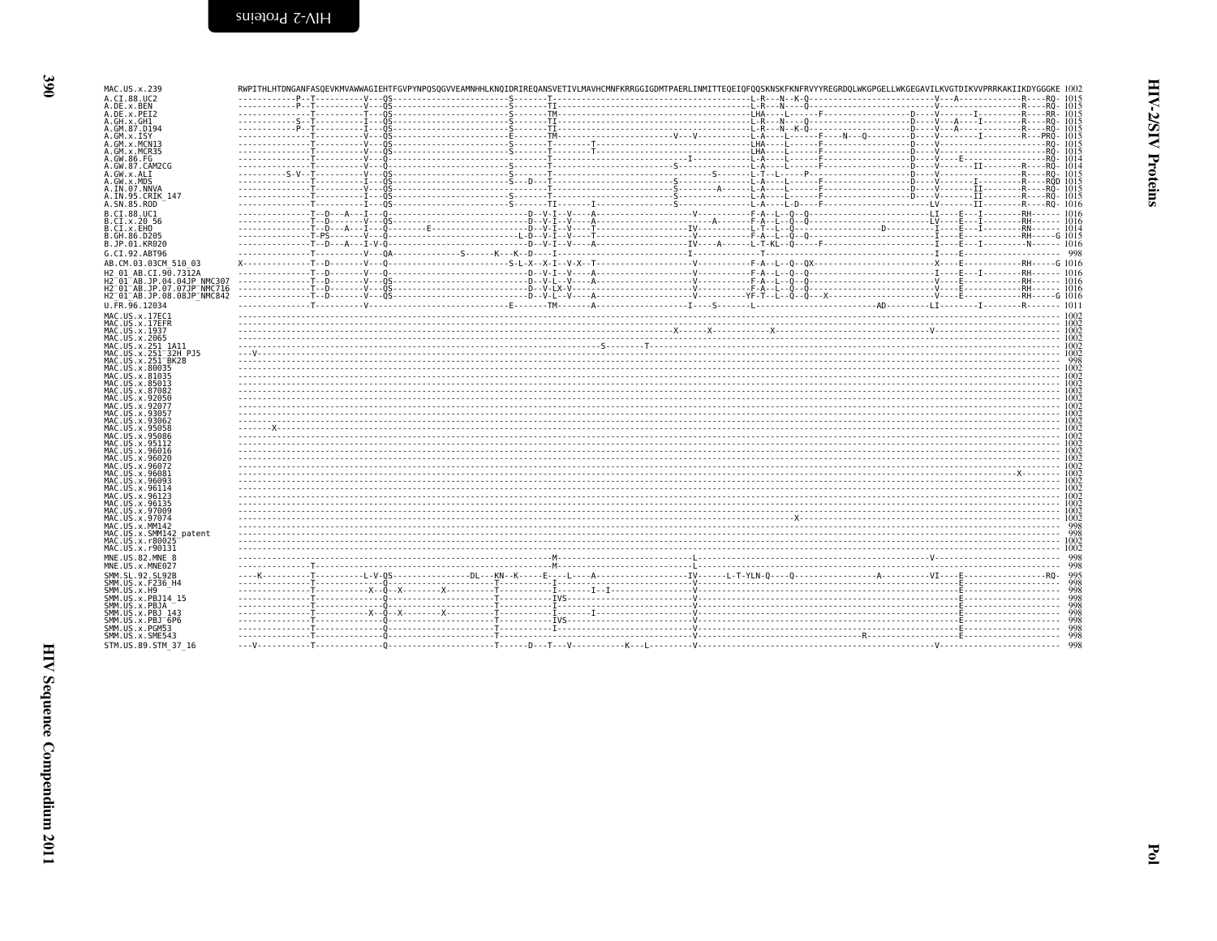```
MAC.US.x.239                RWPITHLHTDNGANFASQEVKMVAWWAGIEHTFGVPYNPQSQGVVEAMNHHLKNQIDRIREQANSVETIVLMAVHCMNFKRRGGIGDMTPAERLINMITTEQEIQFQQSKNSKFKNFRVYYREGRDQLWKGPGELLWKGEGAVILKVGTDIKVVPRRKAKIIKDYGGGKE 1002
A.CI.88.UC2                 ------------P--T----------V---QS------------------------S-------T-----------------------------------------L-R---N--K-Q---------------------------V---A------------R----RQ- 1015
A.DE.x.BEN                  ------------P--T----------V---QS------------------------S-------TI----------------------------------------L-R---N----Q---------------------------V----------------R----RQ- 1015
A.DE.x.PEI2                 ---------------T----------T---QS------------------------S-------TM----------------------------------------LHA----L-------F------------------D----V-------I--------R----RR- 1015
A.GH.x.GH1                  ------------S--T----------I---QS------------------------S-------TI----------------------------------------L-R---N----Q----------------------D----V---A----I-------R----RQ- 1015
A.GM.87.D194                ------------P--T----------I---QS------------------------S-------TI----------------------------------------L-R---N--K-Q----------------------D----V---A------------R----RQ- 1015
A.GM.x.ISY                  ---------------T----------V---QS------------------------E-------TM-------------------------V---V----------L-A----L-------F----N---Q---------D----V--------I-------R---PRQ- 1015
A.GM.x.MCN13                ---------------T----------V---QS------------------------S-------T---------T-------------------------------LHA----L-------F------------------D----V---------------------RQ- 1015
A.GM.x.MCR35                ---------------T----------V---QS------------------------S-------T---------T-------------------------------LHA----L-------F------------------D----V---------------------RQ- 1015
A.GW.86.FG                  ---------------T----------V---Q---------------------------------T----------------------------I------------L-A----L-------F------------------D----V----E----------------RQ- 1014
A.GW.87.CAM2CG              ---------------T----------V---Q-------------------------S-------T-------------------------S---------------L-A----L-------F------------------D----V--------II------R----RQ- 1014
A.GW.x.ALI                  ----------S-V--T----------V---QS------------------------S-------T----------------------------------S------L-T--L------P---------------------D----V----------------R----RQ- 1015
A.GW.x.MDS                  ---------------T----------I---QS------------------------S--D----T-------------------------S---------------L-A----L-------F------------------D----V--------I-------R----RQD 1015
A.IN.07.NNVA                ---------------T----------V---QS--------------------------------T-------------------------S--------A------L-A----L-------F------------------D----V--------II------R----RQ- 1015
A.IN.95.CRIK_147            ---------------T----------I---QS------------------------S-------T-------------------------S---------------L-A----L-------F------------------D----V--------II------R----RQ- 1015
A.SN.85.ROD                 ---------------T----------I---QS------------------------S-------TI--------I---------------S---------------L-A----L-D-----F----------------------LV--------II------R----RQ- 1016
B.CI.88.UC1                 ---------------T--D---A---I---Q-----------------------------D--V-I--V----A---------------------V----------F-A--L--Q--Q--------------------------LI----E---I--------RH----- 1016
B.CI.x.20_56                ---------------T--D-------V---QS----------------------------D--V-I--V----A-------------------------A------F-A--L--Q--Q--------------------------LV----E---I--------RH----- 1016
B.CI.x.EHO                  ---------------T--D---A---I---Q--------E--------------------D--V-I--V----T--------------------IV----------L-T--L--Q-------------------D----------I----E---I--------RN----- 1014
B.GH.86.D205                ---------------T-PS-------V---Q---------------------------L-D--V-I--V----T---------------------V----------F-A--L--Q--Q---------------------------I----E------------RH----G 1015
B.JP.01.KR020               ---------------T--D---A---I-V-Q-----------------------------D--V-I--V----A--------------------IV----A-----L-T-KL--Q------F-----------------------I----E---I---------N----- 1016
G.CI.92.ABT96               ---------------T----------V---QA--------------S------K---K--D----I---------------------------I-------------T-------------------------------------I----E-------------------  998
AB.CM.03.03CM_510_03        X--------------T--D-------V---Q-------------------------S-L-X--X-I--V-X--T---------------------V----------F-A--L--Q--QX--------------------------X----E------------RH----G 1016
H2_01_AB.CI.90.7312A        ---------------T--D-------V---Q-----------------------------D--V-I--V----A---------------------V----------F-A--L--Q--Q---------------------------I----E---I--------RH----- 1016
H2_01_AB.JP.04.04JP_NMC307  ---------------T--D-------V---QS----------------------------D--V-L--V----A---------------------V----------F-A--L--Q--Q---------------------------V----E------------RH----- 1016
H2_01_AB.JP.07.07JP_NMC716  ---------------T--D-------V---QS----------------------------D--V-LX-V----A---------------------V----------F-A--L--Q--Q---------------------------V----E------------RH----- 1016
H2_01_AB.JP.08.08JP_NMC842  ---------------T--D-------V---QS----------------------------D--V-L--V----A---------------------V---------YF-T--L--Q--Q---X-----------------------V----E------------RH----G 1016
U.FR.96.12034               ---------------T----------V-----------------------------E-------TM-------A-------------------I----S-------L-------------------------AD----------LI--------I-------R------- 1011
MAC.US.x.17EC1              ---------------------------------------------------------------------------------------------------------------------------------------------------------------------------- 1002
MAC.US.x.17EFR              ---------------------------------------------------------------------------------------------------------------------------------------------------------------------------- 1002
MAC.US.x.1937               ------------------------------------------------------------------------------------------X------X-------------X---------------------------------V------------------------ 1002
MAC.US.x.2065               ---------------------------------------------------------------------------------------------------------------------------------------------------------------------------- 1002
MAC.US.x.251_1A11           ---------------------------------------------------------------------------S--------T------------------------------------------------------------------------------------- 1002
MAC.US.x.251_32H_PJ5        ---V------------------------------------------------------------------------------------------------------------------------------------------------------------------------ 1002
MAC.US.x.251_BK28           ----------------------------------------------------------------------------------------------------------------------------------------------------------------------------  998
MAC.US.x.80035              ---------------------------------------------------------------------------------------------------------------------------------------------------------------------------- 1002
MAC.US.x.81035              ---------------------------------------------------------------------------------------------------------------------------------------------------------------------------- 1002
MAC.US.x.85013              ---------------------------------------------------------------------------------------------------------------------------------------------------------------------------- 1002
MAC.US.x.87082              ---------------------------------------------------------------------------------------------------------------------------------------------------------------------------- 1002
MAC.US.x.92050              ---------------------------------------------------------------------------------------------------------------------------------------------------------------------------- 1002
MAC.US.x.92077              ---------------------------------------------------------------------------------------------------------------------------------------------------------------------------- 1002
MAC.US.x.93057              ---------------------------------------------------------------------------------------------------------------------------------------------------------------------------- 1002
MAC.US.x.93062              ---------------------------------------------------------------------------------------------------------------------------------------------------------------------------- 1002
MAC.US.x.95058              -------X-------------------------------------------------------------------------------------------------------------------------------------------------------------------- 1002
MAC.US.x.95086              ---------------------------------------------------------------------------------------------------------------------------------------------------------------------------- 1002
MAC.US.x.95112              ---------------------------------------------------------------------------------------------------------------------------------------------------------------------------- 1002
MAC.US.x.96016              ---------------------------------------------------------------------------------------------------------------------------------------------------------------------------- 1002
MAC.US.x.96020              ---------------------------------------------------------------------------------------------------------------------------------------------------------------------------- 1002
MAC.US.x.96072              ---------------------------------------------------------------------------------------------------------------------------------------------------------------------------- 1002
MAC.US.x.96081              -----------------------------------------------------------------------------------------------------------------------------------------------------------------X-------- 1002
MAC.US.x.96093              ---------------------------------------------------------------------------------------------------------------------------------------------------------------------------- 1002
MAC.US.x.96114              ---------------------------------------------------------------------------------------------------------------------------------------------------------------------------- 1002
MAC.US.x.96123              ---------------------------------------------------------------------------------------------------------------------------------------------------------------------------- 1002
MAC.US.x.96135              ---------------------------------------------------------------------------------------------------------------------------------------------------------------------------- 1002
MAC.US.x.97009              ---------------------------------------------------------------------------------------------------------------------------------------------------------------------------- 1002
MAC.US.x.97074              --------------------------------------------------------------------------------------------------------------------X----------------------------------------------------- 1002
MAC.US.x.MM142              ----------------------------------------------------------------------------------------------------------------------------------------------------------------------------  998
MAC.US.x.SMM142_patent      ----------------------------------------------------------------------------------------------------------------------------------------------------------------------------  998
MAC.US.x.r80025             ---------------------------------------------------------------------------------------------------------------------------------------------------------------------------- 1002
MAC.US.x.r90131             ---------------------------------------------------------------------------------------------------------------------------------------------------------------------------- 1002
MNE.US.82.MNE_8             -----------------------------------------------------------------M-----------------------------L-------------------------------------------------V------------------------  998
MNE.US.x.MNE027             ---------------T-------------------------------------------------M-----------------------------L--------------------------------------------------------------------------  998
SMM.SL.92.SL92B             ----K----------T----------L-V-QS----------------DL---KN--K-----E----L----A--------------------IV------L-T-YLN-Q----Q----------------A-----------VI----E----------------RQ-  995
SMM.US.x.F236_H4            ---------------T--------------Q----------------------T-----------I-----------------------------V------------------------------------------------------E-------------------  998
SMM.US.x.H9                 ---------------T-----------X--Q--X--------X----------T-----------I--------I-I------------------V------------------------------------------------------E-------------------  998
SMM.US.x.PBJ14_15           ---------------T--------------Q----------------------T-----------IVS---------------------------V------------------------------------------------------E-------------------  998
SMM.US.x.PBJA               ---------------T--------------Q----------------------T-----------I-----------------------------V------------------------------------------------------E-------------------  998
SMM.US.x.PBJ_143            ---------------T-----------X--Q--X--------X----------T-----------I--------I--------------------V------------------------------------------------------E-------------------  998
SMM.US.x.PBJ_6P6            ---------------T--------------Q----------------------T-----------IVS---------------------------V------------------------------------------------------E-------------------  998
SMM.US.x.PGM53              ---------------T--------------Q----------------------T-----------I-----------------------------V------------------------------------------------------E-------------------  998
SMM.US.x.SME543             ---------------T--------------Q----------------------T-----------------------------------------V----------------------------------R-------------------E-------------------  998
STM.US.89.STM_37_16         ---V-----------T--------------Q----------------------T------D---T---V-----------K---L----------V-------------------------------------------------V------------------------  998
```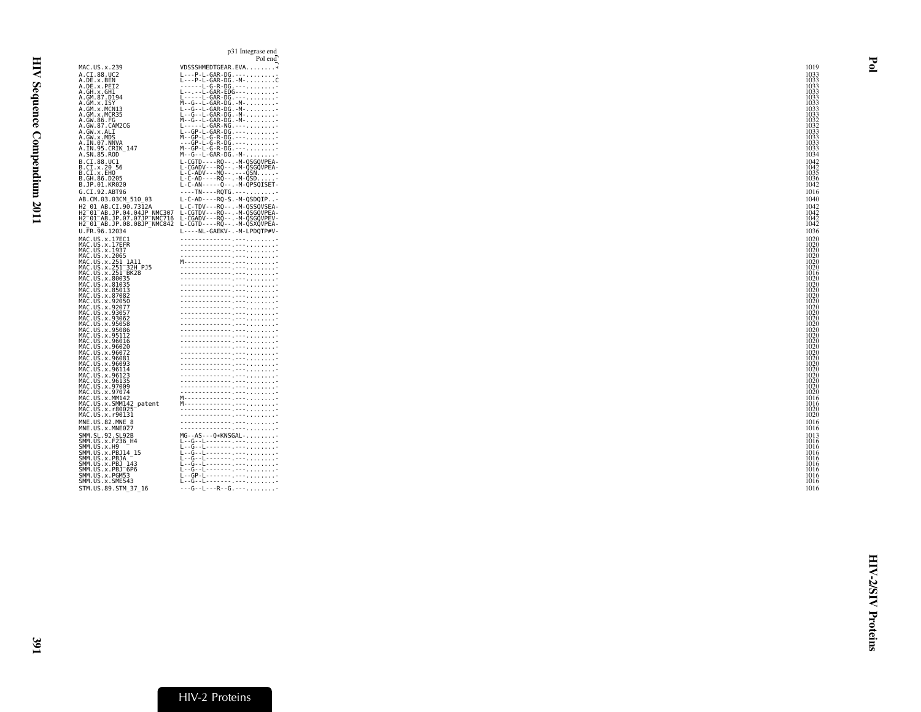p31 Integrase end
Pol end

```
MAC.US.x.239                 VDSSSHMEDTGEAR.EVA........*      1019
A.CI.88.UC2                  L---P-L-GAR-DG.---.........      1033
A.DE.x.BEN                   L---P-L-GAR-DG.-M-........C      1033
A.DE.x.PEI2                  ------L-G-R-DG.---.........      1033
A.GH.x.GH1                   L-----L-GAR-EDG---.........      1033
A.GM.87.D194                 L-----L-GAR-DG.---.........      1033
A.GM.x.ISY                   M--G--L-GAR-DG.-M-.........      1033
A.GM.x.MCN13                 L--G--L-GAR-DG.-M-.........      1033
A.GM.x.MCR35                 L--G--L-GAR-DG.-M-.........      1033
A.GW.86.FG                   M--G--L-GAR-DG.-M-.........      1032
A.GW.87.CAM2CG               L-----L-GAR-NG.---.........      1032
A.GW.x.ALI                   L--GP-L-GAR-DG.---.........      1033
A.GW.x.MDS                   M--GP-L-G-R-DG.---.........      1033
A.IN.07.NNVA                 ---GP-L-G-R-DG.---.........      1033
A.IN.95.CRIK_147             M--GP-L-G-R-DG.---.........      1033
A.SN.85.ROD                  M--G--L-GAR-DG.-M-.........      1034
B.CI.88.UC1                  L-CGTD----RQ---.M-QSGQVPEA-      1042
B.CI.x.20_56                 L-CGADV---RQ---.M-QSGQVPEA-      1042
B.CI.x.EHO                   L-C-ADV---MQ--.---QSN......      1035
B.GH.86.D205                 L-C-AD----RQ---.M-QSD......      1036
B.JP.01.KR020                L-C-AN-----Q---.M-QPSQISET-      1042
G.CI.92.ABT96                ----TN----RQTG.---.........      1016
AB.CM.03.03CM_510_03         L-C-AD----RQ-S.-M-QSDQIP..-      1040
H2_01_AB.CI.90.7312A         L-C-TDV---RQ---.M-QSSQVSEA-      1042
H2_01_AB.JP.04.04JP_NMC307   L-CGTDV---RQ---.M-QSGQVPEA-      1042
H2_01_AB.JP.07.07JP_NMC716   L-CGADV---RQ---.M-QSGQVPEV-      1042
H2_01_AB.JP.08.08JP_NMC842   L-CGTD----RQ---.M-QSXQVPEA-      1042
U.FR.96.12034                L----NL-GAEKV--.M-LPDQTP#V-      1036
MAC.US.x.17EC1               --------------.---.........      1020
MAC.US.x.17EFR               --------------.---.........      1020
MAC.US.x.1937                --------------.---.........      1020
MAC.US.x.2065                --------------.---.........      1020
MAC.US.x.251_1A11            M-------------.---.........      1020
MAC.US.x.251_32H_PJ5         --------------.---.........      1020
MAC.US.x.251_BK28            --------------.---.........      1016
MAC.US.x.80035               --------------.---.........      1020
MAC.US.x.81035               --------------.---.........      1020
MAC.US.x.85013               --------------.---.........      1020
MAC.US.x.87082               --------------.---.........      1020
MAC.US.x.92050               --------------.---.........      1020
MAC.US.x.92077               --------------.---.........      1020
MAC.US.x.93057               --------------.---.........      1020
MAC.US.x.93062               --------------.---.........      1020
MAC.US.x.95058               --------------.---.........      1020
MAC.US.x.95086               --------------.---.........      1020
MAC.US.x.95112               --------------.---.........      1020
MAC.US.x.96016               --------------.---.........      1020
MAC.US.x.96020               --------------.---.........      1020
MAC.US.x.96072               --------------.---.........      1020
MAC.US.x.96081               --------------.---.........      1020
MAC.US.x.96093               --------------.---.........      1020
MAC.US.x.96114               --------------.---.........      1020
MAC.US.x.96123               --------------.---.........      1020
MAC.US.x.96135               --------------.---.........      1020
MAC.US.x.97009               --------------.---.........      1020
MAC.US.x.97074               --------------.---.........      1020
MAC.US.x.MM142               M-------------.---.........      1016
MAC.US.x.SMM142_patent       M-------------.---.........      1016
MAC.US.x.r80025              --------------.---.........      1020
MAC.US.x.r90131              --------------.---.........      1020
MNE.US.82.MNE_8              --------------.---.........      1016
MNE.US.x.MNE027              --------------.---.........      1016
SMM.SL.92.SL92B              MG--AS---Q+KNSGAL-.........      1013
SMM.US.x.F236_H4             L--G--L-------.---.........      1016
SMM.US.x.H9                  L--G--L-------.---.........      1016
SMM.US.x.PBJ14_15            L--G--L-------.---.........      1016
SMM.US.x.PBJA                L--G--L-------.---.........      1016
SMM.US.x.PBJ_143             L--G--L-------.---.........      1016
SMM.US.x.PBJ_6P6             L--G--L-------.---.........      1016
SMM.US.x.PGM53               L--GP-L-------.---.........      1016
SMM.US.x.SME543              L--G--L-------.---.........      1016
STM.US.89.STM_37_16          ---G--L---R--G.---.........      1016
```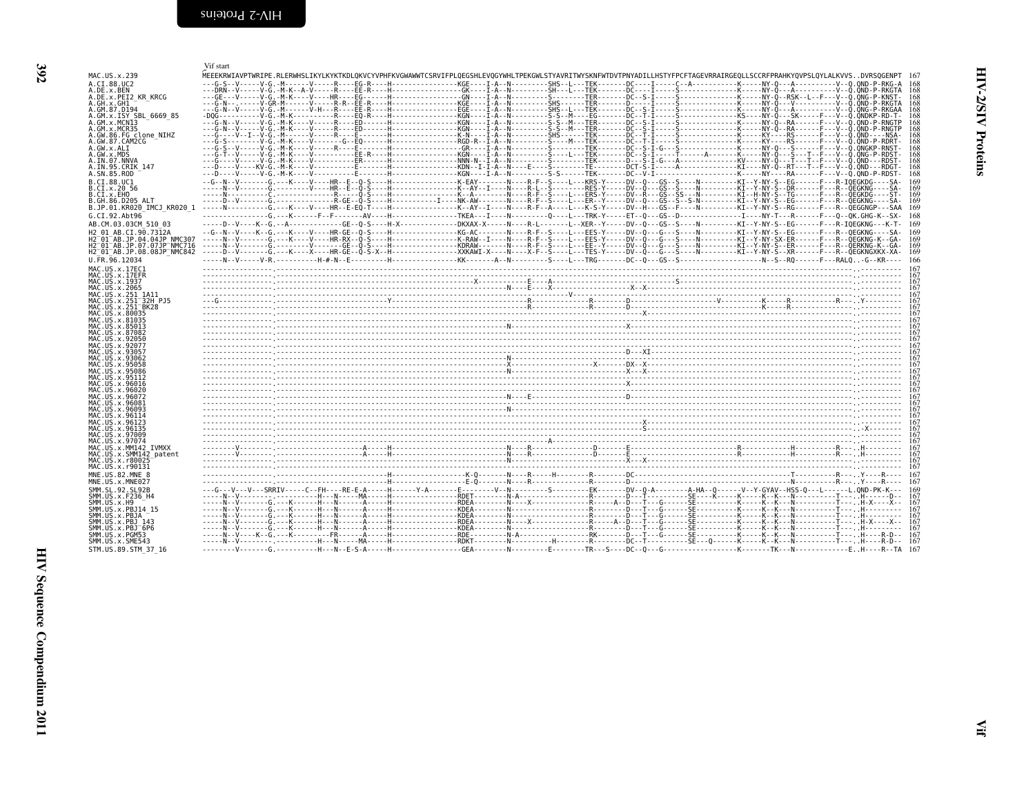Vif start

```
MAC.US.x.239              MEEEKRWIAVPTWRIPE.RLERWHSLIKYLKYKTKDLQKVCYVPHFKVGWAWWTCSRVIFPLQEGSHLEVQGYWHLTPEKGWLSTYAVRITWYSKNFWTDVTPNYADILLHSTYFPCFTAGEVRRAIRGEQLLSCCRFPRAHKYQVPSLQYLALKVVS..DVRSQGENPT 167
A.CI.88.UC2               ---G-S--V-----V-G.-M------V-----R----EG-R----H----------------KGE----I-A--N---------SHS--L---TEK-------DC----I-----C--A-----------K-----NY-Q---A----------V--Q.QND-P-RKG-A 168
A.DE.x.BEN                ---DRN--V-----V-G.-M-K--A-V-----R----EE-R----H----------------GK-----I-A--N---------SH---L---TEK-------DC----I-----S--------------K-----NY-Q---A----------V--Q.QND-P-RKGTA 168
A.DE.x.PEI2_KR_KRCG       ---GE---V-----V-G.-M-K----V----HR----EG------H----------------GN-----I-A--N---------S---------TER-------DC--S-I-----S--------------K-----NY-Q--RSK--L--F---V--Q.QNG-P-KNST- 168
A.GH.x.GH1                ---G-N--.-----V-GR-M------V-----R-R--EE-R----H----------------KGE----I-A--N---------SHS-------TER-------D-----I-----S--------------K-----NY-Q---V----------V--Q.QND-P-RKGTA 168
A.GM.87.D194              ---G-N--V-----V-G.-M------V-H---R----EE-R----H----------------EGE----I-A--N---------SHS--L---TEK-------DC--S-I-----S--------------K-----NY-Q---A----------V--Q.QNG-P-RKGAA 168
A.GM.x.ISY_SBL_6669_85    -DQG----------V-G.-M-K----V-----R----EQ-R----H----------------KGN----I-A--N---------S-S--M---EG--------DC--T-I-----S--------------KS----NY-Q---SK------F---V--Q.QNDKP-RD-T- 168
A.GM.x.MCN13              ---G-N--V-----V-G.-M-K----V-----R----ED------H----------------KGN----I-A--N---------S-S--M---TER-------DC--S-I-----S--------------K-----NY-Q---RA------F---V--Q.QND-P-RNGTP 168
A.GM.x.MCR35              ---G-N--V-----V-G.-M-K----V-----R----ED------H----------------KGN----I-A--N---------S-S--M---TER-------DC--S-I-----S--------------K-----NY-Q---RA------F---V--Q.QND-P-RNGTP 168
A.GW.86.FG_clone_NIHZ     ---G----V--I--V-G.-M------V-----R----EG------H----------------K-N----I-A--N---------SHS-------TEK-------DC--T-I-----S--------------K-----KY----RS------F---V--Q.QND----NSA- 168
A.GW.87.CAM2CG            ---G-S--------V-G.-M-K----V-------G--EQ------H----------------RGD-R--I-A--N-----------M---TEK-------DC--T-I-----S--------------K-----KY----RS------F---V--Q.QND-P-RDRT- 168
A.GW.x.ALI                ---G-S--V-----V-G.-M-K----V-----R----E-------H----------------GR-----I-A--N---------S---------TEK-------DC--S-I-G---S--------------K-----NY-Q---S------F---V--Q.QNGKP-RNST- 168
A.GW.x.MDS                ---G-T--V-----V-G.-M-K----V----------EE-R----H----------------KGN----I-A--N---------S-----L--TEK-------DC--S-I-----T-----A-------K-----NY-Q---S---T--F---V--Q.QNG-P-RDST- 168
A.IN.07.NNVA              ---G----V-----V-G.-M-K----V---------ER-------H----------------NNN-N--I-A--N---------S---------TEK-------D---S-I-G---A--------------KV----NY-Q---T---T--F---V--Q.QND----RDST- 168
A.IN.95.CRIK_147          ---D----V----KV-G.-M-K----V----------E-------H----------------KDN--I-I-A--N----E----S---------TE--------DCT-S-I-----A--------------KI----NY-Q--RT---T--F---V--Q.QND----RDGT- 168
A.SN.85.ROD               ---D----V-----V-G.-M-K----V----------E-------H----------------KGN----I-A--N---------S-S-------TEK-------DC--V-I-----S--------------K-----NY----RA------F---V--Q.QND-P-RDST- 168
B.CI.88.UC1               --G--N--V-------G.---K----V----HR--E--Q-S----H----------------K-EAY-------N-----R-F--S----L---KRS-Y-----DV--Q--GS--S----N---------KI--Y-NY-S--EG------F---R-IQEGKDG----SA- 169
B.CI.x.20_56              -----N--V-------G.---------V----HR--E--Q-S----H----------------K--AY--I----N-----R-L--S-------RES-Y-----DV--Q--GS--S----N---------KI--Y-NY-S--DR------F---R--QEGKNG----SA- 169
B.CI.x.EHO                -----N----------C.-------------R-----Q-S----H----------------K--A-------N-----R-F--S----L---ERS-Y-----DV--R--GS--SS---N---------KI--H-NY-S--TG------F---R--QEGKDG----ST- 169
B.GH.86.D205_ALT          -----D--V-------G.-------------R-GE--Q-S----H---------I-----NK-AW-------N-----R-F--S----L---ER--Y-----DV--Q--GS--S--S-N---------KI--Y-NY-S--EG------F---R--QEGKNG----SA- 169
B.JP.01.KR020_IMCJ_KR020_1 -----N----------G.---K----V----HR--E-EQ-T----H----------------K--AY--I----N-----R-F--A----L---K-S-Y-----DV--H--GS--F----N---------KI--Y-NY-S--RG------F---R--QEGGNGP---SAA 169
G.CI.92.Abt96             ---------------G.---K-----F--F--------AV---H----------------TKEA---I----N--------Q----L---TRK-Y-----ET--Q--GS--D-------------I-----NY-T---R------F---Q--QK.GHG-K--SX- 168
AB.CM.03.03CM_510_03      -----D--V----K--G.--A--------------GE--Q-S----H-X-------------DKXAX-X-----N-----R-L--------L--XER--Y-----DV--Q--GS--S----N---------KI--Y-NY-S--EG------F---R-IQEGKNG---K-T- 169
H2_01_AB.CI.90.7312A      --G--N--V----K--G.---K----V----HR-GE--Q-S----H----------------KG-AC-------N-----R-F--S----L---EES-Y-----DV--Q--G---S----N---------KI--Y-NY-S--EG------F---R--QEGKNG----SA- 169
H2_01_AB.JP.04.04JP_NMC307 -----N--V-------G.---K----V----HR-RX--Q-S----H----------------K-RAW--I----N-----R-F--S----L---EES-Y-----DV--Q--G---S----N---------KI--Y-NY-SX-ER------F---R--QEGKNG-K-GA- 169
H2_01_AB.JP.07.07JP_NMC716 -----N--V-------G.-------------V-----GE--Q-S----H----------------KDRAW-------N-----R-F--S----L---EE--Y-----DV--Q--G---S----N---------KI--Y-NY-S--ER------F---R--QERKNG-K-GA- 169
H2_01_AB.JP.08.08JP_NMC842 -----D--V-------G.---K----X----HR-GE--Q-S-X--H----------------XXKAWI-X-----N-----X-F--S----L---TES-Y-----DV--Q--G---S----N---------KI--Y-NY-S--XR------F---R--QEGKNGXKX-XA- 169
U.FR.96.12034             -----N--V-----V-R.-----------H-#-N--E---------H----------------KK-------A--N---------S----L---TRG-------DC--Q--GS--S------------------------N--S--RQ------F---RALQ.--G--KR---- 166
MAC.US.x.17EC1            ------------------.--------------------------------------------------------------------------------------------------------------------------------------------------.---------- 167
MAC.US.x.17EFR            ------------------.--------------------------------------------------------------------------------------------------------------------------------------------------.---------- 167
MAC.US.x.1937             ------------------.--------------------------------------------------X----------E----A------------------------------------S-------------------------------------------.---------- 167
MAC.US.x.2065             ------------------.----------------------------------------------------------N----E----X-------------------------X--X--------------------------------------------------.---------- 167
MAC.US.x.251_1A11         ------------------.----------------------------------------------------------------------------V-----------------------------------------------------------------------.---------- 167
MAC.US.x.251_32H_PJ5      ---G--------------.----------------------Y----------------------------------R----------------R--------D--------------------V-----------K------R-----------R----.Y---------- 167
MAC.US.x.251_BK28         ------------------.---------------------------------------------------------R----------------R--------D----------------------------------K------R------------------.---------- 167
MAC.US.x.80035            ------------------.--------------------------------------------------------------------------------------------------X-------------------------------------------------.---------- 167
MAC.US.x.81035            ------------------.--------------------------------------------------------------------------------------------------------------------------------------------------.---------- 167
MAC.US.x.85013            ------------------.----------------------------------------------------------N--------------------------X------------------------------------------------------------.---------- 167
MAC.US.x.87082            ------------------.--------------------------------------------------------------------------------------------------------------------------------------------------.---------- 167
MAC.US.x.92050            ------------------.--------------------------------------------------------------------------------------------------------------------------------------------------.---------- 167
MAC.US.x.92077            ------------------.--------------------------------------------------------------------------------------------------------------------------------------------------.---------- 167
MAC.US.x.93057            ------------------.-----------------------------------------------------------------------------------------D---XI-------------------------------------------------------.---------- 167
MAC.US.x.93062            ------------------.----------------------------------------------------------N-------------------------------------------------------------------------------------------.---------- 167
MAC.US.x.95058            ------------------.----------------------------------------------------------X-------------------X--------DX--X--------------------------------------------------------.---------- 167
MAC.US.x.95086            ------------------.----------------------------------------------------------N----------------------------X---X-------------------------------------------------------.---------- 167
MAC.US.x.95112            ------------------.--------------------------------------------------------------------------------------------------------------------------------------------------.---------- 167
MAC.US.x.96016            ------------------.--------------------------------------------------------------------------------------X---------------------------------------------------------------.---------- 167
MAC.US.x.96020            ------------------.--------------------------------------------------------------------------------------------------------------------------------------------------.---------- 167
MAC.US.x.96072            ------------------.----------------------------------------------------------N----E-----------------------D----------------------------------------------------------------.---------- 167
MAC.US.x.96081            ------------------.--------------------------------------------------------------------------------------------------------------------------------------------------.---------- 167
MAC.US.x.96093            ------------------.----------------------------------------------------------N-------------------------------------------------------------------------------------------.---------- 167
MAC.US.x.96114            ------------------.--------------------------------------------------------------------------------------------------------------------------------------------------.---------- 167
MAC.US.x.96123            ------------------.-----------------------------------------------------------------------------------------X------------------------------------------------------------.---------- 167
MAC.US.x.96135            ------------------.-----------------------------------------------------------------------------------------S-------------------------------------------------------------.X--------- 167
MAC.US.x.97009            ------------------.--------------------------------------------------------------------------------------------------------------------------------------------------.---------- 167
MAC.US.x.97074            ------------------.------------------------------------------------------------------------A-------------------------------------------------------------------------.---------- 167
MAC.US.x.MM142_IVMXX      --------V---------.----------------------A--------H------------------------------N----R-----------------D--------E-------------------------R-------------H----------R----.H---------- 167
MAC.US.x.SMM142_patent    --------V---------.----------------------A--------H------------------------------N----R-----------------D--------E-------------------------R-------------H----------R----.H---------- 167
MAC.US.x.r80025           ------------------.----------------------------------------------------------N----------------------------X---X-------------------------------------------------------.---------- 167
MAC.US.x.r90131           ------------------.----------------------------------------------------------N-------------------------------------------------------------------------------------------.---------- 167
MNE.US.82.MNE_8           ------------------.----------------------------H------------------K-Q-------N----R-----H--------R--------DC--------------------------------------------------T----------R----.Y----R---- 167
MNE.US.x.MNE027           ------------------.----------------------------H------------------E-Q-------N----R--------------R--------D---------------------------------------------------N----------R----.Y----R---- 167
SMM.SL.92.SL92B           ---G---V---V---SRRIV-----C--FH----RE-E-A-----H-------Y-A-------E--------V--N---------S--------EK-------DV--Q-A--------A-HA--Q------V--Y-GYAV--HSS-Q---L------L.QND-PK-K--- 169
SMM.US.x.F236_H4          -----N--V---------.----------H---N------MA-----H----------------RDET--------N-A---------------R--------D---T----------SE-----K-----K-----K--K---N----------T----.H------D-- 167
SMM.US.x.H9               -----N--V-------G.---K--------H---N------A-----H----------------RDEA--------N----X-------------R-----A--D---T----G-----SE----------K-----K--K---N----------T----.H-X----X-- 167
SMM.US.x.PBJ14_15         -----N--V-------G.---K--------H---N------A-----H----------------KDEA--------N------------------R--------D---T----G-----SE----------K-----K--K---N----------T----.H---------- 167
SMM.US.x.PBJA             -----N--V-------G.---K--------H---N------A-----H----------------KDEA--------N------------------R--------D---T----G-----SE----------K-----K--K---N----------T----.H---------- 167
SMM.US.x.PBJ_143          -----N--V-------G.---K--------H---N------A-----H----------------RDEA--------N----X-------------R-----A--D---T----G-----SE----------K-----K--K---N----------T----.H-X----X-- 167
SMM.US.x.PBJ_6P6          -----N--V-------G.---K--------H---N------A-----H----------------KDEA--------N------------------R--------D---T----G-----SE----------K-----K--K---N----------T----.H---------- 167
SMM.US.x.PGM53            -----N--V----K--G.---K-----------FR------A-----H----------------RDE---------N-A----------------RK-------D---T----G-----SE----------K-----K--K---N----------T----.H----R-D-- 167
SMM.US.x.SME543           -----N--V---------.----------H---N------MA-----H----------------RDKT--------N--------H---------R--------DC--T----------SE---Q------K-----K--K---N----------T----.H----R-D-- 167
STM.US.89.STM_37_16       --------V-------G.-----------H---N--E-S-A-----H----------------GEA---------N---------E---------TR---S----DC--Q--G--------------------K--------TK---N-------------E..H----R--TA 167
```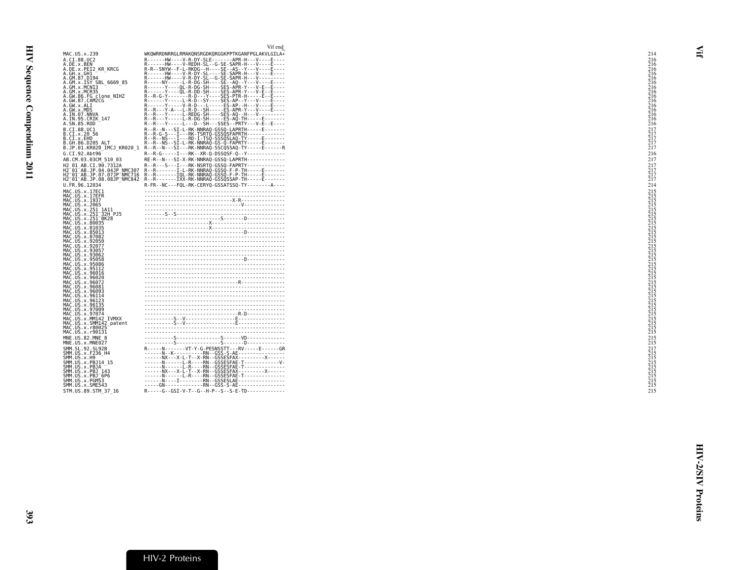Vif end

```
MAC.US.x.239                 WKQWRRDNRRGLRMAKQNSRGDKQRGGKPPTKGANFPGLAKVLGILA*    214
A.CI.88.UC2                  R------HW----V-R-DY-SLE-------APR-H---V----E----    216
A.DE.x.BEN                   R------HW----V-REDH-SL--G-SE-SAPR-H---V----E----    216
A.DE.x.PEI2_KR_KRCG          R-R--SNYW--F-L-RKDG--H----SE--AS--Y---V----E----    216
A.GH.x.GH1                   R------HW----V-R-DY-SL----SE-SAPR-H---V----E----    216
A.GM.87.D194                 R------HW----V-R-DY-SL--G-SE-SAPR-H---V---------    216
A.GM.x.ISY_SBL_6669_85       R-----NY-----L-R-DG-SH----SE--AQ--Y---V----E----    216
A.GM.x.MCN13                 R------Y----QL-R-DG-SH----SES-APR-Y---V-E--E----    216
A.GM.x.MCR35                 R------Y----QL-R-DD-SH----SES-APR-Y---V-E--E----    216
A.GW.86.FG_clone_NIHZ        R--R-G-Y------R-D---Y-----SES-PTR-H------E--E----   216
A.GW.87.CAM2CG               R------Y-----L-R-D--SY----SES-AP--Y---V----E----    216
A.GW.x.ALI                   R------Y-----V-R-D---L-----ES-AP--H---V----E----    216
A.GW.x.MDS                   R--R---Y-A---L-R-D--SH-----ES-APR-Y---V----E----    216
A.IN.07.NNVA                 R--R---Y-----L-REDG-SH----SES-AQ--H---V---------    216
A.IN.95.CRIK_147             R--R---Y-----L-R-DG-SH-----ES-AQ-TH-----E-------    216
A.SN.85.ROD                  R--R---Y-----L---D--SH----SSES--PRTY---V-E--E----   216
B.CI.88.UC1                  R--R--N---SI-L-RK-NNRAQ-GSSQ-LAPRTH-----E-------    217
B.CI.x.20_56                 R--R-G-S---I---RK-TSRTQ-GSSQSFAPRTH-------------    217
B.CI.x.EHO                   R--R--NS---I---RD-I-TSQ-SSSQSLAQ-TY-----E-------    217
B.GH.86.D205_ALT             R--R--NS--SI-L-RK-NNRAQ-GS-Q-FAPRTY-----E-------    217
B.JP.01.KR020_IMCJ_KR020_1   R--R--N---SI---RK-NNRAQ-SSCQSSAQ-TY-----E------R    217
G.CI.92.Abt96                R--R-G-----I---RK--XR-Q-DSSQSF-Q--Y-------------    216
AB.CM.03.03CM_510_03         RE-R--N---SI-X-RK-NNRAQ-GSSQ-LAPRTH-------------    217
H2_01_AB.CI.90.7312A         R--R---S---I---RK-NSRTQ-GSSQ-FAPRTY-------------    217
H2_01_AB.JP.04.04JP_NMC307   R--R-------I-L-RK-NNRAQ-GSSQ-F-P-TH-----E-------    217
H2_01_AB.JP.07.07JP_NMC716   R--R-------IQL-RK-NNRAQ-GSSQ-F-P-TH-----E-------    217
H2_01_AB.JP.08.08JP_NMC842   R--R-------IXX-RK-NNRAQ-GSSQSSAP-TH-----E-------    217
U.FR.96.12034                R-FR--NC---FQL-RK-CERYQ-GSSATSSQ-TY--------A----    214
MAC.US.x.17EC1               ------------------------------------------------    215
MAC.US.x.17EFR               ------------------------------------------------    215
MAC.US.x.1937                ------------------------------X-R---------------    215
MAC.US.x.2065                --------------------------------V---------------    215
MAC.US.x.251_1A11            ------------------------------------------------    215
MAC.US.x.251_32H_PJ5         -------S--S-------------------------------------    215
MAC.US.x.251_BK28            --------------------------S-------D-------------    215
MAC.US.x.80035               ----------------------X-------------------------    215
MAC.US.x.81035               ----------------------X-------------------------    215
MAC.US.x.85013               ----------------------------------D-------------    215
MAC.US.x.87082               ------------------------------------------------    215
MAC.US.x.92050               ------------------------------------------------    215
MAC.US.x.92077               ------------------------------------------------    215
MAC.US.x.93057               ------------------------------------------------    215
MAC.US.x.93062               ------------------------------------------------    215
MAC.US.x.95058               ----------------------------------D-------------    215
MAC.US.x.95086               ------------------------------------------------    215
MAC.US.x.95112               ------------------------------------------------    215
MAC.US.x.96016               ------------------------------------------------    215
MAC.US.x.96020               ------------------------------------------------    215
MAC.US.x.96072               --------------------------------R---------------    215
MAC.US.x.96081               ------------------------------------------------    215
MAC.US.x.96093               ------------------------------------------------    215
MAC.US.x.96114               ------------------------------------------------    215
MAC.US.x.96123               ------------------------------------------------    215
MAC.US.x.96135               ------------------------------------------------    215
MAC.US.x.97009               ------------------------------------------------    215
MAC.US.x.97074               --------------------------------R-D-------------    215
MAC.US.x.MM142_IVMXX         ----------S--V------------------E---------------    215
MAC.US.x.SMM142_patent       ----------S--V------------------E---------------    215
MAC.US.x.r80025              ------------------------------------------------    215
MAC.US.x.r90131              ------------------------------------------------    215
MNE.US.82.MNE_8              ----------S---------------S------VD-------------    215
MNE.US.x.MNE027              ----------S---------------S-------D-------------    215
SMM.SL.92.SL92B              R-----N-------VT-Y-G-PESNSSTT---RV-----E------GR    217
SMM.US.x.F236_H4             ------N--K----------RN--GSS-S-AE----------------    215
SMM.US.x.H9                  -----NX---X-L-T--X-RN--GSSESFAX---------X-------    215
SMM.US.x.PBJ14_15            ------N-------L-R----RN--GSSESFAE-T------------V-   215
SMM.US.x.PBJA                ------N-------L-R----RN--GSSESFAE-T-------------    215
SMM.US.x.PBJ_143             -----NX---X-L-T--X-RN--GSSESFAX---------X-------    215
SMM.US.x.PBJ_6P6             ------N-------L-R----RN--GSSESFAE-T-------------    215
SMM.US.x.PGM53               ------N----I---------RN--GSSESLAE---------------    215
SMM.US.x.SME543              -----GN--------------RN--GSS-S-AE---------------    215
STM.US.89.STM_37_16          R-----G--GSI-V-T--G--H-P--S--S-E-TD-------------    215
```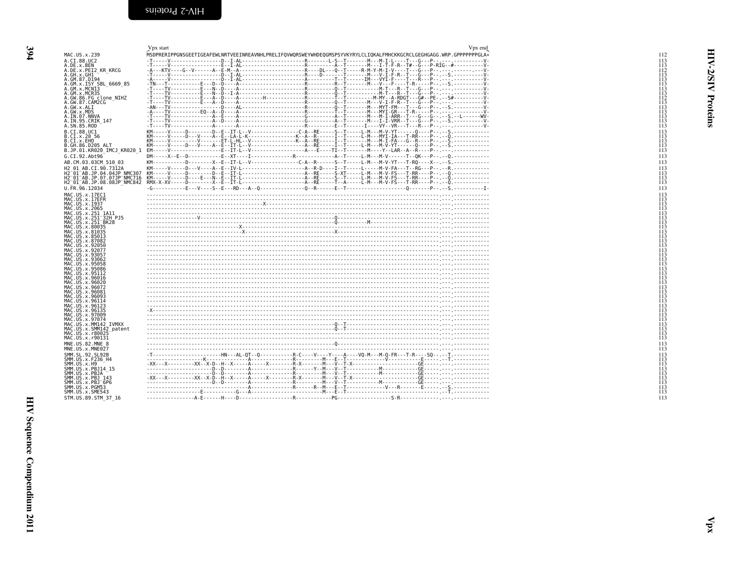```
                              Vpx start                                                                                        Vpx end
MAC.US.x.239                  MSDPRERIPPGNSGEETIGEAFEWLNRTVEEINREAVNHLPRELIFQVWQRSWEYWHDEQGMSPSYVKYRYLCLIQKALFMHCKKGCRCLGEGHGAGG.WRP.GPPPPPPPGLA*   112
A.CI.88.UC2                   -T-----V------------------D--I-AL---------------------R--------L-S--T-------M---M-I-L----T---G---P--.---.----------V-   113
A.DE.x.BEN                    -T-----V------------------E--I-AL---------------------R---------A--T-------M---I-T-F-R--T#--G---P-RIG--#----------V-   113
A.DE.x.PEI2_KR_KRCG           -A---KTV----G--V-------A--E-M--A----------------------R----DL---Q--T------R-M-Y-M-I-V----T---G---P--.---.----------V-   112
A.GH.x.GH1                    -T-----V------------------D--I-AL---------------------R----D-------T-------M---V-I-F-R--T---G---P--.---S.---------V-   113
A.GM.87.D194                  -A-----V------------------D--I-AL---------------------A---------T--T------IM---VYI-F----T---R---P--.---S.---------V-   113
A.GM.x.ISY_SBL_6669_85        -TN---T------------E---D--D----A----------------------R---------R--T-------M---V---F----T-R-----P--.---S.---------V-   113
A.GM.x.MCN13                  -T----TV-----------E---N--D----A----------------------R---------Q--T------------M-T---R--T---G---P--.---.----------V-   113
A.GM.x.MCR35                  -T----TV-----------E---N--D---I-A---------------------R---------Q--T------------M-T---R--T---G---P--.---.----------V-   113
A.GW.86.FG_clone_NIHZ         -T----TV-----------E---A--D----A---------H------------R---------T--T----------M-MY--A-RDGT---G#--PE-.--S#---------V-   112
A.GW.87.CAM2CG                -T----TV-----------E---A--D----A----------------------R---------Q--T-------M---V-I-F-R--T---G---P--.---.----------V-   113
A.GW.x.ALI                    -AN---TV------------------D----AL---------------------R---------Q--T-------M---MYT-FM---T---G---P--.---S.---------V-   113
A.GW.x.MDS                    -A----TV-----------EQ--A--D----A----------------------R---------T--T-------M---MYI-GR---T-R-----P--.---.----------V-   113
A.IN.07.NNVA                  -T----TV---------------A--E----A----------------------G---------A--T-------M---M-I-ARR--T---G---G--.---S.--L------WV-   113
A.IN.95.CRIK_147              -T----TV---------------A--D----A----------------------G---------A--T-------M---I-I-VRR--T---G---P--.---S.---------V-   113
A.SN.85.ROD                   -T----TV---------------A-------A----------------------R---------E--T------I----VY--VR---T---R---P--.---.----------V-   113
B.CI.88.UC1                   KM-----V-----D---------D--E--IT-L--V------------------C-A--RE-----S--T------L-M---M-Q-YT--------Q----P--.---S.------------   113
B.CI.x.20_56                  KM-----V-----D---V-----A--E--LA-L-K-------------------K--A--R------I--T------L-M---MYI-IA----T-RR----P--.---Q.------------   113
B.CI.x.EHO                    KM-----V---------V-------ET-L-HL--V-------------------K--A--RE-----I--T-------M---M-I-FA---G--R----P--.---S.------------   113
B.GH.86.D205_ALT              KM-----V-----D---V-----A--E--IT-L--V------------------A--RE-----I--T------L-M---M-V-YT--------Q----P--.---S.------------   113
B.JP.01.KR020_IMCJ_KR020_1    EM-----V------------------E--IT-L--V------------------A---E----TI--T-------M----Y--LAR--A--R----P--.---.------------   113
G.CI.92.Abt96                 DM-----X--E--D----------X--E--XT----I-------------R--------------A--T------L-M---M-V------T--QK---P--.---Q.------------   113
AB.CM.03.03CM_510_03          KM-----------D---------X--E--IT-L--V------------------C-A--R------S--T------L-M---M-V-YT---T-RQ----X--.---S.------------   113
H2_01_AB.CI.90.7312A          KM-----V-----D---V-----A--E--IV-L---------------------A--R-D----I--T-------L----M-V-FA---T--RG---P--.---R.------------   113
H2_01_AB.JP.04.04JP_NMC307    KM-----V-----D---------D--E--IT-L---------------------A--RE-----S-XT------L-M---M-V-FS---T-RR----P--.---Q.------------   113
H2_01_AB.JP.07.07JP_NMC716    KM-----V-----D---E-----N--E--IT-L---------------------A--RE-----S--T------L-M---M-V-FS---T-RR----P--.---Q.------------   113
H2_01_AB.JP.08.08JP_NMC842    RMX-X-XV-----D---------X--E--IT-L---------------------A--RE-----T--A------L-M---M-V-FS---T-RR----P--.---Q.------------   113
U.FR.96.12034                 -G-----------E---V-----S--E---RD---A--Q---------------Q--R------E--T--------------------Q--------P--.---S.-----------I-   113
MAC.US.x.17EC1                ---------------------------------------------------------------------------------------------------.---.------------   113
MAC.US.x.17EFR                ---------------------------------------------------------------------------------------------------.---.------------   113
MAC.US.x.1937                 ----------------------------------X--------------------------------------------------------------.---.------------   113
MAC.US.x.2065                 ---------------------------------------------------------------------------------------------------.---.------------   113
MAC.US.x.251_1A11             ---------------------------------------------------------------------------------------------------.---.------------   113
MAC.US.x.251_32H_PJ5          ----------------V-----------------------------------------Q----------------------------------------.---.------------   113
MAC.US.x.251_BK28             ----------------------------------------------------------Q------------M----------------------------.---.------------   113
MAC.US.x.80035                --------------------------X-----------------------------------------------------------------------.---.------------   113
MAC.US.x.81035                ---------------------------X------------------------------X---------------------------------------.---.------------   113
MAC.US.x.85013                ---------------------------------------------------------------------------------------------------.---.------------   113
MAC.US.x.87082                ---------------------------------------------------------------------------------------------------.---.------------   113
MAC.US.x.92050                ---------------------------------------------------------------------------------------------------.---.------------   113
MAC.US.x.92077                ---------------------------------------------------------------------------------------------------.---.------------   113
MAC.US.x.93057                ---------------------------------------------------------------------------------------------------.---.------------   113
MAC.US.x.93062                ---------------------------------------------------------------------------------------------------.---.------------   113
MAC.US.x.95058                ---------------------------------------------------------------------------------------------------.---.------------   113
MAC.US.x.95086                ---------------------------------------------------------------------------------------------------.---.------------   113
MAC.US.x.95112                ---------------------------------------------------------------------------------------------------.---.------------   113
MAC.US.x.96016                ---------------------------------------------------------------------------------------------------.---.------------   113
MAC.US.x.96020                ---------------------------------------------------------------------------------------------------.---.------------   113
MAC.US.x.96072                ---------------------------------------------------------------------------------------------------.---.------------   113
MAC.US.x.96081                ---------------------------------------------------------------------------------------------------.---.------------   113
MAC.US.x.96093                ---------------------------------------------------------------------------------------------------.---.------------   113
MAC.US.x.96114                ---------------------------------------------------------------------------------------------------.---.------------   113
MAC.US.x.96123                ---------------------------------------------------------------------------------------------------.---.------------   113
MAC.US.x.96135                -X-------------------------------------------------------------------------------------------------.---.------------   113
MAC.US.x.97009                ---------------------------------------------------------------------------------------------------.---.------------   113
MAC.US.x.97074                ---------------------------------------------------------------------------------------------------.---.------------   113
MAC.US.x.MM142_IVMXX          ----------------------------------------------------------Q--T-------------------------------------.---.------------   113
MAC.US.x.SMM142_patent        ----------------------------------------------------------Q--T-------------------------------------.---.------------   113
MAC.US.x.r80025               ---------------------------------------------------------------------------------------------------.---.------------   113
MAC.US.x.r90131               ---------------------------------------------------------------------------------------------------.---.------------   113
MNE.US.82.MNE_8               ----------------------------------------------------------Q----------------------------------------.---.------------   113
MNE.US.x.MNE027               ---------------------------------------------------------------------------------------------------.---.------------   113
SMM.SL.92.SL92B               -T-----------------------HN---AL-QT--Q-----------R-C-----V----Y----A-----VQ-M---M-Q-FR---T-R----SQ--.--T.------------   113
SMM.US.x.F236_H4              ----------------K----------------A---------------R---------M---E--T-----------------V-----------E-----.---T.------------   113
SMM.US.x.H9                   -XX---X---------XX--X-D--H--X-----A------X--------R-X--------M---V--T-X-----------------------GE-----.---.------------   113
SMM.US.x.PBJ14_15             --------------------D--D---------A---------------R------Y--M---V--T-----------M---------------GE-----.---.------------   113
SMM.US.x.PBJA                 --------------------D--D---------A---------------R---------M---V--T-----------M---------------GE-----.---.------------   113
SMM.US.x.PBJ_143              -XX---X---------XX--X-D--H--X-----A------X--------R-X--------M---V--T-X-----------------------GE-----.---.------------   113
SMM.US.x.PBJ_6P6              --------------------D--D---------A---------------R---------M---V--T-----------M---------------GE-----.---.------------   113
SMM.US.x.PGM53                -------------------------------A-----------------R------R--M---E--T-------------V---R---------E-----.--S.------------   113
SMM.US.x.SME543               ------------------E---------G---A--------------------------M---E--T-------------------------------.--T.------------   113
STM.US.89.STM_37_16           -----------------A-E-------H----D-------------------R------------PG-------------------S-R-------------.---.------------   113
```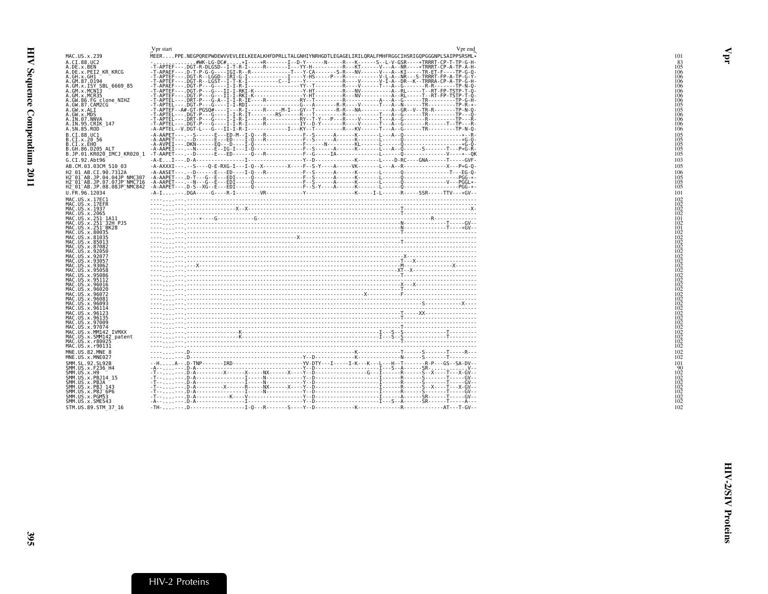```
                              Vpr start                                                                                                    Vpr end
MAC.US.x.239                  MEER....PPE.NEGPQREPWDEWVVEVLEELKEEALKHFDPRLLTALGNHIYNRHGDTLEGAGELIRILQRALFMHFRGGCIHSRIGQPGGGNPLSAIPPSRSML*   101
A.CI.88.UC2                   -..............#WK-LG-DC#......*I-----*R--------I--D-Y------N------R---K-------S--L-V-GSR----*TRRRT-CP-T-TP-G-H-    83
A.DE.x.BEN                    -T-APTEF---.DGT-R-DLGSD--I-T-R-I------R--------I---YY-H----------R---KT-------V---A--NR----*TRRRT-CP-A-TP-A-H-   105
A.DE.x.PEI2_KR_KRCG           -T-APAEF---.D-T-P-G-G----IGI-R--R--------------T---Y-CA--------S-R---NV-------V---A--KI-----TR-ET-F-----TP-G-Q-   106
A.GH.x.GH1                    -T-APTEF---.DGT-R--LGGD--IRI-G-I-------------I-----Y-HS------P---R------------V-L-A--NR---S-TRRRT-FP-A-TP-G-Y-   106
A.GM.87.D194                  -T-APTEF---.DGT-R--LGST--I-T-K-I-----------C--I-----Y------------R-----V-------V-I-A--DR--K--TRRRA-CP-A-TP-G-H-   106
A.GM.x.ISY_SBL_6669_85        -T-APAEF---.DGT-P--G-----I-I-R-I-----------------YY--T-----------R-----V-------T---A--G-------R-R--------TP-N-Q-   106
A.GM.x.MCN13                  -T-APTEF---.DGT-P---G----II-I-RKI-K-----------------Y-HT---------R---NV-----------A--RL-----T--RT-FP-TSTP-T-Q-   106
A.GM.x.MCR35                  -T-APTEF---.DGT-P---G----II-I-RKI-K-----------------Y-HT---------R---NV-----------A--RL-----T--RT-FP-TSTP-T-Q-   106
A.GW.86.FG_clone_NIHZ         -T-APTEL---.DRT-P---G-A--I-I-R-IE-----R-----------RY--T----------R------------A---A--G-------TR----------TP-G-H-   106
A.GW.87.CAM2CG                -T-APTEL---.DGT-P---G----I-I-RDI-------------------G---A---------R-R-----V-------T---A--N-------TR----------TP-R-*-   105
A.GW.x.ALI                    -T-APTEF--A#-GT-PGSQ#----I----R-I------R-----M-I----GY--T--------R-R---NA-----------A--GR--V--TR-R--------TP-N-Q-   105
A.GW.x.MDS                    -T-APTEL---.DGT-P---G----I-I-R-IT---------RS-------R---T-----------R-------------T---A--G-------TR----------TP---Q-   106
A.IN.07.NNVA                  -T-APTEL---.DRT-P---G----I-I-R-I------R-----------RY--T-Y---P---R-----V-------T---A--G-------R-----------TP---R-   106
A.IN.95.CRIK_147              -T-APTEL---.DGT-P---G----I-I-R-I------R------------IY--D-Y-------R-----V-------T---A--G-------R-------T--TP---R-   106
A.SN.85.ROD                   -A-APTEL--V.DGT-L---G----II-I-R-I---------------I----KY--T-------R---KV-------T---A--G-------TR----------TP-N-Q-   106
B.CI.88.UC1                   -A-AAPET---.--S------E---ED-M--I-Q---R-------------F--S------A-------K--------L---A--Q---------------------*--R-   105
B.CI.x.20_56                  -A-AAPET---.--D------E---ED----I-Q---R-------------F--S------A-------K--------L-------Q---------------------*G-Q-   105
B.CI.x.EHO                    -A-AVPEI---.DKN------EQ--D----I-Q------------------F-------N---------KL-------L-------Q---------------------*G-Q-   105
B.GH.86.D205_ALT              -A-AAPEI---.--N------E--IG-I---I-Q-----------------F--S------A-------K--------L---A--Q-------S--------T--P*G-R-   105
B.JP.01.KR020_IMCJ_KR020_1    -T-AAPET---.--D------E---ED------Q---R-------------F--G------IA---------------L-------Q------------------V----*--QK  105
G.CI.92.Abt96                 -A-E...I---.D-A------------------I-----------------Y--D-------------K-------L----D-RC----GNA------T-----GVF-   103
AB.CM.03.03CM_510_03          -A-AXXXI---.--S----Q-E-RXG-I---I-Q--X--------X----F--S-Y----A------VK-------L---A--R---------------X---P*G-Q-   105
H2_01_AB.CI.90.7312A          -A-AASET---.--D------E---ED----I-Q---R-------------F--S------A-------K--------L-------Q------------------T---EG-Q-   106
H2_01_AB.JP.04.04JP_NMC307    -A-AAPET---.D-T---G--E---EDI------Q----------------F--S------A-------K--------L-------Q---------------------PGG-*-   105
H2_01_AB.JP.07.07JP_NMC716    -A-AAPET---.--N---G--E---EDI------Q----------------F--S------A-------K--------L-------Q------------------V---PGGL*-   105
H2_01_AB.JP.08.08JP_NMC842    -A-AAPET---.D-S--XG--E---EDI------Q----------------F--S-Y----A-------K--------L-------Q---------------------PGG-*-   105
U.FR.96.12034                 -A-I....---.DGA------G----R-I--------VR------------Y-------------------K------I-L------R-----SSR-----TTV---*GV-   101
MAC.US.x.17EC1                ----....---.-------------------------------------------------------------------------------------------------   102
MAC.US.x.17EFR                ----....---.-------------------------------------------------------------------------------------------------   102
MAC.US.x.1937                 ----....---.--------------X--X----------------------------------------------------T---------------------X-   102
MAC.US.x.2065                 ----....---.------------------------------------------------------------------------T---------------------------   102
MAC.US.x.251_1A11             ----....---.-----*----G-----------G---------------------------------------------------------R--------------   101
MAC.US.x.251_32H_PJ5          ----....---.------------------------------------------------------------------------N------------T-----GV--   102
MAC.US.x.251_BK28             ----....---.------------------------------------------------------------------------N------------T-----*GV--   101
MAC.US.x.80035                ----....---.------------------------------------------------------------------------T-----------------------   102
MAC.US.x.81035                ----....---.-------------------------------X----------------------------------------------------------------   102
MAC.US.x.85013                ----....---.------------------------------------------------------------------------T-----------------------   102
MAC.US.x.87082                ----....---.-------------------------------------------------------------------------------------------------   102
MAC.US.x.92050                ----....---.-------------------------------------------------------------------------------------------------   102
MAC.US.x.92077                ----....---.-------------------------------------------------------------------------X----------------------   102
MAC.US.x.93057                ----....---.------------------------------------------------------------------------T---X-------------------   102
MAC.US.x.93062                ----....---.---X--------------------------------------------------------------------M----------------X------   102
MAC.US.x.95058                ----....---.-----------------------------------------------------------------------XT--X--------------------   102
MAC.US.x.95086                ----....---.------------------------------------------------------------------------T-----------------------   102
MAC.US.x.95112                ----....---.-------------------------------------------------------------------------------------------------   102
MAC.US.x.96016                ----....---.------------------------------------------------------------------------X---X-------------------   102
MAC.US.x.96020                ----....---.------------------------------------------------------------------------T-----------------------   102
MAC.US.x.96072                ----....---.--------------------------------------------------------X---------------F-----------------------   102
MAC.US.x.96081                ----....---.-------------------------------------------------------------------------------------------------   102
MAC.US.x.96093                ----....---.------------------------------------------------------------------------------S------------X----   102
MAC.US.x.96114                ----....---.-------------------------------------------------------------------------------------------------   102
MAC.US.x.96123                ----....---.------------------------------------------------------------------------T-----XX----------------   102
MAC.US.x.96135                ----....---.------------------------------------------------------------------------T-----------------------   102
MAC.US.x.97009                ----....---.-------------------------------------------------------------------------------------------------   102
MAC.US.x.97074                ----....---.------------------------------------------------------------------------T-----------------------   102
MAC.US.x.MM142_IVMXX          ----....---.--------------K---------------------------------------------I---S--S---------------T---------   102
MAC.US.x.SMM142_patent        ----....---.--------------K---------------------------------------------I---S--S---------------T---------   102
MAC.US.x.r80025               ----....---.------------------------------------------------------------------------T-----------------------   102
MAC.US.x.r90131               ----....---.-------------------------------------------------------------------------------------------------   102
MNE.US.82.MNE_8               ----....---.D---------------------------------------------------K--------------T-------S--------T-----R---   102
MNE.US.x.MNE027               ----....---.D-------------------------------------Y--D----------K--------------N-------S--------T---------   102
SMM.SL.92.SL92B               --H.....A--.D-TNP-------IRD----------------------YV-DTY---I-----I-K---K---L---H--T-------R-P---GS--SA-DV--   101
SMM.US.x.F236_H4              -A-.....---.D-A-----------------------------------Y--D------------------I---S--A------SR-.........V--    90
SMM.US.x.H9                   -T-.....---.D-A-----------X-------X-----NX-------X----Y--D---------------G---I------R------S--X-----T---X-GV--   102
SMM.US.x.PBJ14_15             -T-.....---.D-A------------------I------N----------Y--D-------------------I------R------S--------T-----GV--   102
SMM.US.x.PBJA                 -T-.....---.D-A------------------I------N----------Y--D-------------------I------R------S--------T-----GV--   102
SMM.US.x.PBJ_143              -T-.....---.D-A-----------X-------R-----NX-------X----Y--D-------------------I------R------S--X-----T---X-GV--   102
SMM.US.x.PBJ_6P6              -T-.....---.D-A------------------I------N----------Y--D-------------------I------R------S--------T-----GV--   102
SMM.US.x.PGM53                -T-.....---.D-A------------K-----V-----------------Y--D-------------------I------A------SR-------T-----GV--   102
SMM.US.x.SME543               -A-.....---.D-A------------------I-----------------Y--D-------------------I---S--A------SR-------T-----A---   102
STM.US.89.STM_37_16           -TH-....---.D------------------I-Q---R--------S----Y--D--------------K-------------R--------------AT---T-GV--   102
```

HIV-2 Proteins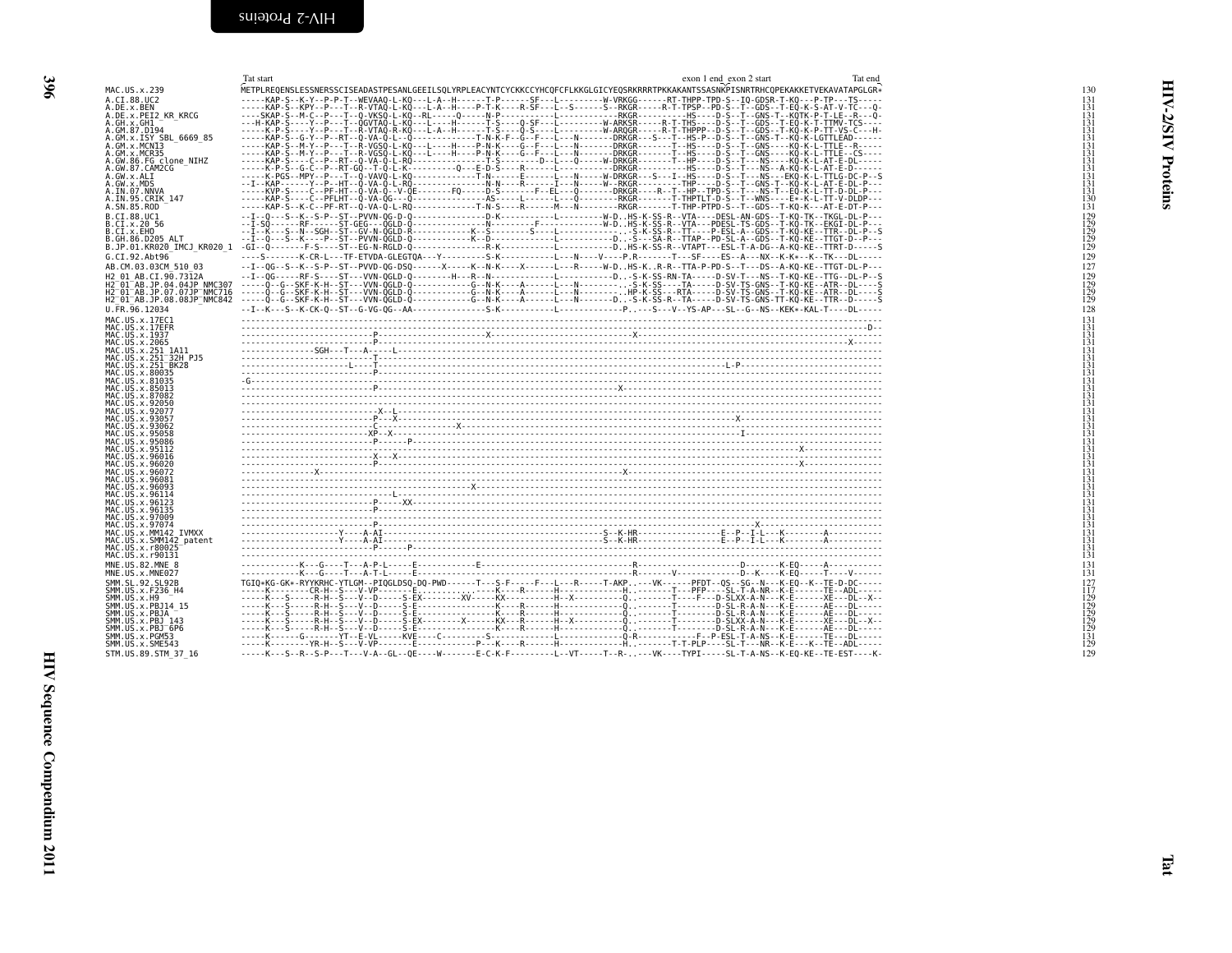```
                        Tat start                                                                                                  exon 1 end exon 2 start                 Tat end
MAC.US.x.239            METPLREQENSLESSNERSSCISEADASTPESANLGEEILSQLYRPLEACYNTCYCKKCCYHCQFCFLKKGLGICYEQSRKRRRTPKKAKANTSSASNKPISNRTRHCQPEKAKKETVEKAVATAPGLGR*   130
A.CI.88.UC2             -----KAP-S--K-Y--P-P-T--WEVAAQ-L-KQ---L-A--H------T-P------SF---L---------W-VRKGG------RT-THPP-TPD-S--IQ-GDSR-T-KQ---P-TP---TS-----   131
A.DE.x.BEN              -----KAP-S--KPY--P---T--R-VTAQ-L-KQ---L-A--H----P-T-K----R-SF---L--S------S--RKGR-----R-T-TPSP--PD-S--T--GDS--T-EQ-K-S-AT-V-TC---Q-   131
A.DE.x.PEI2_KR_KRCG     ----SKAP-S--M-C--P---T--Q-VKSQ-L-KQ--RL-----Q------N-P---------L-----------RKGR----------HS----D-S--T--GNS-T--KQTK-P-T-LE--R---Q-   131
A.GH.x.GH1              ---H-KAP-S----Y--P---T--QGVTAQ-L-KQ---L----H------T-S----Q-SF---L----------W-ARKSR-----R-T-THS----D-S--T--GDS--T-EQ-K-T-TTMV-TCS----   131
A.GM.87.D194            -----K-P-S----Y--P---T--R-VTAQ-R-KQ---L-A--H------T-S----Q-S----L----------W-ARQGR-----R-T-THPPP--D-S--T--GDS--T-KQ-K-P-TT-VS-C---H-   131
A.GM.x.ISY_SBL_6669_85  -----KAP-S--G-Y--P--RT--Q-VA-Q-L-KQ---Q-------------T-N-K-F--G--F----L----N-------DRKGR---S---T--HS-P--D-S--T--GNS-T--KQ-K-LGTTLEAD------   131
A.GM.x.MCN13            -----KAP-S--M-Y--P---T--R-VGSQ-L-KQ---L----H-----P-N-K----G--F----L----N-------DRKGR---------T--HS----D-S--T--GNS-----KQ-K-L-TTLE--R-----   131
A.GM.x.MCR35            -----KAP-S--M-Y--P---T--R-VGSQ-L-KQ---L----H-----P-N-K----G--F----L----N-------DRKGR---------T--HS----D-S--T--GNS-----KQ-K-L-TTLE--CS----   131
A.GW.86.FG_clone_NIHZ   -----KAP-S----C--P--RT--Q-VA-Q-L-RQ------------------T-S---------D--L----Q-------W-DRKGR---------T--HP----D-S--T---NS-----KQ-K-L-AT-E-DL-----   131
A.GW.87.CAM2CG          -----K-P-S--G-C--P--RT-GQ--T-Q-L-K----------Q---E-D-S-----R------L----------------DRKGR---------HS----D-S--T---NS--A-KQ-K-L-AT-E-D------   131
A.GW.x.ALI              -----K-PGS--MPY--P---T--Q-VAVQ-L-KQ-----------------T-N------E-------L----N------W-DRKGR---S---I--HS----D-S--T---NS---EKQ-K-L-TTLG-DC-P--S   131
A.GW.x.MDS              --I--KAP-------Y--P--HT--Q-VA-Q-L-RQ-----------------N-N-----R-------I----N------W--RKGR---------THP----D-S--T--GNS-T--KQ-K-L-AT-E-DL-P---   131
A.IN.07.NNVA            -----KVP-S----C--PF-HT--Q-VA-Q--V-QE--------FQ------D-S--------F--EL---Q-------DRKGR-----R--T--HP--TPD-S--T---NS-T--EQ-K-L-TT-D-DL-P---   131
A.IN.95.CRIK_147        -----KAP-S----C--PFLHT--Q-VA-QG---Q-----------------AS------L-------L---Q---------RKGR---------T-THPTLT-D-S--T--WNS-----E*-K-L-TT-V-DLDP---   130
A.SN.85.ROD             -----KAP-S--K-C--PF-RT--Q-VA-Q-L-RQ--------------T-N-S-----R------M---N----------RKGR---------T-THP-PTPD-S--T--GDS--T-KQ-K---AT-E-DT-P---   131
B.CI.88.UC1             --I--Q---S--K--S-P--ST--PVVN-QG-D-Q---------------D-K-----------L---------W-D..HS-K-SS-R--VTA----DESL-AN-GDS--T-KQ-TK--TKGL-DL-P---   129
B.CI.x.20_56            --I-SQ------RF------ST-GEG---QGLD-Q---------------N---------F-------------W-D..HS-K-SS-R--VTA----PDESL-TS-GDS--T-KQ-TK--EKGI-DL-P---   129
B.CI.x.EHO              --I--K---S--N--SGH--ST--GV-N-QGLD-R-------------K--S---------S----L-------------..-S-K-SS-R--TT----P-ESL-A--GDS--T-KQ-KE--TTR--DL-P--S   129
B.GH.86.D205_ALT        --I--Q---S--K-----P--ST--PVVN-QGLD-Q------------K--D----------------L------------D..-S---SA-R--TTAP--PD-SL-A--GDS--T-KQ-KE--TTGT-D--P---   129
B.JP.01.KR020_IMCJ_KR020_1 -GI--Q-------F-S----ST--EG-N-RGLD-Q--------------R-K--------------L------------D..HS-K-SS-R--VTAPT---ESL-T-A-DG--A-KQ-KE--TTRT-D-----S   129
G.CI.92.Abt96           ----S-------K-CR-L---TF-ETVDA-GLEGTQA---Y---------S-K------------L----N----V----P.R--------T---SF----ES--A---NX--K-K*--K--TK---DL-----   129
AB.CM.03.03CM_510_03    --I--QG--S--K--S-P--ST--PVVD-QG-DSQ------X-----K--N-K----X------L----R-----W-D..HS-K..R-R--TTA-P-PD-S--T---DS--A-KQ-KE--TTGT-DL-P---   127
H2_01_AB.CI.90.7312A    --I--QG---RF-S------ST----VVN-QGLD-Q---------H---R--N-------------L---------D..-S-K-SS-RN-TA-----D-SV-T---NS--T-KQ-KE--TTG--DL-P--S   129
H2_01_AB.JP.04.04JP_NMC307 -----Q--G--SKF-K-H--ST---VVN-QGLD-Q------------G--N-K----A------L----N----------.-S-K-SS---TA-----D-SV-TS-GNS--T-KQ-KE--ATR--DL----S   129
H2_01_AB.JP.07.07JP_NMC716 -----Q--G--SKF-K-H--ST---VVN-QGLD-Q------------G--N-K----A------L----N---------.HP-K-SS---RTA-----D-SV-TS-GNS--T-KQ-KE--ATR--DL----S   129
H2_01_AB.JP.08.08JP_NMC842 -----Q--G--SKF-K-H--ST---VVN-QGLD-Q------------G--N-K----A------L----N--------D..-S-K-SS-R--TA-----D-SV-TS-GNS-TT-KQ-KE--TTR--D-P---S   129
U.FR.96.12034           --I--K---S--K-CK-Q---ST--G-VG-QG--AA--------------S-K-------------L--------------P..---S---V--YS-AP---SL--G--NS--KEK*-KAL-T----DL-----   128
MAC.US.x.17EC1          -------------------------------------------------------------------------------------------------------------------------------------   131
MAC.US.x.17EFR          -----------------------------------------------------------------------------------------------------------------------------------D--   131
MAC.US.x.1937           ----------------------------P---------------------X--------------------------------------X-------------------------------------------   131
MAC.US.x.2065           ----------------------------P-----------------------------------------------------------------------------------------------X--------   131
MAC.US.x.251_1A11       ---------------SGH---T---A------L----------------------------------------------------------------------------------------------------   131
MAC.US.x.251_32H_PJ5    ----------------------------T--------------------------------------------------------------------------------------------------------   131
MAC.US.x.251_BK28       -------------------------L---T---------------------------------------------------------------L-P-------------------------------------   131
MAC.US.x.80035          ----------------------------P--------------------------------------------------------------------------------------------------------   131
MAC.US.x.81035          -G-----------------------------------------------------------------------------------------------------------------------------------   131
MAC.US.x.85013          ----------------------------P-------------------------------------------------------X------------------------------------------------   131
MAC.US.x.87082          -------------------------------------------------------------------------------------------------------------------------------------   131
MAC.US.x.92050          -------------------------------------------------------------------------------------------------------------------------------------   131
MAC.US.x.92077          -----------------------------X--L----------------------------------------------------------------------------------------------------   131
MAC.US.x.93057          ----------------------------P---X------------------------------------------------------------------X---------------------------------   131
MAC.US.x.93062          ----------------------------C---------------------X----------------------------------------------------------------------------------   131
MAC.US.x.95058          ----------------------------XP--X--------------------------------------------------------------------I-------------------------------   131
MAC.US.x.95086          ----------------------------P-------P----------------------------------------------------------------------------------------------   131
MAC.US.x.95112          ------------------------------------------------------------------------------------------------------------------X------------------   131
MAC.US.x.96016          ----------------------------X---X----------------------------------------------------------------------------------------------------   131
MAC.US.x.96020          ----------------------------P-------------------------------------------------------------------------------------X------------------   131
MAC.US.x.96072          ------------X------------------------------------------------------------------X-----------------------------------------------------   131
MAC.US.x.96081          -------------------------------------------------------------------------------------------------------------------------------------   131
MAC.US.x.96093          ---------------------------------------------------X---------------------------------------------------------------------------------   131
MAC.US.x.96114          ------------------------------L------------------------------------------------------------------------------------------------------   131
MAC.US.x.96123          ----------------------------P-----XX-----------------------------------------------------------------------------------------------   131
MAC.US.x.96135          ----------------------------P--------------------------------------------------------------------------------------------------------   131
MAC.US.x.97009          -------------------------------------------------------------------------------------------------------------------------------------   131
MAC.US.x.97074          ----------------------------P-------------------------------------------------------------------------X-----------------------------   131
MAC.US.x.MM142_IVMXX    --------------------Y----A-AI--------------------------------------------------S--K-HR-----------------E--P--I-L---K---------A-----------   131
MAC.US.x.SMM142_patent  --------------------Y----A-AI--------------------------------------------------S--K-HR-----------------E--P--I-L---K---------A-----------   131
MAC.US.x.r80025         ----------------------------P------P-------------------------------------------------------------------------------------------------   131
MAC.US.x.r90131         -------------------------------------------------------------------------------------------------------------------------------------   131
MNE.US.82.MNE_8         ------------K---G----T---A-P-L-----E-------------E---------------------------------R--------------------D-------K-EQ-----A-----------   131
MNE.US.x.MNE027         ------------K---G----T---A-T-L-----E---------------------------------------------R--------V-------------D--K----K-EQ------T----V-------   131
SMM.SL.92.SL92B         TGIQ*KG-GK*-RYYKRHC-YTLGM--PIQGLDSQ-DQ-PWD------T---S-F-----F---L---R-----T-AKP..---VK------PFDT--QS--SG--N---K-EQ--K--TE-D-DC-----   127
SMM.US.x.F236_H4        -----K---------CR-H--S---V-VP-------E-.........----K----R------H------------H..------T---PFP----SL-T-A-NR--K-E------TE--ADL-----   117
SMM.US.x.H9             -----K---S-----R-H--S---V--D-----S-EX--------XV-----KX---------H--X---------Q..-------T----F---D-SLXX-A-N---K-E------XE---DL--X--   129
SMM.US.x.PBJ14_15       -----K---S-----R-H--S---V--D-----S-E-----------------K----R------H------------Q..-------T--------D-SL-R-A-N---K-E------AE---DL-----   129
SMM.US.x.PBJA           -----K---S-----R-H--S---V--D-----S-E-----------------K----R------H------------Q..-------T--------D-SL-R-A-N---K-E------AE---DL-----   129
SMM.US.x.PBJ_143        -----K---S-----R-H--S---V--D-----S-EX--------X-------KX---R------H--X---------Q..-------T--------D-SLXX-A-N---K-E------XE---DL--X--   129
SMM.US.x.PBJ_6P6        -----K---S-----R-H--S---V--D-----S-E-----------------K----R------H------------Q..-------T--------D-SL-R-A-N---K-E------AE---DL-----   129
SMM.US.x.PGM53          -----K------G-------YT--E-VL-----KVE----C----------S------------------------Q-R----------F--P-ESL-T-A-NS--K-E------TE---DL-----   131
SMM.US.x.SME543         -----K-------YR-H--S---V-VP-------E------------P----K----R------H------------H..-------T-T-PLP----SL-T---NR--K-E---K--TE--ADL-----   129
STM.US.89.STM_37_16     -----K---S--R--S-P---T---V-A--GL--QE----W-------E-C-K-F---------L--VT-----T--R-..---VK----TYPI-----SL-T-A-NS--K-EQ-KE--TE-EST----K-   129
```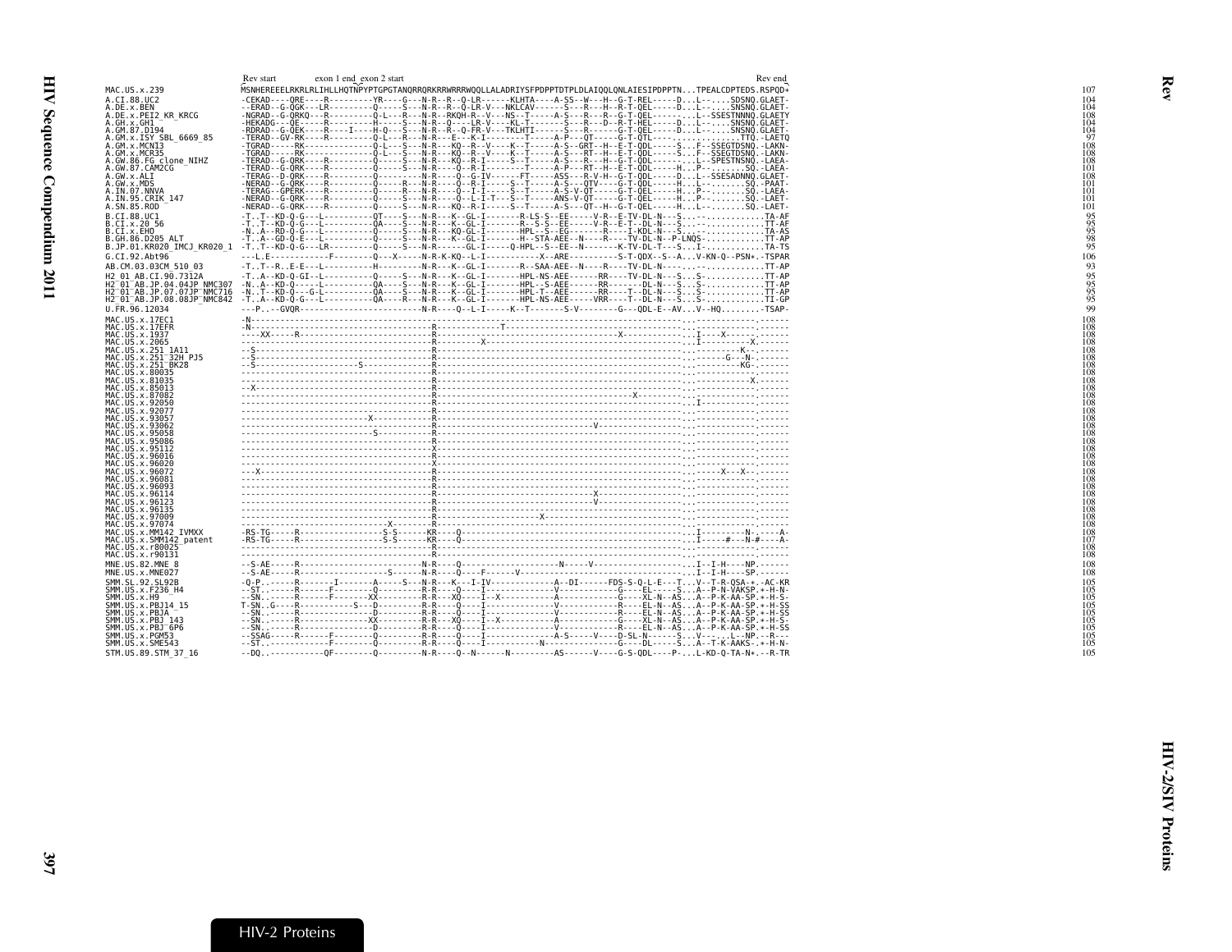```
          Rev start        exon 1 end exon 2 start                                                                                          Rev end
MAC.US.x.239              MSNHEREEELRKRLRLIHLLHQTNPYPTGPGTANQRRQRKRRWRRRWQQLLALADRIYSFPDPPTDTPLDLAIQQLQNLAIESIPDPPTN...TPEALCDPTEDS.RSPQD*   107
A.CI.88.UC2               -CEKAD----QRE----R---------YR----G---N-R--R--Q-LR------KLHTA----A-SS--W---H--G-T-REL-----D...L-.....SDSNQ.GLAET-   104
A.DE.x.BEN                --ERAD--G-QGK---LR---------Q-----S---N-R--R--Q-LR-V---NKLCAV------S---R---H--R-T-QEL-----D...L-.....SNSNQ.GLAET-   104
A.DE.x.PEI2_KR_KRCG       -NGRAD--G-QRKQ---R---------Q-L---R---N-R--RKQH-R--V---NS--T-----A-S---R---R--G-T-QEL------...L--SSESTNNNQ.GLAETY  108
A.GH.x.GH1                -HEKADG---QE-----R---------H-----S---N-R--Q----LR-V---KL-T------S---R---D--R-T-HEL-----D...L-.....SNSNQ.GLAET-   104
A.GM.87.D194              -RDRAD--G-QEK----R----I----H-Q---S---N-R--R--Q-FR-V---TKLHTI------S---R------G-T-QEL-----D...L-.....SNSNQ.GLAET-   104
A.GM.x.ISY_SBL_6669_85    -TERAD--GV-RK----R---------Q-L---R---N-R--E---K-I-------T-----A-P---QT------G-T-QTL--------...............TTQ.-LAETQ   97
A.GM.x.MCN13              -TGRAD-----RK--------------Q-L---S---N-R--KQ--R--V----K--T-----A-S---GRT--H--E-T-QDL-----S...F--SSEGTDSNQ.-LAKN-   108
A.GM.x.MCR35              -TGRAD-----RK--------------Q-L---S---N-R--KQ--R--V----K--T-----A-S---RT--H--E-T-QDL-----S...F--SSEGTDSNQ.-LAKN-   108
A.GW.86.FG_clone_NIHZ     -TERAD--G-QRK----R---------Q-----S---N-R--KQ--R-I-----S--T-----A-S---R---H--G-T-QDL------...L--SPESTNSNQ.-LAEA-   108
A.GW.87.CAM2CG            -TERAD--G-QRK----R---------Q-----S---N-R----Q--R-I--------T-----A-P---RT--H--E-T-QDL-----H...P-........SQ.-LAEA-   101
A.GW.x.ALI                -TERAG--D-QRK----R---------Q-----------N-R----Q--G-IV------FT-----ASS---R-V-H--G-T-QDL-----D...L--SSESADNNQ.GLAET-   108
A.GW.x.MDS                -NERAD--G-QRK----R---------Q-----R---N-R----Q--R-I-----S--T-----A-S---QTV----G-T-QDL-----H...L-........SQ.-PAAT-   101
A.IN.07.NNVA              -TERAG--GPERK----R---------Q-----R---N-R----Q--I-I-----S--T-----A-S-V-QT-----G-T-QEL-----H...P-........SQ.-LAEA-   101
A.IN.95.CRIK_147          -NERAD--G-QRK----R---------Q-----S---N-R----Q--L-I-T---S--T-----ANS-V-QT-----G-T-QEL-----H...P-........SQ.-LAET-   101
A.SN.85.ROD               -NERAD--G-QRK----R---------Q-----S---N-R--KQ--R-I-----S--T-----A-S---QT--H--G-T-QEL-----H...L-........SQ.-LAET-   101
B.CI.88.UC1               -T..T--KD-Q-G---L----------QT----S---N-R---K--GL-I-------R-LS-S--EE-----V-R--E-TV-DL-N---S...-.............TA-AF   95
B.CI.x.20_56              -T..T--KD-Q-G---L----------QA----S---N-R---K--GL-I-------R--S-S--EE-----V-R--E-T--DL-N---S...-.............TT-AF   95
B.CI.x.EHO                -N..A--RD-Q-G---L----------Q-----S---N-R---KQ-GL-I-------HPL--S--EG-------R----I-KDL-N---S...-.............TA-AS   95
B.GH.86.D205_ALT          -T..A--GD-Q-E---L----------Q-----S---N-R---K--GL-I-------H--STA-AEE--N----R----TV-DL-N--P-LNQS-............TT-AP   98
B.JP.01.KR020_IMCJ_KR020_1 -T..T--KD-Q-G---LR---------Q-----S---N-R--------GL-I-----Q-HPL--S--EE--N-------K-TV-DL-T---S...I-............TA-TS   95
G.CI.92.Abt96             ---L.E------------F--------Q---X-----N-R-K-KQ--L-I-----------X--ARE----------S-T-QDX--S--A...V-KN-Q--PSN*.-TSPAR  106
AB.CM.03.03CM_510_03      -T..T--R..E-E---L----------H---------N-R---K--GL-I-------R--SAA-AEE--N----R----TV-DL-N----...-.............TT-AP   93
H2_01_AB.CI.90.7312A      -T..A--KD-Q-GI--L----------Q-----S---N-R---K--GL-I-------HPL-NS-AEE------RR----TV-DL-N---S...S-............TT-AP   95
H2_01_AB.JP.04.04JP_NMC307 -N..A--KD-Q-----L----------QA----S---N-R---K--GL-I-------HPL--S-AEE------RR-----DL-N---S...S-............TT-AP   95
H2_01_AB.JP.07.07JP_NMC716 -N..T--KD-Q---G-L----------QA----S---N-R---K--GL-I-------HPL-T--AEE------RR----T--DL-N---S...S-............TT-AP   95
H2_01_AB.JP.08.08JP_NMC842 -T..A--KD-Q-G---L----------QA----R---N-R---K--GL-I-------HPL-NS-AEE-----VRR----T--DL-N---S...S-............TI-GP   95
U.FR.96.12034             ---P..--GVQR-------------------------N-R----Q--L-I-----K--T-------S-V---------G---QDL-E--AV...V--HQ.........TSAP-  99
MAC.US.x.17EC1            -N--------------------------------R-----------------------------------------------...-.............-------   108
MAC.US.x.17EFR            -N--------------------------------R-------------T--------------------------------...-.............-------   108
MAC.US.x.1937             ----XX-----R----------------------R-------------------------------------------X-----...I-----X--------------   108
MAC.US.x.2065             ----------------------------------R--------------X--------------------------------...I-------------X.------   108
MAC.US.x.251_1A11         --S-------------------------------R-----------------------------------------------...-----------K-.------   108
MAC.US.x.251_32H_PJ5      --S-------------------------------R-----------------------------------------------...------G---N-.------   108
MAC.US.x.251_BK28         --S----------------------S--------R-----------------------------------------------...-----------KG-.------   108
MAC.US.x.80035            ----------------------------------R-----------------------------------------------...-------------.------   108
MAC.US.x.81035            ----------------------------------R-----------------------------------------------...-----------X.------   108
MAC.US.x.85013            --X-------------------------------R-----------------------------------------------...-------------.------   108
MAC.US.x.87082            ----------------------------------R---------------------------------------X-------...-------------.------   108
MAC.US.x.92050            ----------------------------------R-----------------------------------------------...I-------------.------   108
MAC.US.x.92077            ----------------------------------R-----------------------------------------------...-------------.------   108
MAC.US.x.93057            ------------------------X---------R-----------------------------------------------...-------------.------   108
MAC.US.x.93062            ----------------------------------R-----------------------------V-----------------...-------------.------   108
MAC.US.x.95058            -------------------------S--------R-----------------------------------------------...-------------.------   108
MAC.US.x.95086            ----------------------------------R-----------------------------------------------...-------------.------   108
MAC.US.x.95112            ----------------------------------X-----------------------------------------------...-------------.------   108
MAC.US.x.96016            ----------------------------------R-----------------------------------------------...-------------.------   108
MAC.US.x.96020            ----------------------------------X-----------------------------------------------...-------------.------   108
MAC.US.x.96072            ---X------------------------------R-----------------------------------------------...-----X---X--.------   108
MAC.US.x.96081            ----------------------------------R-----------------------------------------------...-------------.------   108
MAC.US.x.96093            ----------------------------------R-----------------------------------------------...-------------.------   108
MAC.US.x.96114            ----------------------------------R-----------------------------X-----------------...-------------.------   108
MAC.US.x.96123            ----------------------------------R-----------------------------V-----------------...-------------.------   108
MAC.US.x.96135            ----------------------------------R-----------------------------------------------...-------------.------   108
MAC.US.x.97009            ----------------------------------R------------------X----------------------------...-------------.------   108
MAC.US.x.97074            --------------------------X-------R-----------------------------------------------...-------------.------   108
MAC.US.x.MM142_IVMXX      -RS-TG-----R--------------S-S-----KR----Q-----------------------------------------...I--------N-----A-   108
MAC.US.x.SMM142_patent    -RS-TG-----R--------------S-S-----KR----Q-----------------------------------------...I-----#---N-#----A-   107
MAC.US.x.r80025           ----------------------------------R-----------------------------------------------...-------------.------   108
MAC.US.x.r90131           ----------------------------------R-----------------------------------------------...-------------.------   108
MNE.US.82.MNE_8           --S-AE-----R-------------------------N-R----Q-------------------N-----V-----------...I--I-H----NP.------   108
MNE.US.x.MNE027           --S-AE-----R--------------S------N-R----Q----F------V-----------------------------...I--I-H----SP.------   108
SMM.SL.92.SL92B           -Q-P..-----R-------I-------A-----S---N-R---K---I-IV-------------A--DI------FDS-S-Q-L-E---T...V--T-R-QSA-*.-AC-KR  105
SMM.US.x.F236_H4          --ST..-----R------F--------Q---------R-R----Q----I--------------V-------------G----EL-----S...A--P-N-VAKSP.*-H-N-  105
SMM.US.x.H9               --SN..-----R------F--------XX--------R-R----XQ----I--X----------A---------------G----XL-N--AS...A--P-K-AA-SP.*-H-S-  105
SMM.US.x.PBJ14_15         T-SN..G----R-----------S---D---------R-R----Q----I--------------V---------------R----EL-N--AS...A--P-K-AA-SP.*-H-SS  105
SMM.US.x.PBJA             --SN..-----R---------------D---------R-R----Q----I--------------V---------------R----EL-N--AS...A--P-K-AA-SP.*-H-SS  105
SMM.US.x.PBJ_143          --SN..-----R---------------XX--------R-R----XQ----I--X----------A---------------G----XL-N--AS...A--P-K-AA-SP.*-H-S-  105
SMM.US.x.PBJ_6P6          --SN..-----R---------------D---------R-R----Q----I--------------V---------------R----EL-N--AS...A--P-K-AA-SP.*-H-SS  105
SMM.US.x.PGM53            --SSAG-----R------F--------Q---------R-R----Q----I--------------A-S-----V----D-SL-N------S...V--.....L--NP.--R---  105
SMM.US.x.SME543           --ST..------------F--------Q---------R-R----Q----I------------N-----------------G----DL-----S...A--T-K-AAKS-.*-H-N-  105
STM.US.89.STM_37_16       --DQ..-----------QF--------Q---------N-R----Q--N------N---------AS------V-----G-S-QDL----P-...L-KD-Q-TA-N*.--R-TR  105
```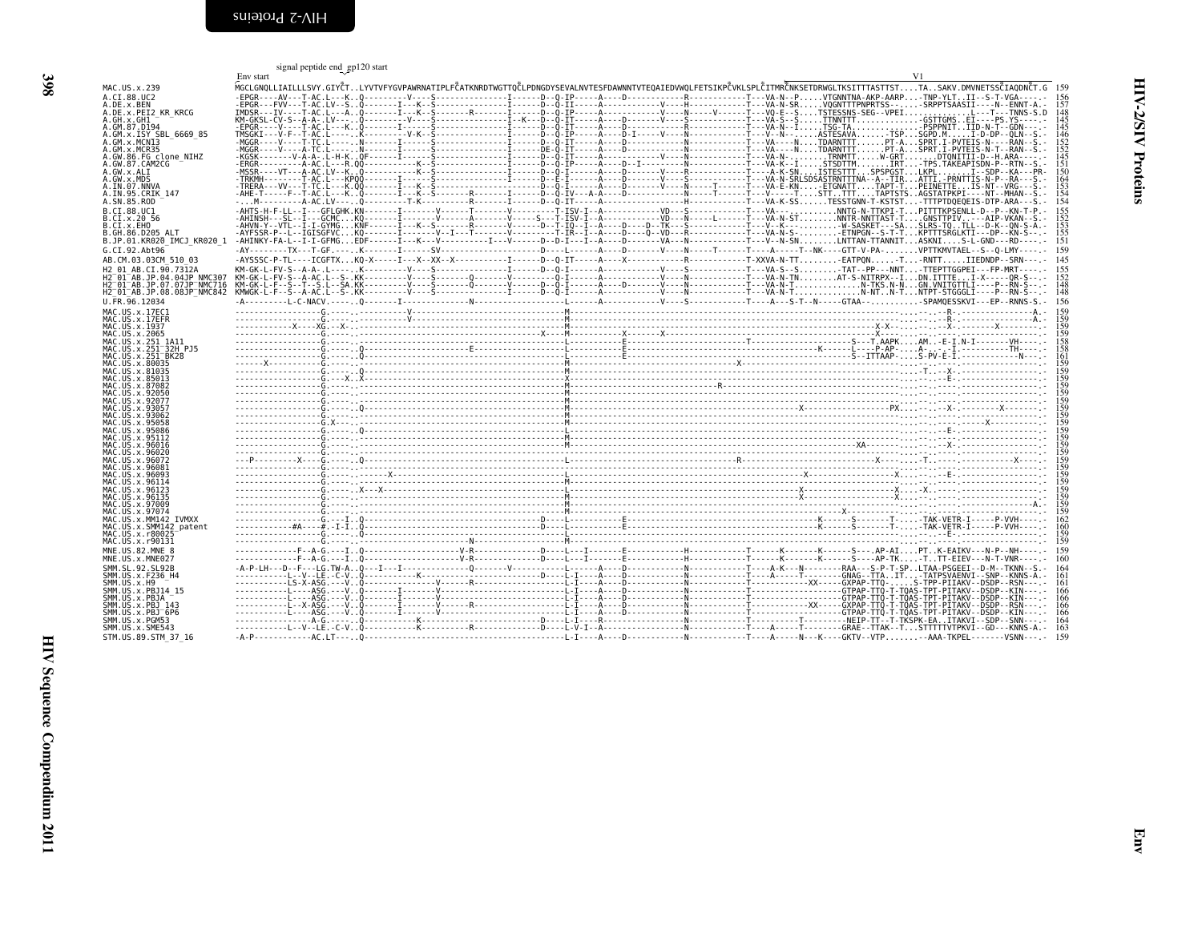signal peptide end gp120 start

Env start V1

```
MAC.US.x.239                MGCLGNQLLIAILLLSVY.GIYCT..LYVTVFYGVPAWRNATIPLFCATKNRDTWGTTQCLPDNGDYSEVALNVTESFDAWNNTVTEQAIEDVWQLFETSIKPCVKLSPLCITMRCNKSETDRWGLTKSITTTASTTST....TA..SAKV.DMVNETSSCIAQDNCT.G  159
A.CI.88.UC2                 -EPGR----AV---T-AC.L---K..Q---------V----S---------------I-------D--Q-IP-----A----D------------R------------T----VA-N--P.....VTGNNTNA-AKP-AARP....-TNP-YLT..II--S-T-VGA----.-  156
A.DE.x.BEN                  -EPGR---FVV---T-AC.LV--S..Q--------I---K--S---------------I-------D--Q-II-----A------------V----H------------T----VA-N-SR.....VQGNTTTPNPRTSS-.....-SRPPTSAASII----N--ENNT-A.-  157
A.DE.x.PEI2_KR_KRCG         IMDSR---IV----T-AC.L---A..Q--------I---K--S--------R-------I-------D--Q-IP-----A------------V----N------V------T----VQ-E--S.....TSTESSNS-SEG--VPEI.............L---T---TNNS-S.D  148
A.GH.x.GH1                  KM-GKSL-CV-S---A-A-.LV-----Q----------V----S---------------I--K---D--Q-IT-----A----D------------V----S------------T----VA-S--S.....TTNNTTT...............GSTTGMS..EI----PS.YS----.-  148
A.GM.87.D194                -EPGR----V----T-AC.L---K..Q---------I-----S---------------I-------D--Q-IT-----A----D------------R------------T----VA-N--I.....TSG-TA....................PSPPNIT..IID-N-T--GDN---.-  145
A.GM.x.ISY_SBL_6669_85      TMSGKI---V-F---T-AC.L-----..K---------V-K--S---------------I-------D--Q-IP-----A----D-I-----V----N------------T----V--N-----.ASTESAVA.....TSP...SGPD.M......I-D-DP--QLN--S.-  146
A.GM.x.MCN13                -MGGR----V----T-TC.L----..N--------I------S---------------I-------D--Q-IT-----A----D------------R------------T----VA----N...TDARNTTT.......PT-A...SPRT.I-PVTEIS-N----RAN--S.-  152
A.GM.x.MCR35                -MGGR----V----A-TC.L----..N--------I------S---------------I-------DE-Q-IT-----A----D------------R------------T----VA----N...TDARNTTT.......PT-A...SPRT.I-PVTEIS-N-T--RAN--S.-  152
A.GW.86.FG_clone_NIHZ       -KGSK--------V-A-A-.L-H-K..QF---------I-----S---------------I-------D--Q-IT-----A------------V----N------------T----VA-N-.............TRNMT......W-GRT.........DTQNITII-D--H.ARA----.-  145
A.GW.87.CAM2CG              -ERGR----------A-AC.L---R.QQ-----------K--S---------------I-------D--Q-IP-----A----D--I---------N------------T----VA-K--I.....STSDTTM........IRT....-TPS.TAKEAPISDN-P--RTN--S.-  151
A.GW.x.ALI                  -MSSR----VT---A-AC.LV--K..Q----------K--S---------------I-------D--Q-I------A----D-------------V----R------------T----A-K-SN....ISTESTTT....SPSPGST...LKPL.........I--SDP--KA---PR-  150
A.GW.x.MDS                  -TRKMH--------T-AC.L---KPQQ---------I------S---------------I-------D--E-I-----A----D------------V----S------------T----VA-N-SRLSDSASTRNTTTNA--A--TIR...ATTI.-PRNTTIS-N-P--RA---S.-  164
A.IN.07.NNVA                -TRERA---VV---T-TC.L---K.QQ---------I---K--S---------------I-------D--Q-I-----A----D------------V----N------T-----T----VA-E-KN.....ETGNATT.......TAPT-T...PEINETTE....IS-NT--VRG---S.-  153
A.IN.95.CRIK_147            -AHE-T------F--T-AC.L---K..Q---------I---K--S--------R-------I-------D--Q-IV---A-A-----D------------R------------T----V-----T.....STT..TTT.....TAPTSTS..AGSTATPKPI----NT--MHAN--S.-  154
A.SN.85.ROD                 -...M----------A-AC.LV-----Q-----------T-K----------R-------I-------D--Q-IT-----A---------------R------------T----VA-K-SS.......TESSTGNN-T-KSTST....-TTTPTDQEQEIS-DTP-ARA---S.-  154
B.CI.88.UC1                 -AHTS-H-F-LL--I---GFLGHK.KN--------I-------V-------T-------V--------T-ISV-I--A-----------VD----S------------T----VA--.........NNTG-N-TTKPI-T...PITTTKPSENLL-D--P--KN-T-P.-  155
B.CI.x.20_56                -AHINSH---SL--I---GCMC...KQ---------I-------V-------A-------V------S---T-ISV-I--A-----------VD----N------L------T----VA-N-ST........NNTR-NNTTAST-T....GNSTTPIV.....-AIP-VKAN--S.-  152
B.CI.x.EHO                  -AHVN-Y--VTL--I-I-GYMG...KNF-------I---K--S---------R-------V------T-IQ--I--A-----D----D--TK----S------------T----V--K-.........-W-SASKET---SA...SLRS-TQ..TLL--D-K--QN-S-A.-  153
B.GH.86.D205_ALT            -AYFSSR-P--L--IGISGFVC....KQ--------I-------V--I----T--------V----------T-IR--I--A-----D----Q--VD----R------------T----VA-N-S-.........ETNPGN--S-T-T...KPTTTSRGLKTI---DP--KN-S--.-  155
B.JP.01.KR020_IMCJ_KR020_1  -AHINKY-FA-L--I-I-GFMG...EDF-------I---K---V---------I---V-------D--D-I---I--A-----D----VA----N------------T----V--N-SN.......LNTTAN-TTANNIT...ASKNI.....S-L-GND---RD----.-  151
G.CI.92.Abt96               -AY----------TX---T-GF......K--------I------SV-------------------D-----L-----A----D----V----N------T--------T----A-----T--NK----GTT-V-PA-.......VPTTKMVTAEL--S--Q-LMY----.-  159
AB.CM.03.03CM_510_03        -AYSSSC-P-TL----ICGFTX...KQ-X--------I---X--XX--X-----------I-------D--Q-IT-----A----X------------R--------------T-XXVA-N-TT........EATPQN......-T...-RNTT......IIEDNDP--SRN---.-  145
H2_01_AB.CI.90.7312A        KM-GK-L-FV-S---A-A-.L-----..K---------V----S---------------I-------D--Q-I-----A-------------V----S------------T----VA-S--S.........-TAT--PP---NNT....-TTEPTTGGPEI---FP-MRT---.-  155
H2_01_AB.JP.04.04JP_NMC307  KM-GK-L-FV-S---A-AC.L--S-.KK---------V----S---------Q--------V-------Q-I-----A-----------V----N------------T----VA-N-TN.........AT-S-NITRPX--I...DN.ITTTE.....I-X-----QR-S--.-  152
H2_01_AB.JP.07.07JP_NMC716  KM-GK-L-F--S--T--S.L--SA.KK---------V----S---------Q--------V-------D--Q-I-----A----D--------V----N------------T----VA-N-T..............N-TKS.N-N...GN.VNITGTTLI-----P--RN-S--.-  148
H2_01_AB.JP.08.08JP_NMC842  KMWGK-L-F--S--A-AC.L--S..KK---------V----S---------Q--------V-------D--Q-I-----A-----------V----N------------T----VA-N-T..............N-NT..N-T...NTPT-STGGGLI----P--RN-S--.-  148
U.FR.96.12034               -A---------L-C-NACV.-----.Q--------I-------------------N----------------------L-----A-------------V----S------------T----A----S-T--N------GTAA--.............-SPAMQESSKVI---EP--RNNS-S.-  156
MAC.US.x.17EC1              -------------------G.----..-----------V--------------------------------M---------------------------------------------------------------------------------------.---R-.-----------------A.-  159
MAC.US.x.17EFR              -------------------G.----..-----------V--------------------------------M---------------------------------------------------------------------------------------.---R-.-----------------A.-  159
MAC.US.x.1937               ------------X----XG.--X-.-------------------------------------------------M------------------------------------------------------------------------X-X-------.---X-.---------X----------.-  159
MAC.US.x.2065               -------------------G.-----.-----------------------------------X-----M----------X------------------------------------------------------------------X-----.-------.--------------------.-  159
MAC.US.x.251_1A11           -------------------G.-----.-------------------------------------------------L-----------E-----------------------T----------------------S---T.AAPK....AM..-E-I.N-I--------VH-----.-  158
MAC.US.x.251_32H_PJ5        -------------------G.-----.Q----------------------------E-----------------L-----------E----------------------------------K------L----P-AP-....A-...-I.----------TH------.-  158
MAC.US.x.251_BK28           -------------------G.-----.-----------------------------------------------L-----------E------------------------------------------------S--ITTAAP-....S-PV-E-I.---------------N----.-  161
MAC.US.x.80035              ------X------------G.-----.-------------------------------------------------M-------------------------------------X--------------------------------------.-------.--------------------.-  159
MAC.US.x.81035              -------------------G.-----.Q------------------------------------------------M-----------------------------------------------------------------------------.---T.--X-.-----------------.-  159
MAC.US.x.85013              -------------------G.----X.X------------------------------------------------M-----------------------------------------------------------------------------.-------E-.-----------------.-  159
MAC.US.x.87082              -------------------G.-----.-------------------------------------------------M------------------------R----------------------------------------------------.-------.--------------------.-  159
MAC.US.x.92050              -------------------G.-----.-------------------------------------------------M-----------------------------------------------------------------------------.-------.--------------------.-  159
MAC.US.x.92077              -------------------G.-----.-------------------------------------------------M-----------------------------------------------------------------------------.-------.--------------------.-  159
MAC.US.x.93057              -------------------G.-----.Q------------------------------------------------M---------------------------------------------------X-----------------------PX......-X-.---------X---------.-  159
MAC.US.x.93062              -------------------G.-----.-------------------------------------------------M-----------------------------------------------------------------------------.-------.--------------------.-  159
MAC.US.x.95058              -------------------G.X----.-------------------------------------------------M-----------------------------------------------------------------------------.-------.-----------X--------.-  159
MAC.US.x.95086              -------------------G.-----.Q------------------------------------------------L-----------------------------------------------------------------------------.-------E-.-----------------.-  159
MAC.US.x.95112              -------------------G.-----.-------------------------------------------------M-----------------------------------------------------------------------------.-------.--------------------.-  159
MAC.US.x.96016              -------------------G.-----.-------------------------------------------------M-----------------------------------------------------------XA--------------.-------X-.-----------------.-  159
MAC.US.x.96020              -------------------G.-----.-------------------------------------------------M-----------------------------------------------------------------------------.-------.--------------------.-  159
MAC.US.x.96072              ---P---------X----G.-----.Q------------------------------------------------L---------------------------R---------------------------------------X-------.---T.-----------X------.-  159
MAC.US.x.96081              -------------------G.-----.-------------------------------------------------M-----------------------------------------------------------------------------.-------.--------------------.-  159
MAC.US.x.96093              -------------------G.-----.--------X----------------------------------------L-----------------------------------------------------X----------------X-------.-------E-.-----------------.-  159
MAC.US.x.96114              -------------------G.-----.-------------------------------------------------M-----------------------------------------------------------------------------.-------.--------------------.-  159
MAC.US.x.96123              -------------------G.-----.X---X-------------------------------------------L----------------------------------------------------X---------------------X-----.-X-.-----------------.-  159
MAC.US.x.96135              -------------------G.-----.Q------------------------------------------------M---------------------------------------------------X---------------------X-----.-------.--------------------.-  159
MAC.US.x.97009              -------------------G.-----.-------------------------------------------------M-----------------------------------------------------------------------------.-------.-----------------A.-  159
MAC.US.x.97074              -------------------G.-----.-------------------------------------------------M-----------------------------------------------------------------------------.-------.--------------------.-  159
MAC.US.x.MM142_IVMXX        -------------------G.---I..Q-----------------------------------D-----L-----------E-----------------------------------K------S--------T-----.-TAK-VETR-I------P-VVH-----.-  162
MAC.US.x.SMM142_patent      ---------#A----#.-I-I..Q-----------------------------------D-----L-----------E-----------------------------------K------S--------T-----.-TAK-VETR-I------P-VVH-----.-  160
MAC.US.x.r80025             -------------------G.-----.-------------------------------------------------M-----------------------------------------------------------------------------.-------E-.-----------------.-  159
MAC.US.x.r90131             -------------------G.-----.----------------------N-------------------------M-----------------------------------------------------------------------------.-------.--------------------.-  159
MNE.US.82.MNE_8             -------------F--A-G.---I..Q--------------------V-R---------------D----L---I--------E----------H------------T------K--------K------S----AP-AI....PT..K-EAIKV---N-P--NH----.-  159
MNE.US.x.MNE027             -------------F--A-G.---I..Q--------------------V-R---------------D----L---I--------E----------H------------T------K--------K------S----AP-TK.....-T..TT-EIEV---N-T-VNR----.-  160
SMM.SL.92.SL92B             -A-P-LH---D--F---LG.TW-A..Q---I---I-------------Q-------V-----------L-----A----D------------N-----------T----A-K---N--------RAA---S-P-T-SP..LTAA-PSGEEI--D-M--TKNN--S.-  164
SMM.US.x.F236_H4            ------------L--V--LE.-C-V..Q--------------K----------------------------D----L-I----A----D------------N-----------T----A-----T-------GNAG--TTA..IT...-TATPSVAENVI--SNP--KNNS-A.-  161
SMM.US.x.H9                 ------------LS-X-ASG.---V..Q--------------V---------R---------------I----A----D------------N-----------T--------------XX-----GXPAP-TTQ-.....S-TPP-PITAKV--DSDP--RSN---.-  161
SMM.US.x.PBJ14_15           ------------L----ASG.---V..Q-------I---------V-----------------------L-I----A----D------------N-----------T---------------------GTPAP-TTQ-T-TQAS-TPT-PITAKV--DSDP--KIN---.-  166
SMM.US.x.PBJA               ------------L----ASG.---V..Q-------I---------V-----------------------L-I----A----D------------N-----------T---------------------GTPAP-TTQ-T-TQAS-TPT-PITAKV--DSDP--KIN---.-  166
SMM.US.x.PBJ_143            ------------L--X-ASG.---V..Q-------I---------V-----------------------L-I----A----D------------N-----------T--------------XX-----GXPAP-TTQ-T-TQAS-TPT-PITAKV--DSDP--RSN---.-  166
SMM.US.x.PBJ_6P6            ------------L----ASG.---V..Q-------I---------V-----------------------L-I----A----D------------N-----------T---------------------GTPAP-TTQ-T-TQAS-TPT-PITAKV--DSDP--KIN---.-  166
SMM.US.x.PGM53              -----------------A-G.-----.Q------------K--------------------------D----L-I----R----D------------N-----------T-----------T---------NEIP-TT--T-TKSPK-EA..ITAKVI--SDP--SNN---.-  164
SMM.US.x.SME543             ------------L--V--LE.-C-V..Q------------K---------R---------------D----L-V-I---A----D------------N-----------T----A-----T-------GRAE--TTAK--T...STTTTTVTPKVI--GD---KNNS-A.-  163
STM.US.89.STM_37_16         -A-P------------AC.LT----.Q-------------------------------------------L-I----A----D------------N-----------T----A------N---K----GKTV--VTP........--AAA-TKPEL--------VSNN---.-  159
```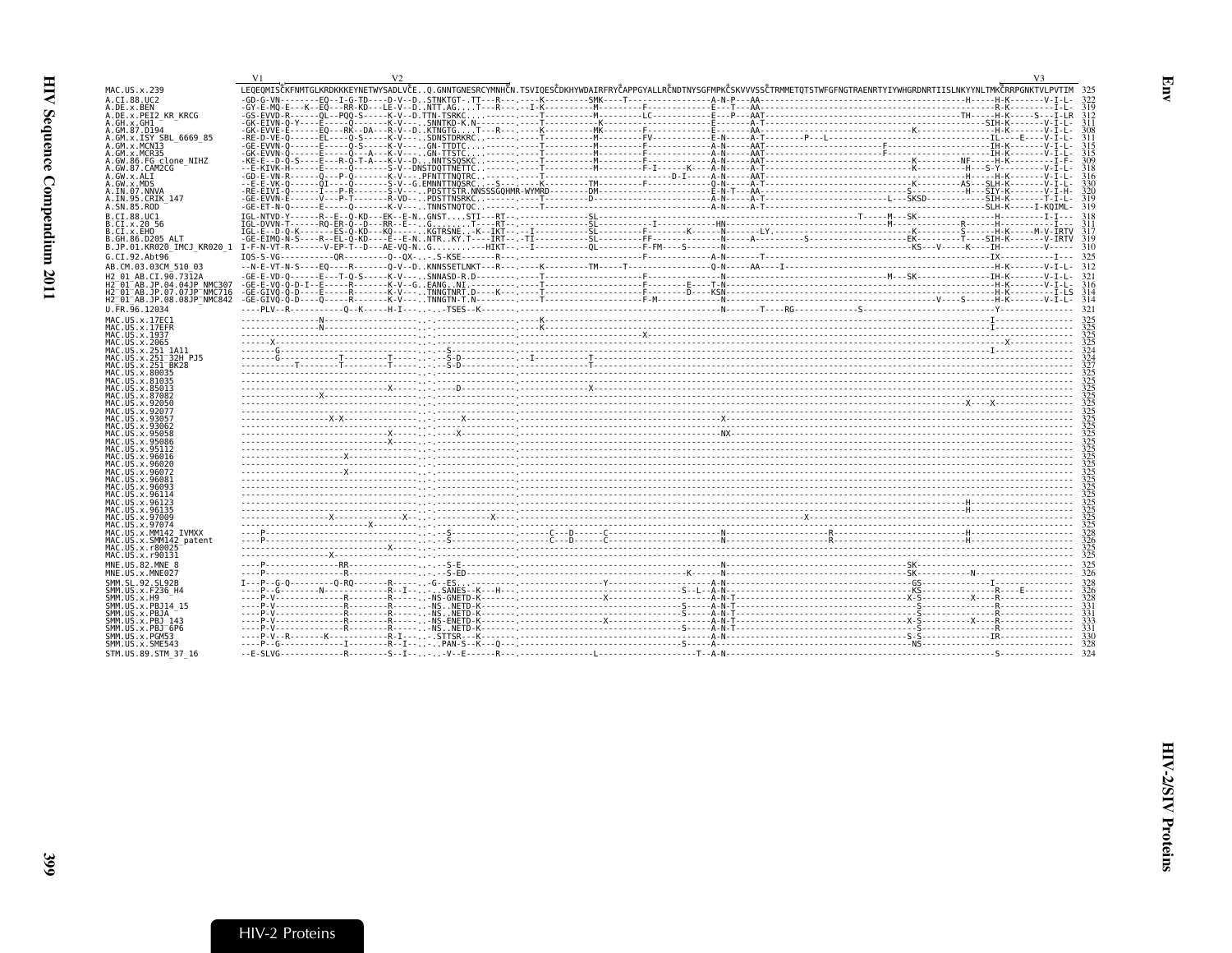```
                               V1                           V2                                                                                                                                       V3
MAC.US.x.239                   LEQEQMISCKFNMTGLKRDKKKEYNETWYSADLVCE..Q.GNNTGNESRCYMNHCN.TSVIQESCDKHYWDAIRFRYCAPPGYALLRCNDTNYSGFMPKCSKVVVSSCTRMMETQTSTWFGFNGTRAENRTYIYWHGRDNRTIISLNKYYNLTMKCRRPGNKTVLPVTIM  325
A.CI.88.UC2                    -GD-G-VN--------EQ--I-G-TD----D-V--D..STNKTGT-.TT---R---.----K---------SMK----T-----------------A-N-P---AA-------------------------------------------------H-----H-K-------V-I-L-  322
A.DE.x.BEN                     -GY-E-MQ-E---K--EQ---RR-KD---LE-V--D..NTT.AG....T---R---.-I-K---------M---------F-------------E---T---AA-------------------------------------------------------R-K---------I-L-  319
A.DE.x.PEI2_KR_KRCG            -GS-EVVD-R------QL--PQQ-S-----K-V--D.TTN-TSRKC..-------.----T----------M---------LC------------E---P---AAT-----------------------------------------------TH-----H-K------S---I-LR  312
A.GH.x.GH1                     -GK-EIVN-Q-Y----E-----Q-------K-V---..SNNTKD-K.N-------.----T------------K--------------------E-------A-T----------------------------------------------SIH-K-------V-I-L-  311
A.GM.87.D194                   -GK-EVVE-E------EQ---RK--DA---R-V--D..KTNGTG....T---R---.----K---------MK--------F-------------E-------AA----------------------------K------------------H-K-------V-I-L-  308
A.GM.x.ISY_SBL_6669_85         -RE-D-VE-Q------EL----Q-S-----K-V---..SDNSTDRKRC..-----.----T----------M---------F-------------E-N-----A-T--------P---L-------------------------------------IL----E----V-I-L-  311
A.GM.x.MCN13                   -GE-EVVN-Q------E-----Q-S-----K-V----..GN-TTDTC..------.----T----------M---------F-------------A-N-----AAT-----------------------------F----------------------IH-K-------V-I-L-  315
A.GM.x.MCR35                   -GK-EVVN-Q------E-----Q---A---K-V---..GN-TTSTC..------.----T----------M---------F-------------A-N-----AAT------------------------------F---------------------IH-K-------V-I-L-  315
A.GW.86.FG_clone_NIHZ          -KE-E--D-Q-S----E---R-Q-T-A---K-V--D...NNTSSQSKC..-----.----T----------M---------F-------------A-N-----AAT------------------------------K---------NF-----H-K---------I-F-  309
A.GW.87.CAM2CG                 --E-KIVK-N------E-----Q-------S-V--DNSTDQTTNETTC..-----.----T----------M---------F-I-------K----A-N-----A-T------------------------------K-----------H---S-Y---------V-I-L-  318
A.GW.x.ALI                     -GD-E-VN-R------Q---P-Q-------K-V---..PFNTTTNQTRC..----.----T-----------------------D-I---------A-N-----AAT--------------------------------------------H-----H-K-------V-I-L-  316
A.GW.x.MDS                     --E-E-VK-Q------QI----Q-------S-V--G.EMNNTTNQSRC..----S-----K--------TM--------F---------------Q-N-----A-T-----------------------------------------AS----SLH-K-------V-I-L-  330
A.IN.07.NNVA                   -RE-EIVI-Q------I----P-R------S-V----.PDSTTSTR.NNSSSGQHMR-WYMRD--------DM-----------------------E-N-T---AA------------------------------------S----------H---SIY-K-------V-I-H-  320
A.IN.95.CRIK_147               -GE-EVVN-E------V---P-T-------R-VD--..PDSTTNSRKC..-----.----T----------D------------------------A-N-----A-T--------------------------L---SKSD----------SIH-K-------T-I-L-  319
A.SN.85.ROD                    -GE-ET-N-Q------E-----Q-------K-V---..TNNSTNQTQC..-----.----T-----------------------------------A-N-----A-T---------------------------------------------SLH-K-----I-KQIML-  319
B.CI.88.UC1                    IGL-NTVD-Y------R--E--Q-KD---EK--E-N..GNST....STI---RT--.------------SL-----------------------------------------------------------T------M---SK-------------------H---------I-I---  318
B.CI.x.20_56                   IGL-DVVN-T------RQ-ER-Q--D---RR--E--.G........T-----RT--.------------SL---------I-------------HN------------------------------------M---------------R--------H---------I---  311
B.CI.x.EHO                     IGL-E--D-Q-K------ES-Q-KD---KQ-------.KGTRSNE...K--IKT--.-I----------SL---------F---------K------N------LY.------------------------K---------S-----H-K-----M-V-IRTV  317
B.GH.86.D205_ALT               -GE-EIMQ-N-S----R--EL-Q-KD----E--E-N..NTR..KY.T----IRT--.-TI----------SL---------FF------------N-------A--------------S-------------EK---------T----SIH-K-------V-IRTV  319
B.JP.01.KR020_IMCJ_KR020_1     I-F-N-VT-R-------V-EP-T--D---AE-VQ-N..G............HIKT--.-I----------QL--------F-FM---S------N------------------------------------KS---V-----K----IH--------V-----  310
G.CI.92.Abt96                  IQS-S-VG-----------QR----------Q--QX-..-.S-KSE--------R---.--------------------------F--------------A-N-----T---------------------------------------------------IX----------I---  325
AB.CM.03.03CM_510_03           --N-E-VT-N-S----EQ----R-------Q-V--D..KNNSSETLNKT---R---.----K---------TM-----T-----------------Q-N-----AA----I-------------------------------------------------H-K-------V-I-L-  312
H2_01_AB.CI.90.7312A           -GE-E-VD-Q------E---T-Q-S-----K-V---..SNNASD-R.D-------.----T----------------------F------------N-------------------------------M---SK---------------IH-K-------V-I-L-  321
H2_01_AB.JP.04.04JP_NMC307     -GE-E-VQ-Q-D-I--E-----R-------K-V--G..EANG..NI.--------.----T---------------------F--------E----T-N-------------------------------------------------------H-K-------V-I-L-  316
H2_01_AB.JP.07.07JP_NMC716     -GE-GIVQ-Q-D----E-----R-------K-V---..TNNGTNRT.D----K---.----T--------------------F--------D----KSN------------------------------------------------------H-K---------I-LS  314
H2_01_AB.JP.08.08JP_NMC842     -GE-GIVQ-Q-D----Q-----R-------K-V---..TNNGTN-T.N-------.----T--------------------F-M------------N----------------------------------------V-----S------H-K-------V-I-L-  314
U.FR.96.12034                  ----PLV--R----------Q--K-----H-I---..-.-TSES--K-------.-------------------------------N-------T----RG-----------------S--------------------------------Y------------------  321
MAC.US.x.17EC1                 ----------------N------------------..-.---------------.------------------------------------------------------------------------------------------------I-----------------  325
MAC.US.x.17EFR                 ----------------N------------------..-.-----------K---.------------------------------------------------------------------------------------------------I-----------------  325
MAC.US.x.1937                  -----------------------------------..-.---------------.-----------------------X-------------------------------------------------------------------------------------------  325
MAC.US.x.2065                  ----X------------------------------..-.---------------.------------------------------------------------------------------------------------------------------X------------  325
MAC.US.x.251_1A11              -------G---------------------------..-.S--------------.------------------------------------------------------------------------------------------------I-----------------  324
MAC.US.x.251_32H_PJ5           -------G---------------T-------T---..-.-S-D-----------.-I-----------T-----------------------------------------------------------------------------------------------------  324
MAC.US.x.251_BK28              -----------T-----------T-------T---..-.-S-D-----------.-------------T-----------------------------------------------------------------------------------------------------  327
MAC.US.x.80035                 -----------------------------------..-.---------------.-----------------------------------------------------------------------------------------------------------------  325
MAC.US.x.81035                 -----------------------------------..-.---------------.-----------------------------------------------------------------------------------------------------------------  325
MAC.US.x.85013                 ---------------------------X-------..-.-----D---------.-----------X-----------------------------------------------------------------------------------------------------  325
MAC.US.x.87082                 ---------------X-------------------..-.---------------.-----------------------------------------------------------------------------------------------------------------  325
MAC.US.x.92050                 -----------------------------------..-.---------------.--------------------------------------------------------------------------------------X-----X---------------------  325
MAC.US.x.92077                 -----------------------------------..-.---------------.-----------------------------------------------------------------------------------------------------------------  325
MAC.US.x.93057                 ----------------X-X----------------..-.---------------.-----------------------------X-----------------------------------------------------------------------------------  325
MAC.US.x.93062                 -----------------------------------..-.---------------.-----------------------------------------------------------------------------------------------------------------  325
MAC.US.x.95058                 ---------------------------X-------..-.----X----------.-----------------------------NX----------------------------------------------------------------------------------  325
MAC.US.x.95086                 ---------------------------X-------..-.---------------.-----------------------------------------------------------------------------------------------------------------  325
MAC.US.x.95112                 -----------------------------------..-.---------------.-----------------------------------------------------------------------------------------------------------------  325
MAC.US.x.96016                 -------------------X---------------..-.---------------.-----------------------------------------------------------------------------------------------------------------  325
MAC.US.x.96020                 -----------------------------------..-.---------------.-----------------------------------------------------------------------------------------------------------------  325
MAC.US.x.96072                 -------------------X---------------..-.---------------.-----------------------------------------------------------------------------------------------------------------  325
MAC.US.x.96081                 -----------------------------------..-.---------------.-----------------------------------------------------------------------------------------------------------------  325
MAC.US.x.96093                 -----------------------------------..-.---------------.-----------------------------------------------------------------------------------------------------------------  325
MAC.US.x.96114                 -----------------------------------..-.---------------.-----------------------------------------------------------------------------------------------------------------  325
MAC.US.x.96123                 -----------------------------------..-.---------------.-----------------------------------------------------------------------------------------H---------------------  325
MAC.US.x.96135                 -----------------------------------..-.---------------.-----------------------------------------------------------------------------------------H---------------------  325
MAC.US.x.97009                 ----------------X-----------X------..-.-------X-------.-------------------------------------X---------------------------------------------------------------------------  325
MAC.US.x.97074                 ----------------------X------------..-.---------------.-----------------------------------------------------------------------------------------------------------------  325
MAC.US.x.MM142_IVMXX           ----P------------------------------..-.S--------------.------C---D-----C-----------------N------------------R-----------------------------H---------------------  328
MAC.US.x.SMM142_patent         ----P------------------------------..-.S--------------.------C---D-----C-----------------N------------------R-----------------------------H---------------------  326
MAC.US.x.r80025                ---------------------------X-------..-.---------------.-----------------------------------------------------------------------------------------------------------------  325
MAC.US.x.r90131                ----------------X------------------..-.---------------.-----------------------------------------------------------------------------------------------------------------  325
MNE.US.82.MNE_8                ----P--------------RR--------------..-.S-E------------.-----------------------------N----------------------------------------SK------------------------------------  325
MNE.US.x.MNE027                ----P--------------R---------------..-.S-ED-----------.-----------------------K-----N----------------------------------------SK------------N-------------------  326
SMM.SL.92.SL92B                I---P--G-Q---------Q-RQ-------R----..-G-.ES...--------.---------------Y------------------A-N---------------------------------GS-------------I-------------------  328
SMM.US.x.F236_H4               ----P--G---------N-----------R--I-..-..SANES--K---H---.--------------------------S--L--A-N---------------------------------KS------------------R-----E---------  326
SMM.US.x.H9                    ----P-V---------------R-------R-----..NS-GNETD-K------.------------------X-------------A-N-T-------------------------------X-S---------X-----R---------------  328
SMM.US.x.PBJ14_15              ----P-V---------------R-------R-----..NS..NETD-K------.-------------------------S------A-N-T-------------------------------S-------------------R----------------  331
SMM.US.x.PBJA                  ----P-V---------------R-------R-----..NS..NETD-K------.-------------------------S------A-N-T-------------------------------S-------------------R----------------  331
SMM.US.x.PBJ_143               ----P-V---------------R-------R-----..NS..ENETD-K-----.------------------X-------------A-N-T-------------------------------X-S---------X-----R---------------  333
SMM.US.x.PBJ_6P6               ----P-V---------------R-------R-----..NS..NETD-K------.-------------------------S------A-N-T-------------------------------S-------------------R----------------  331
SMM.US.x.PGM53                 ----P-V--R--------K-----------R-I---..-.STTSR---K-----.-------------------------------A-N---------------------------------S-S-----------IR-----------------  330
SMM.US.x.SME543                ----P--G-------------I--------R--I-..-.PAN-S--K---Q---.------------------------S------A-----------------------------------NS-------------------------------  328
STM.US.89.STM_37_16            --E-SLVG--------------R--------S--I--..-..-V--E-----R---.---------------L------------------T--A-N-----------------------------------------------S-----------------  324
```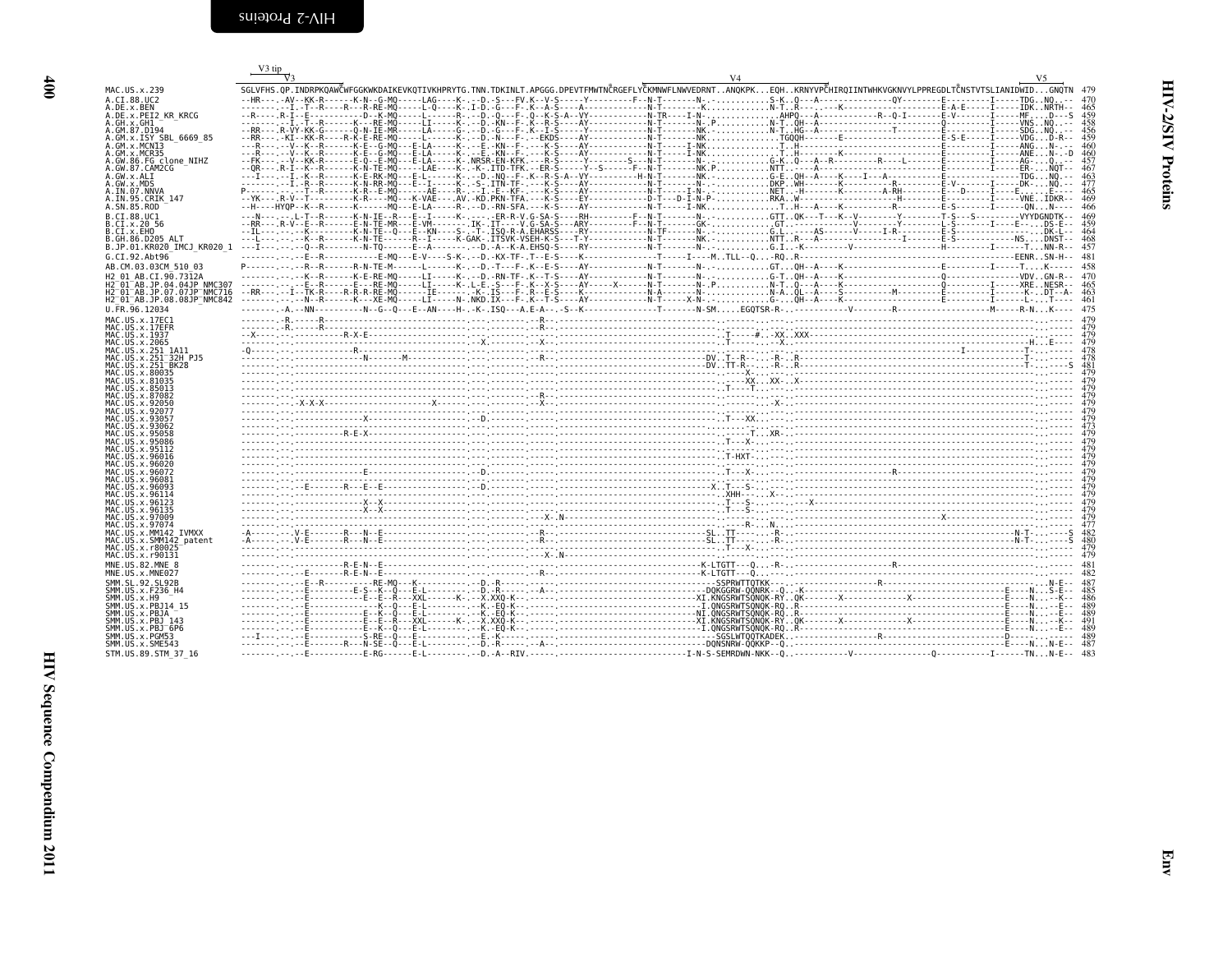```
                    V3 tip
                      V3                                                                                                                          V4                                                                                              V5
MAC.US.x.239                    SGLVFHS.QP.INDRPKQAWCWFGGKWKDAIKEVKQTIVKHPRYTG.TNN.TDKINLT.APGGG.DPEVTFMWTNCRGEFLYCKMNWFLNWVEDRNT..ANQKPK...EQH..KRNYVPCHIRQIINTWHKVGKNVYLPPREGDLTCNSTVTSLIANIDWID...GNQTN  479
A.CI.88.UC2                     --HR---.-AV--KK-R------K-N--G-MQ-----LAG----K-.--D.-S---FV.K--V-S-----Y---------F--N-T-------N-.-..........S-K..Q---A---------------QY--------E---------I-----TDG..NQ..--  470
A.DE.x.BEN                      --------.--I.-T--R----R---R-RE-MQ-----L-Q----K-.I-D.-G---F-.K--A-S----A-------------N-T-------K..............N-T..R---.---K---------------------E-A-E-----I-----IDK..NRTH--  465
A.DE.x.PEI2_KR_KRCG             --R----.R-I--E----------D--K-MQ-----L-----R-.--D.-Q---F-.Q--K-S-A--VY-----------N-TR----I-N-.............AHPQ---A---------------R--Q-I-------E-V-------I-----MF...D---S  459
A.GH.x.GH1                      --------.--I.-T--R-----K---RE-MQ-----LI-----K-.-D.-KN--F-.K--R-S----AY----------N-T-------N-.P...........N-T..QH--A----------------------------Q---------I-----VNS..NQ..--  458
A.GM.87.D194                    --RR---.R-VY-KK-G------Q-N-IE-MR-----LA-----G-.--D.-G---F-.K--I-S-----Y---------N-T-------NK-.............N-T..HG--A---------------T-------------E---------I-----SDG..NQ..--  456
A.GM.x.ISY_SBL_6669_85          --RR---.-KI--KK-R----R-K-E-RE-MQ-----L------K-.--D.-N---F-.---EKDS----AY----------N-T-------NK.................TGQQH-------E---------------------E-S-E-----I-----VDG...D-R--  459
A.GM.x.MCN13                    --R----.--V--K--R------K-E--G-MQ---E-LA-----K-.--E.-KN--F-.---K-S----AY-----------N-T-----I-NK.................T..H------------------------------E---------I-----ANG...N-.--  460
A.GM.x.MCR35                    --R----.--V--K--R------K-E--G-MQ---E-LA-----K-.--E.-KN--F-.---K-S----AY-----------N-T-----I-NK.................T..H---------K-------------------E---------I-----ANE...N-.-D  460
A.GW.86.FG_clone_NIHZ           --FK---.--V--KK-R------E-Q--E-MQ-----E-LA-----K-.NRSR.EN-KFK.---R-S-----Y---S---N-T---------N..............G-K..Q---A--R----------R------L-------E---------I-----AG....Q..--  457
A.GW.87.CAM2CG                  --QR---.R-I--K--R------K-N-TE-MQ-----LAE----K-.-K-.ITD-TFK.--ER-S-----Y--S------F--N-T-------NK.P...........NTT......A---------------------------E---------I-----ER-...NQT--  467
A.GW.x.ALI                      ---I---.--I.-K--R------K-E-RK-MQ-----E-L-----K-.--D.-NQ--F-.K--R-S-A--VY----------H-N-T-------NK-.............G-E..QH--A----K----I---A-----------E---------I-----TDG...NQ.--  463
A.GW.x.MDS                      --------.--I.-R--R------K-N-RR-MQ-----E--I-----K-.-S-.ITN-TF-.---K-S----AY----------N-T-------N-..............DKP..WH-------K---------------R--------E-V------I-----DK-...NQ..--  457
A.IN.07.NNVA                    P-------.--T--R------K-N-TE-MQ-----AE----R-.--I.-E--KF-.---K-S----AY----------N-T-----I-N-.-............NET..-H-------K---------A-RH-------E---D-----I-----E.....E--.--  465
A.IN.95.CRIK_147                --YK---.R-V--T-------K-R----MQ---K-VAE----AV.-KD.PKN-TFA.---K-S----EY----------D-T---D-I-N-P-...........RKA..W-----------------------H---------E---------I-----VNE..IDKR--  469
A.SN.85.ROD                     --H----HYQP--K--R-------K------MQ---E-LA-----R-.--D.-RN-SFA.---K-S----AY----------N-T-----I-NK.................T..H---A----K------------R---------E-S------I-----QN...N----  466
B.CI.88.UC1                     ---N---.-.L-T--R-------K-N-IE--R---E--I-----K-.----.ER-R-V.G-SA-S----RH---------F--N-T---------N-..........GTT..QK---T---K--V----------Y---------T-S---S--------VYYDGNDTK--  469
B.CI.x.20_56                    --RR---.R-V--E--R------E-N-TE-MR---E-VM-------.IK..IT----V.G-SA-S----ARY--------F--N-T---------GK-...........GT.........-------------V---------Y---------L-S-------I----E--.-..DS-E--  459
B.CI.x.EHO                      --IL---.--.--K---------K-N-TE--Q---E--KN----S-.-T-.ISQ-R-A.EHARSS----RY----------N-TF-------N-.-...........G.L......AS------V-----I-R---------E-S------------------DK-L--  464
B.GH.86.D205_ALT                ---L---.--.-K--R-------K-N-TE------R--I-----K-GAK-.ITSVK-VSEH-K-S---T-Y----------N-T-------NK-.............NTT..R---A-------------------------I-------E-S-----------NS...DNST--  468
B.JP.01.KR020_IMCJ_KR020_1      ---I---.--.--Q--R----------N-TQ------E--A--------.--D.-A--K-A.EHSQ-S----RY----------N-T-------N-.-...........G.I..-K--------V---------------------H---------I-------T...NN-R--  457
G.CI.92.Abt96                   --------.--.--E--R-----------E-MQ---E-V----S-K-.--D.-KX-TF-.T--E-S----K------------T-----I----M..TLL--Q...RQ..R-------------------------------------------------------EENR..SN-H--  481
AB.CM.03.03CM_510_03            P------.--.--R--R------R-N-TE-M------L------K-.--D.-T---F-.K--E-S----AY----------N-T-------N-.-...........GT...QH--A----K------------------------E---------I-----T....K-----  458
H2_01_AB.CI.90.7312A            --------.--.-K--R------K-E-RE-MQ-----LI-----K-.--D.-RN-TF-.K--T-S----AY----------N-T-------N-.-...........G-T..QH--A----K------------------------Q---------------VDV..GN-R--  470
H2_01_AB.JP.04.04JP_NMC307      --------.--.-E--R------E-K-RE-MQ-----LI-----K-.L-E.-S---F-.K--X-S----AY----X------N-T-------NK-.P..........N-T..Q---A----K------------------------E---------I-----XRE..NESR--  465
H2_01_AB.JP.07.07JP_NMC716      --RR---.--I--TK-R------R-R-R-RE-MQ------IE-------.-K-.IS---F-.R--E-S----K-------------N-A-------N-.-...........N-A..QL--A----S---------------M--------E---------I-----K-..DT--A-  463
H2_01_AB.JP.08.08JP_NMC842      --------.--.-N--R------K---XE-MQ-----LI-----N-.NKD.IX---F-.K--T-S----AY----------N-T-----X-N-.-...........G-...QH--A----K------------------------E---------I-----L-..T----  461
U.FR.96.12034                   --------.-A.--NN--------N--G--Q---E--AN----H-.-K-.ISQ---A.E-A--.-S--K-------------T------N-SM.....EGQTSR-R-.-------------V--------------R-----------------M-----R-N...K----  475
MAC.US.x.17EC1                  --------.-R.------R----------------------------.---.--------.-R--.--------------------------------------------------------------------------------------------------  479
MAC.US.x.17EFR                  --------.-R.------R----------------------------.---.--------.-R--.--------------------------------------------------------------------------------------------------  479
MAC.US.x.1937                   ---X----.--.------------R-X-E------------------.---.--------.---.--------------------------------T-------#..XX..XXX-----------------------------------------------  479
MAC.US.x.2065                   --------.--.-----------------------------------X.---.--------.--X-.--------------------------------T-------------------------------------------------------------H...E----  479
MAC.US.x.251_1A11               -Q------.--.--------------R------------------------.---.--------.---.------------------------------------------------------------------------------I-------------T-.------  478
MAC.US.x.251_32H_PJ5            --------.--.-----------------N--------M--------------.---.--------.-R--.--------------------------DV..T--R-----.-R-..R------------------------------------------T-.------  478
MAC.US.x.251_BK28               --------.--.-----------------------------------.---.--------.---.---------------------------DV..TT-R-----.-R-..R-------------------------------------------T-.-----S  481
MAC.US.x.80035                  --------.--.-----------------------------------.---.--------.---.---------------------------------------X-------------------------------------------------------  479
MAC.US.x.81035                  --------.--.-----------------------------------.---.--------.---.---------------------------------------XX...XX-..X-----------------------------------------------  479
MAC.US.x.85013                  --------.--.-----------------------------------.---.--------.---.------------------------------T-------T--------------------------------------------------------  479
MAC.US.x.87082                  --------.--.-----------------------------------.---.--------.-R--.--------------------------------------------------------------------------------------------------  479
MAC.US.x.92050                  --------.--.-X-X-X----------------------X-------.---.--------.-X--.-------------------------------------------X-.----------------------------------------------------  479
MAC.US.x.92077                  --------.--.-----------------------------------.---.--------.---.-------------------------------------------------------------------------------------------------  479
MAC.US.x.93057                  --------.--.-------------X-----------------------.-D.--------.---.-----------------------------T---XX-------------------------------------------------------------  479
MAC.US.x.93062                  --------.--.-----------------------------------.---.--------.---.-------------------------------------------------------------------------------------------------  473
MAC.US.x.95058                  --------.--.----------R-E-X--------------------.---.--------.---.------------------------------------T..XR-.-----------------------------------------------------  479
MAC.US.x.95086                  --------.--.-----------------------------------.---.--------.---.--------------------------------T---X-.-.-----------------------------------------------------  479
MAC.US.x.95112                  --------.--.-----------------------------------.---.--------.---.----------------------------------------------------------------------------------------------  479
MAC.US.x.96016                  --------.--.-----------------------------------.---.--------.---.--------------------------------T-HXT-.-.-----------------------------------------------------  479
MAC.US.x.96020                  --------.--.-----------------------------------.---.--------.---.----------------------------------------------------------------------------------------------  479
MAC.US.x.96072                  --------.--.-----------------E------------------.-D.--------.---.--------------------------------T---X-.-.-------------------R--------------------------------  479
MAC.US.x.96081                  --------.--.-----------------------------------.---.--------.---.----------------------------------------------------------------------------------------------  479
MAC.US.x.96093                  --------.--.----E-------R---E--E-----------------.-D.--------.---.------------------------------X..T---S-.-.-----------------------------------------------------  479
MAC.US.x.96114                  --------.--.-----------------------------------.---.--------.---.---------------------------------XHH-----X--.----------------------------------------------------  479
MAC.US.x.96123                  --------.--.-------------X--X------------------.---.--------.---.---------------------------------T---S-.-.-------X--------------------------------------------  479
MAC.US.x.96135                  --------.--.-------------X--X------------------.---.--------.---.---------------------------------T---S-.-.-----------------------------------------------------  479
MAC.US.x.97009                  --------.--.-----------------------------------.---.--------.---X-.N----------------------------------------------------------------X-------------------------  479
MAC.US.x.97074                  --------.--.-----------------------------------.---.--------.---.----------------------------------R---N.------------------------------------------------------  477
MAC.US.x.MM142_IVMXX            -A------.--.V-E-------R---N--E-----------------.---.--------.-R--.-----------------------------SL..TT-----.-R-.------------------------------------------N-T-.----S  482
MAC.US.x.SMM142_patent          -A------.--.V-E-------R---N--E-----------------.---.--------.-R--.-----------------------------SL..TT-----.-R-.------------------------------------------N-T-.----S  480
MAC.US.x.r80025                 --------.--.-----------------------------------.---.--------.---.-------------------------------T---X-.-.-----------------------------------------------------  479
MAC.US.x.r90131                 --------.--.-----------------------------------.---.--------.---X-.N--------------------------------------------------------------------------------------------  479
MNE.US.82.MNE_8                 --------.--.----------R-E-N--E-----------------.---.--------.---.----------------------------K-LTGTT---Q....R-.-----------------------R------------------------  481
MNE.US.x.MNE027                 --------.--.----E-------R-E-N--E-----------------.---.--------.-R--.----------------------------K-LTGTT---Q....-.------------------------------------------------  482
SMM.SL.92.SL92B                 --------.--.--E--R-----------RE-MQ---K-------.--D.-R------.--.----------------------------SSPRWTTQTKK-----.-------------------R-----------------------------N-E--  487
SMM.US.x.F236_H4                --------.--.--E----------E-S--K--Q---E-L------.--D.-R------A--.---------------------------DQKGGRW-QQNRK--Q.--K-------------------------------------E-----N...S-E--  485
SMM.US.x.H9                     --------.--.--E------------E--E--R---XXL------K-.--X.XXQ-K---.-------------------------XI.KNGSRWTSQNQK-RY..QK-------X-------------X------------E-----N....-K--  486
SMM.US.x.PBJ14_15               --------.--.--E--------------K--Q---E-L--------.K.-EQ-K---.---------------------------I.QNGSRWTSQNQK-RQ..R-------------------------------------E-----N....-E--  489
SMM.US.x.PBJA                   --------.--.--E----------E--K--Q---E-L--------.K.-EQ-K---.---------------------------NI.QNGSRWTSQNQK-RQ..R-------------------------------------E-----N....-E--  489
SMM.US.x.PBJ_143                --------.--.--E----------E--E--R---XXL------K-.--X.XXQ-K---.-------------------------XI.KNGSRWTSQNQK-RY..QK-------X-------------X------------E-----N....-K--  491
SMM.US.x.PBJ_6P6                --------.--.--E----------E--K--Q---E-L--------.K.-EQ-K---.---------------------------I.QNGSRWTSQNQK-RQ..R-------------------------------------E-----N....-E--  489
SMM.US.x.PGM53                  ---I----.--.--E-----------S-RE--Q---E---------.E.-K------.---.--------------------------SGSLWTQQTKADEK.----------------R-----------------------D-----------------  489
SMM.US.x.SME543                 --------.--.--E--------R---N-SE--Q---E-L--------.-D.-R------.-A--.--------------------------DQNSNRW-QQKKP--Q.------------------------------------E-----N...N-E--  487
STM.US.89.STM_37_16             --------.--.--E----------E-RG------E-L---------.-D.-A--RIV.-----.--------------------------I-N-S-SEMRDWN-NKK--Q.------------V----------------Q-----------I------TN...N-E--  483
```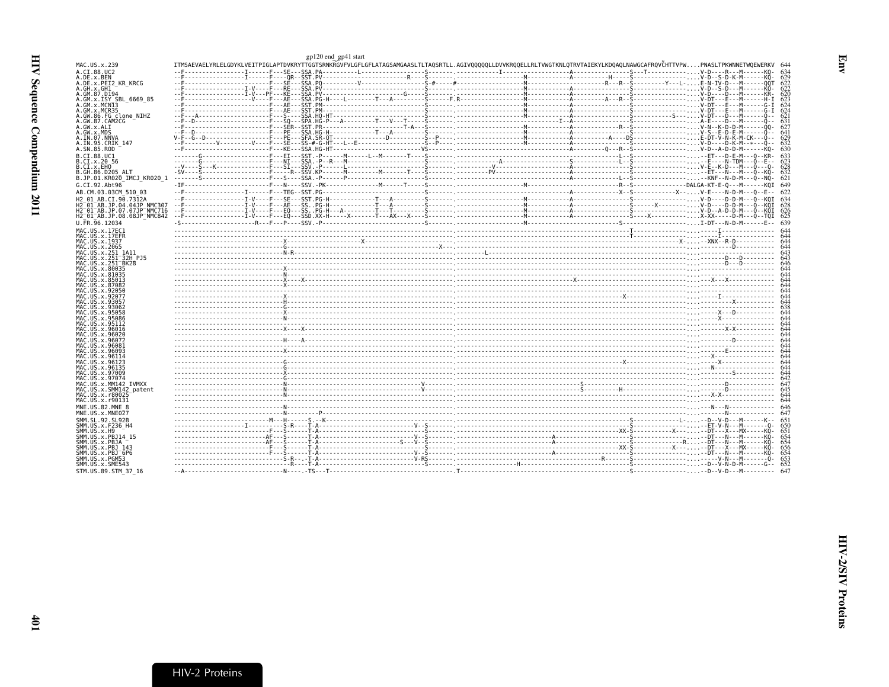```
                              gp120 end gp41 start
MAC.US.x.239                  ITMSAEVAELYRLELGDYKLVEITPIGLAPTDVKRYTTGGTSRNKRGVFVLGFLGFLATAGSAMGAASLTLTAQSRTLL.AGIVQQQQQLLDVVKRQQELLRLTVWGTKNLQTRVTAIEKYLKDQAQLNAWGCAFRQVCHTTVPW....PNASLTPKWNNETWQEWERKV  644
A.CI.88.UC2                   --F------------------I------F---SE---SSA.PA----------L-------------------S-------.----------I-----------------A------------------S---T-----------....V-D----R---M------KQ-  634
A.DE.x.BEN                    --F------------------I------F---QR--SST.PV--------------------------R----S-------.--------------------M-----------A----------H-----S------------....V-D--S-D-K-M------KQ-  629
A.DE.x.PEI2_KR_KRCG           --F-------------------------F---SE---SSA.PQ-----------V------------------S.#------#-------------------M---------------------R---R--S----------Y---L-....E-N-IV-D---M------QQT  622
A.GH.x.GH1                    --F------------------I-V----F---RE---SSA.PV------------------------------S-------.--------------------M-----------A--------------S----------------....V-D---S-D---M------KQ-  622
A.GM.87.D194                  --F------------------I-V---PF---KE---SSA.PV--------------------------G----S-------.--------------------M-----------A--------------S----------------....V-D-----D---M------KR-  620
A.GM.x.ISY_SBL_6669_85        --F-----------------------V--F---AE---SSA.PG-H----L----------T---A-----------S-------F.R.-----------------M-----------A---------A---R--S----------------....V-DT---E---M------H-I  623
A.GM.x.MCN13                  --F-------------------------F---AE---SST.PM------------------------------S-------.--------------------M-----------A--------------S----------------....V-DT---E---M------G-I  624
A.GM.x.MCR35                  --F-------------------------F---AE---SST.PM------------------------------S-------.--------------------M-----------A--------------S----------------....V-DT---E---M------G-I  624
A.GW.86.FG_clone_NIHZ         --F---A---------------------F---S----SSA.HQ-HT---------------------------S-------.--------------------M-----------A--------------S----------S-----....V-DT---D---M------Q--  621
A.GW.87.CAM2CG                --F--D----------------------F---SQ---SPA.HG-P----A---------T---V---T-----S-------.-------------------------------I--A------------S----------------....A-E-----D---M------Q--  631
A.GW.x.ALI                    --F-------------------------F---SER--SST.PR---------------------T-A----S-------.--------------------M-----------A-----------R---S----------------....V-N--K-D-D-M------QQ-  627
A.GW.x.MDS                    --F--D----------------------F---PE---SSA.HG-H--------------T----A--------S-------.--------------------M-----------A--------------S----------------....V-S---E-D-E-M------Q--  641
A.IN.07.NNVA                  V-F--G--D-------------------F---PE---SFA.SR-QT-------------------D---------S---P----.--------------------M-----------A----------A----DS--------------....E-DT-V-N-K-M-CK---Q--  629
A.IN.95.CRIK_147              --F----------V---------V----F---SE---SS.#-G-HT---L--E---------------------S--P----.--------------------M-----------A--------------S----------------....V-D----D-K-M--+---Q--  632
A.SN.85.ROD                   --F-------------------------F---KE---SSA.HG-HT--------------------------VS-------.--------------------M-----------A---------Q---R--S----------------....V-D---A-D-D-M------KQ-  630
B.CI.88.UC1                   -------G--------------------F---EI---SST.-P------M------L--M------T----S-------.-------------------------------A--------------L--S----------------....-ET----D-E-M----Q--KR-  633
B.CI.x.20_56                  -------G--------------------F---NI---SSA.-P--R---M-----------------------S-------.-------------A--------------S-------------L--S----------------....-E-----N-TDM---Q--E--  623
B.CI.x.EHO                    --V----S---K----------------F---SI---SSV.-P------L-----------------------S-------.---------V-----------------A-----------------S----------------....V-E--K-D---M---Q---Q-  628
B.GH.86.D205_ALT              -SV---S---------------------F-----R--SSV.KP------M---------M-------T-----S-------.-------------PV------------A--------------S----------------....-ET---N---M---Q--KQ-  632
B.JP.01.KR020_IMCJ_KR020_1    -------S--------------------F---S----SSA.-P------P-----------------------S-------.-------------------------------A-------------L--S----------------....--KNF--N-D-M---Q--NQ-  621
G.CI.92.Abt96                 -IF-------------------------F---N----SSV.-PK-------------M-------T----S-------.--------------------M-----------------------R--S-------------DALGA-KT-E-Q---M------KQI  649
AB.CM.03.03CM_510_03          --F------------------I------F---TEG--SST.PG------------------------------S-------.-------------------------------A-------------X--S-------------X-....V-E----N-D-M---Q--E--  622
H2_01_AB.CI.90.7312A          --F------------------I-V----F---SE---SST.PG-H------------T---A---------S-------.--------------------M-----------A--------------S----------------....V-D----D-D-M---Q--KQI  634
H2_01_AB.JP.04.04JP_NMC307    --F------------------I-V----F---AE---SS..PG-H------------T---A---------S-------.--------------------M-----------A--------------S-------X---------....V-D----D-D-M---Q--KQI  628
H2_01_AB.JP.07.07JP_NMC716    --F------------------I-V----F---EQ---SS..PG-H---A---------T---T---------S-------.--------------------M-----------A--------------S----------------....V-D--A-D-D-M---Q--KQI  626
H2_01_AB.JP.08.08JP_NMC842    --F------------------I-V----F---EQ---SSD.XX-H-----X-------T---AX---X----S-------.--------------------M-----------A--------------S-----X----------....X-XX----D-M---Q--TQI  625
U.FR.96.12034                 -S-------------------------R---F---P----SSV.-P-------------------------S-------.--------------------M------------------------S----------------....I-DT---N-D-M------E--  639
MAC.US.x.17EC1                ------------------------------------------------------------------------------------.------------------------------------T---------------------....-----I--------------  644
MAC.US.x.17EFR                ------------------------------------------------------------------------------------.------------------------------------T---------------------....-----I--------------  644
MAC.US.x.1937                 -----------------------------X--------------------X------------------------------.----------------------------------------------------X-....--XNX--R-D-----------  644
MAC.US.x.2065                 -----------------------------G------------------------------------------X--------.--------------------------------------------------------....---------D-----------  644
MAC.US.x.251_1A11             -----------------------------N-R-------------------------------------------------.----------L-----------------------------------------------....--------------------  643
MAC.US.x.251_32H_PJ5          ------------------------------------------------------------------------------------.------------------------------------------------------....-------D---D--------  643
MAC.US.x.251_BK28             ------------------------------------------------------------------------------------.------------------------------------------------------....-------D---D--------  646
MAC.US.x.80035                -----------------------------X---------------------------------------------------.------------------------------------------------------....--------------------  644
MAC.US.x.81035                -----------------------------N---------------------------------------------------.------------------------------------------------------....--------------------  644
MAC.US.x.85013                -----------------------------X---X-----------------------------------------------.------------------------X-----------------------------....----X---X-----------  644
MAC.US.x.87082                -----------------------------X---------------------------------------------------.------------------------------------------------------....--------------------  644
MAC.US.x.92050                ------------------------------------------------------------------------------------.------------------------------------------------------....--------------------  644
MAC.US.x.92077                -----------------------------X---------------------------------------------------.-----------------------------------------X------------....-----I--------------  644
MAC.US.x.93057                -----------------------------H---------------------------------------------------.------------------------------------------------------....----------X---------  644
MAC.US.x.93062                -----------------------------G---------------------------------------------------.------------------------------------------------------....--------------------  638
MAC.US.x.95058                -----------------------------X---------------------------------------------------.------------------------------------------------------....-----X---D----------  644
MAC.US.x.95086                -----------------------------X---------------------------------------------------.------------------------------------------------------....-----X--------------  644
MAC.US.x.95112                ------------------------------------------------------------------------------------.------------------------------------------------------....--------------------  644
MAC.US.x.96016                -----------------------------X---X-----------------------------------------------.------------------------------------------------------....-------X-X----------  644
MAC.US.x.96020                ------------------------------------------------------------------------------------.------------------------------------------------------....--------------------  644
MAC.US.x.96072                -----------------------------H---A-----------------------------------------------.------------------------------------------------------....---------D----------  644
MAC.US.x.96081                ------------------------------------------------------------------------------------.------------------------------------------------------....--------------------  644
MAC.US.x.96093                -----------------------------X---------------------------------------------------.------------------------------------------------------....------E-------------  644
MAC.US.x.96114                ------------------------------------------------------------------------------------.------------------------------------------------------....--X-----------------  644
MAC.US.x.96123                -----------------------------G---------------------------------------------------.-----------------------------------------X------------....-----X--------------  644
MAC.US.x.96135                -----------------------------G---------------------------------------------------.------------------------------------------------------....--N-----------------  644
MAC.US.x.97009                -----------------------------X---------------------------------------------------.------------------------------------------------------....----------S---------  644
MAC.US.x.97074                -----------------------------G---------------------------------------------------.------------------------------------------------------....--------------------  642
MAC.US.x.MM142_IVMXX          -----------------------------N-------------------------------------V-------------.-----------------------S------------------------------....-------D------------  647
MAC.US.x.SMM142_patent        -----------------------------N-------------------------------------V-------------.-----------------------S---------H--------------------....-------D------------  645
MAC.US.x.r80025               -----------------------------N---------------------------------------------------.------------------------------------------------------....----X-X-------------  644
MAC.US.x.r90131               ------------------------------------------------------------------------------------.------------------------------------------------------....--------------------  644
MNE.US.82.MNE_8               -----------------------------N---------------------------------------------------.------------------------------------------------------....--N---N-------------  646
MNE.US.x.MNE027               -----------------------------N--------P------------------------------------------.------------------------------------------------------....-------N------------  647
SMM.SL.92.SL92B               ----------------------------M---H-----S...K-------------------------------------.------------------------------------------S-----------L-....--D--V-D---M------K--  651
SMM.US.x.F236_H4              ---------------------I-----------S-R----T-A-----------------------V--S--------.------------------------------------------S----------------....-ET-V-N---M-------Q-  650
SMM.US.x.H9                   ---------------------------F---S------T-A-----------------------V--S--------.-----------------------------------XX-S----------X------....-DT---X---MX------KQ-  651
SMM.US.x.PBJ14_15             -------------------------AF---S------T-A-----------------------V--S--------.-------------------A------------------S----------------....-DT---N---M-------KQ-  654
SMM.US.x.PBJA                 -------------------------AF---S------T-A------------------S---V--S--------.-------------------A------------------S-------------R---....-DT---N---M-------KQ-  654
SMM.US.x.PBJ_143              ---------------------------F---S------T-A-----------------------V--S--------.-----------------------------------XX-S----------X------....-DT---X---MX------KQ-  656
SMM.US.x.PBJ_6P6              ---------------------------F---S------T-A-----------------------V--S--------.-------------------A------------------S----------------....-DT---N---M-------KQ-  654
SMM.US.x.PGM53                ----------------------------S-R-.-T-A----------------------V-RS--------.-------------------------R--------S----------------....-----V-N---M-------Q-  653
SMM.US.x.SME543               ----------------------------R----T-A-----------------------S--------.------------H---------------------S----------------....-D--V-N-D-M------G--  652
STM.US.89.STM_37_16           --A-----------------------------N-----.-TS---T-------------------------------------.T-------------------------------------------S----------------....-D--V-D---M---------  647
```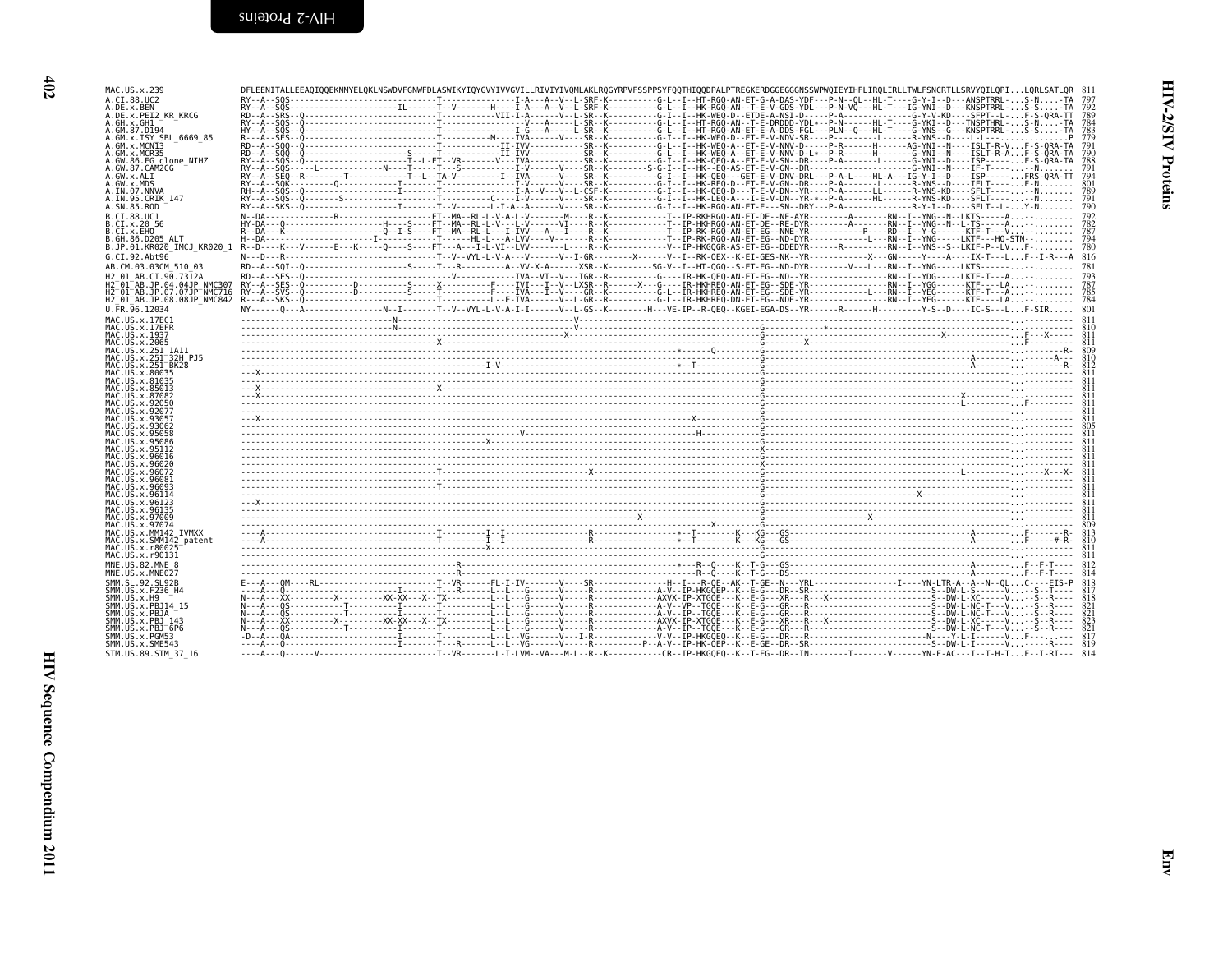```
MAC.US.x.239                DFLEENITALLEEAQIQQEKNMYELQKLNSWDVFGNWFDLASWIKYIQYGVYIVVGVILLRIVIYIVQMLAKLRQGYRPVFSSPPSYFQQTHIQQDPALPTREGKERDGGEGGGNSSWPWQIEYIHFLIRQLIRLLTWLFSNCRTLLSRVYQILQPI...LQRLSATLQR  811
A.CI.88.UC2                 RY--A--SQS---------------------------------T-----------------I-A---A--V--L-SRF-K-----------G-L--I--HT-RGQ-AN-ET-G-A-DAS-YDF---P-N--QL--HL-T----G-Y-I--D---ANSPTRRL-...S-N.....TA  797
A.DE.x.BEN                  RY--A--SQS----------------------IL------T--V-------H----I-A---A--V--L-SRF-K-----------G-L--I--HK-RGQ-AN--T-E-V-GDS-YDL---P-N-VQ---HL-T---IG-YNI--D---KNSPTRRL-...S-S.....TA  792
A.DE.x.PEI2_KR_KRCG         RD--A--SRS--Q------------------------------T-------------VII-I-A------V--L-SR--K-----------G-I--I--HK-WEQ-D--ETDE-A-NSI-D-----P-A-------------G-Y-V-KD----SFPT--L-...F-S-QRA-TT  789
A.GH.x.GH1                  RY--A--SQS--Q------------------------------T--------------------V--A------L-SR--K-----------G-L--I--HT-RGQ-AN--T-E-DRDDD-YDL*--P-N-------HL-T----G-YKI--D---TNSPTHRL-...S-N.....TA  784
A.GM.87.D194                HY--A--SQS--Q------------------------------T--------------I-G---A------L-SR--K-----------G-L--I--HT-RGQ-AN-ET-E-A-DDS-FGL---PLN--Q---HL-T----G-YNS--G---KNSPTRRL-...S-S.....TA  783
A.GM.x.ISY_SBL_6669_85      R---A--SES--Q------------------------------T-------M-----IVA------V-----SR--K-----------G-I--I--HK-WEQ-D--ET-E-V-NDV-SR---P---------L-------R-YNS--D---L-L--------------.........P  779
A.GM.x.MCN13                RD--A--SQQ--Q------------------------------T-------------II-IVV-----------SR--K-----------G-L--I--HK-WEQ-A--ET-E-V-NNV-D-----P-R------H-------AG-YNI--N----ISLT-R-V...F-S-QRA-TA  791
A.GM.x.MCR35                RD--A--SQQ--Q---------------------S------T--------------II-IVV-----------SR--K-----------G-L--I--HK-WEQ-A--ET-E-V-NNV-D-L*--P-R------H-------G-YNI--N----ISLT-R-A...F-S-QRA-TA  790
A.GW.86.FG_clone_NIHZ       RY--A--SQS--Q-----------------------T--L-FT--VR--------V---IVA------V-----SR--K-----------G-I--I--HK-QEQ-A--ET-E-V-SN--DR----P-A-------L-------G-YNI--D----ISP-------F-S-QRA-TA  788
A.GW.87.CAM2CG              RY--A--SQS----L-------------N------T------T-----S-----------I-V-------V-----SR--K---------S-G-I--I--HK--EQ-AS-ET-E-V-GN--DR---------------------G-YNI--N----IF-T-------.........N.......  791
A.GW.x.ALI                  RY--A--SEQ--R---------T---------------T--L--TA-V---------I--IVA-------V-----SR--K-----------G-I--I--HK-QEQ----GET-E-V-DNV-DRL---P-A-L----HL-A---IG-Y-I--D----ISP-------FRS-QRA-TT  794
A.GW.x.MDS                  RY--A--SQK-------Q----------I------------T-------------------I-V-------V-----SR--K-----------G-I--I--HK-REQ-D--ET-E-V-GN--DR----P-A------L-------R-YNS--D----IFLT-------F-N.......  801
A.IN.07.NNVA                RH--A--SQS--Q---------------I------------T-------------------I-A--V----V--L-CSF-K-----------G-I--I--HK-QEQ-D----T-E-V-DN--YR----P-A------LL-------R-YNS-KD----SFLT--------.........N.......  789
A.IN.95.CRIK_147            RY--A--SQS--Q-------S--------------------T--------------C----I-V-------V-----SR--K-----------G-I--I--HK-LEQ-A---I-E-V-DN--YR-*--P-A------HL-------R-YNS-KD----SFLT--------.........N.......  791
A.SN.85.ROD                 RY--A--SKS--Q---------------I-------T--V------------L-I-A--A------V-----SR--K-----------G-I--I--HK-RGQ-AN-ET-E---SN--DRY---P-A---------------R-Y-I--D----SFLT--L-...Y-N.......  790
B.CI.88.UC1                 N--DA-----------R-------------------FT--MA--RL-L-V-A-L-V--------M----R--K-------------T--IP-RKHRGQ-AN-ET-DE--NE-AYR---------A--------RN--I--YNG--N--LKTS------A..........  792
B.CI.x.20_56                HY-DA----Q-------------------H----S----FT--MA--RL-L-V---L-V-------VI----R--K-------------T--IP-HKHRGQ-AN-ET-DE--RE-DYR---------A--------RN--I--YNG--N--L-TS------A..........  782
B.CI.x.EHO                  R--DA----K------------------Q--I-S----FT--MA--RL-L---I-IVV----A---I----R--K-------------T--IP-RK-RGQ-AN-ET-EG--NNE-YR-----------P-----RD--I--Y-G------KTF-T---V.........  787
B.GH.86.D205_ALT            H--DA----------------------I----------T------HL-L----A-LVV-----V------R--K-------------T--IP-RK-RGQ-AN-ET-EG--ND-DYR---------------L----RN--I--YNG------LKTF---HQ-STN........  794
B.JP.01.KR020_IMCJ_KR020_1  R--D-----K---V------E---K------Q----S----FT---A---I-L-VI--LVV--------L----R--K-------------V--IP-HKGQGR-AS-ET-EG--DDEDYR------R----------RN--I--YNS--S--LKIF-P--LV...F........  780
G.CI.92.Abt96               N---D---R----------------------------T--V--VYL-L-V-A---V------V--I-GR--------X------V--I--RK-QEX--K-EI-GES-NK--YR------------X---GN-----Y----A----IX-T---L...F--I-R---A  816
AB.CM.03.03CM_510_03        RD--A--SQI--Q--------------------S-----T---R---------A--VV-X-A------XSR--K-----------SG-V--I--HT-QGQ--S-ET-EG--ND-DYR---------V---L----RN--I--YNG------LKTS-------............  781
H2_01_AB.CI.90.7312A        RD--A--SES--Q---------------------------------V--------------IVA---VI---V---IGR---R----------G----IR-HK-QEQ-AN-ET-EG--ND--YR-----------------RN--I--YDG------LKTF-T---A..........  793
H2_01_AB.JP.04.04JP_NMC307  RY--A--SES--Q-----------D----------S-----X-------------F----IVI---I--V--LXSR--R---------X--G----IR-HKHREQ-AN-ET-EG--SDE-YR-----------------RN--I--YGG------KTF------LA..........  787
H2_01_AB.JP.07.07JP_NMC716  RY--A--SVS--Q-----------D----------S-----T-------------F----IVA---I--V---GR--K-----------G-L--IR-HKHREQ-AN-ET-EG--SDE-YR-----------L----RN--I--YEG------KTF-T---A..........  785
H2_01_AB.JP.08.08JP_NMC842  R---A--SKS--Q------------------------------T-------------L--E-IVA-------V--L-GR--R-----------G-L--IR-HKHREQ-AN-ET-EG--NDE-YR-----------------RN--I--YEG------KTF------LA..........  784
U.FR.96.12034               NY------Q---A----------------N--I--------T--V--VYL-L-V-A-I-I------V--L-GS--K-------H----VE-IP--R-QEQ--KGEI-EGA-DS--YR-------R--------H-----------Y-S--D----IC-S---L...F-SIR.....  801
MAC.US.x.17EC1              ------------------------------N-------------------------------V-----------------------------------------------------------------------------------------------------------  811
MAC.US.x.17EFR              ------------------------------N-------------------------------V---------------------------------G------------*-------------------------------------------------------  810
MAC.US.x.1937               ----------------------------------------------------------X--------------------------------------G----------------------------------X-------------...F----X-----  811
MAC.US.x.2065               ------------------------------------X--------------------------------------------------------------G-----------X-----------------------------------...F-----------  811
MAC.US.x.251_1A11           -------------------------------------------------------------------------------------------*------Q-----------G---------------------------------------------...------------R-  809
MAC.US.x.251_32H_PJ5        -----------------------------------------------------------------------------------------------------G----------------------------------------------------A--------.........A---  810
MAC.US.x.251_BK28           ------------------------------------------------I-V-------------------------------------------*---T--------G-----------------------------------------------------------A--------...........R-  812
MAC.US.x.80035              ---X-------------------------------------------------------------------------------------------------G-----------------------------------------------------------------  811
MAC.US.x.81035              -----------------------------------------------------------------------------------------------------G-----------------------------------------------------------------  811
MAC.US.x.85013              ---X-------------------------------X-----------------------------------------------------------------G-----------------------------------------------------------------  811
MAC.US.x.87082              ---X-------------------------------------------------------------------------------------------------G-------------------------------------------X---------------------  811
MAC.US.x.92050              -----------------------------------------------------------------------------------------------------G-------------------------------------------L-----------...F-----------  811
MAC.US.x.92077              -----------------------------------------------------------------------------------------------------G-----------------------------------------------------------------  811
MAC.US.x.93057              ---X------------------------------------------------------------------------------------X------------G-----------------------------------------------------------------  811
MAC.US.x.93062              -----------------------------------------------------------------------------------------------------G-----------------------------------------------------------------  805
MAC.US.x.95058              ----------------------------------------------------V------------------------------------------------G-----------------------------------------------------------------  811
MAC.US.x.95086              ------------------------------------------X------------------------------------------H---------------G-----------------------------------------------------------------  811
MAC.US.x.95112              -----------------------------------------------------------------------------------------------------X-----------------------------------------------------------------  811
MAC.US.x.96016              -----------------------------------------------------------------------------------------------------X-----------------------------------------------------------------  811
MAC.US.x.96020              -----------------------------------------------------------------------------------------------------X-----------------------------------------------------------------  811
MAC.US.x.96072              -------------------------------------T--------------------------------X------------------------------G-----------------------------------------------------L-------------...X---X-  811
MAC.US.x.96081              -----------------------------------------------------------------------------------------------------G-----------------------------------------------------------------  811
MAC.US.x.96093              -------------------------------------T---------------------------------------------------------------G-----------------------------------------------------------------  811
MAC.US.x.96114              -----------------------------------------------------------------------------------------------------G-----------------------------X-----------------------------------  811
MAC.US.x.96123              ---X-------------------------------------------------------------------------------------------------G-----------------------------------------------------------------  811
MAC.US.x.96135              -----------------------------------------------------------------------------------------------------G-----------------------------------------------------------------  811
MAC.US.x.97009              ------------------------------------------------------------------------------X----------------------G--------------------X--------------------------------------------  811
MAC.US.x.97074              ------------------------------------------------------------------------------------X-----------------G-----------------------------------------------------------------  809
MAC.US.x.MM142_IVMXX        ----A--------------------------------T-------------I--I---------------R------------------*--T---------K---KG---GS-------------------------------------A-----------...F-------R-  813
MAC.US.x.SMM142_patent      ----A--------------------------------T-------------I--I---------------R------------------*--T---------K---KG---GS-------------------------------------A-----------...F------#-R-  810
MAC.US.x.r80025             ------------------------------------------X----------------------------------------------------------G-----------------------------------------------------------------  811
MAC.US.x.r90131             -----------------------------------------------------------------------------------------------------G-----------------------------------------------------------------  811
MNE.US.82.MNE_8             --------------------------------------R------------------------------------------*---R--Q----K--T-G---GS---------------------------------------------A-----------...F--F-T----  812
MNE.US.x.MNE027             --------------------------------------R---------------------------------------------R--Q----K--T-G---DS---------------------------------------------A-----------...F--F-T----  814
SMM.SL.92.SL92B             E---A---QM----RL-----------------------T--VR------FL-I-IV-------V----SR---------------H--I---R-QE--AK--T-GE--N---YRL----------------I-----YN-LTR-A--A--N--QL...C----EIS-P  818
SMM.US.x.F236_H4            ----A---Q-------------------I----------T---R------L--L---G-------V----R-----------------A-V--IP-HKGQEP--K--E-G---DR--SR-----------------------------S--DW-L-S------V.....S--T----  817
SMM.US.x.H9                 N---A---XX----------X--------XX-XX---X--TX----------L--L---G-------V----R-----------------AXVX-IP-XTGQE---K--E-G---XR---R---X----------------------S--DW-L-XC-----V.....S--R----  818
SMM.US.x.PBJ14_15           N---A---QS------------T-----------I--------T----------L--L---G-------V----R-----------------A-V--VP--TGQE---K--E-G---GR---R-----------------------S--DW-L-NC-T---V.....S--R----  821
SMM.US.x.PBJA               N---A---QS------------T-----------I--------T----------L--L---G-------V----R-----------------A-V--IP--TGQE---K--E-G---GR---R-----------------------S--DW-L-NC-T---V.....S--R----  821
SMM.US.x.PBJ_143            N---A---XX----------X--------XX-XX---X--TX----------L--L---G-------V----R-----------------AXVX-IP-XTGQE---K--E-G---XR---R---X----------------------S--DW-L-XC-----V.....S--R----  823
SMM.US.x.PBJ_6P6            N---A---QS------------T-----------I--------T----------L--L---G-------V----R-----------------A-V--IP--TGQE---K--E-G---GR---R-----------------------S--DW-L-NC-T---V.....S--R----  821
SMM.US.x.PGM53              -D--A---QA-------------------------I-------T----------L--L--VG-------V---I-R----------V-V--IP-HKGQEQ--K--E-G---DR---R--------------------------------N-----Y-L-I------V...F---.....  817
SMM.US.x.SME543             ----A---Q------------------------I-------T---R--------L--L--VG-------V----R---------P--A-V--IP-HK-QEP--K--E-GE--DR--SR-----------------------------S--DW-L-I------V.........R----  819
STM.US.89.STM_37_16         ----A---Q------V-----------------------T--VR-------L-I-LVM--VA---M-L--R--K-----------CR--IP-HKGQEQ--K--T-EG--DR--IN---------T--------V-------YN-F-AC---I--T-H-T...F--I-RI---  814
```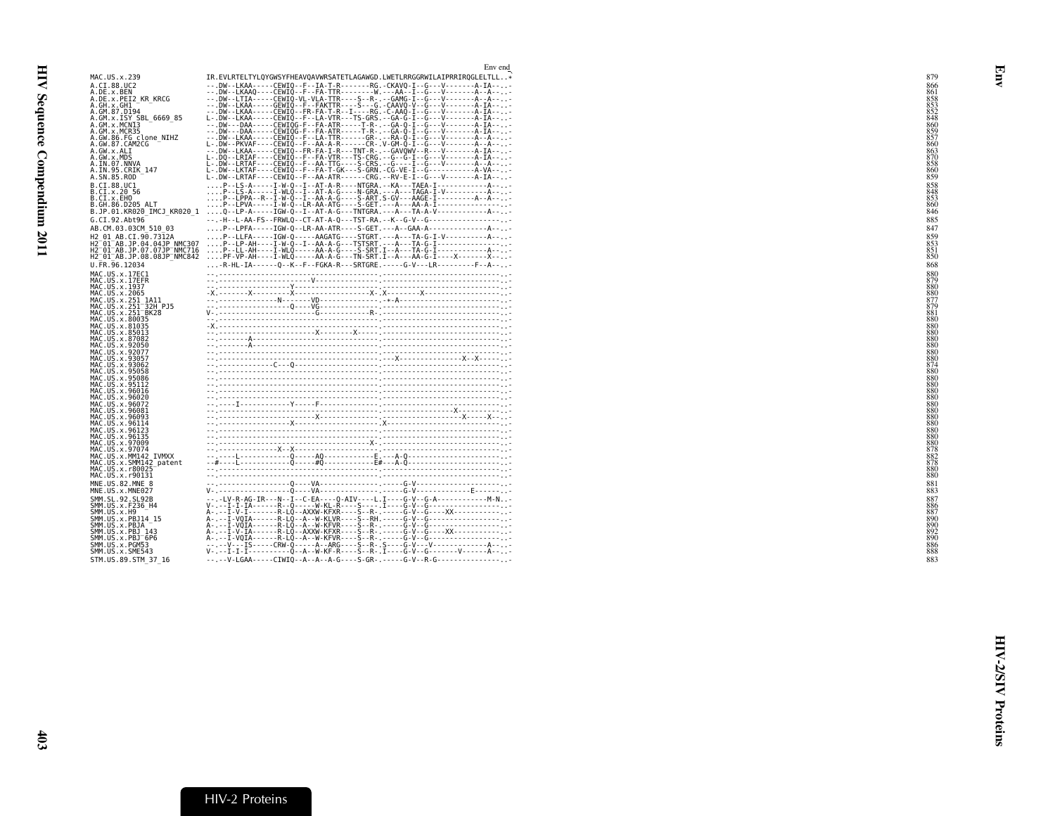```
                                                                                  Env end
MAC.US.x.239               IR.EVLRTELTYLQYGWSYFHEAVQAVWRSATETLAGAWGD.LWETLRRGGRWILAIPRRIRQGLELTLL..*    879
A.CI.88.UC2                --.DW--LKAA-----CEWIQ--F--IA-T-R-------RG.-CKAVQ-I--G---V-------A-IA-..-    866
A.DE.x.BEN                 --.DW--LKAAQ----CEWIQ--F--FA-TTR--------W.---AA--I--G---V-------A--A-..-    861
A.DE.x.PEI2_KR_KRCG        --.DW--LTIA-----CEWIQ-VL-VLA-TTR----S--R..--GAMG-I--G---V-------A--A-..-    858
A.GH.x.GH1                 --.DW--LKAA-----GEWIQ--F--FAKTTR----S---G.-CAAVQ-V--G---V-------A-IA-..-    853
A.GM.87.D194               --.DW--LKAA-----CEWIQ--FR-FA-T-R--I----RG.-C-AAQ-I--G---V-------A-IA-..-    852
A.GM.x.ISY_SBL_6669_85     L-.DW--LKAA-----CEWIQ--F--LA-VTR---TS-GRS.--GA-G-I--G---V-------A-IA-..-    848
A.GM.x.MCN13               --.DW---DAA-----CEWIQG-F--FA-ATR-----T-R..--GA-Q-I--G---V-------A-IA-..-    860
A.GM.x.MCR35               --.DW---DAA-----CEWIQG-F--FA-ATR-----T-R..--GA-Q-I--G---V-------A-IA-..-    859
A.GW.86.FG_clone_NIHZ      --.DW--LKAA-----CEWIQ--F--LA-TTR------GR..--RA-Q-I--G---V-------A--A-..-    857
A.GW.87.CAM2CG             L-.DW--PKVAF----CEWIQ--F--AA-A-R-------CR-.V-GM-Q-I--G---V-------A--A-..-    860
A.GW.x.ALI                 --.DW--LKAA-----CEWIQ--FR-FA-I-R---TNT-R..--GAVQWV--R---V-------A-IA-..-    863
A.GW.x.MDS                 L-.DQ--LRIAF----CEWIQ--F--FA-VTR---TS-CRG.--G--G-I--G---V-------A-IA-..-    870
A.IN.07.NNVA               L-.DW--LRTAF----CEWIQ--F--AA-TTG----S-CRS.--G---I--G---V-------A--A-..-    858
A.IN.95.CRIK_147           L-.DW--LKTAF----CEWIQ--F--FA-T-GK---S-GRN.-CG-VE-I--G-----------A-VA-..-    860
A.SN.85.ROD                L-.DW--LRTAF----CEWIQ--F--AA-ATR------CRG.--RV-E-I--G---V-------A-IA-..-    859
B.CI.88.UC1                ....P--LS-A-----I-W-Q--I--AT-A-R----NTGRA.--KA---TAEA-I-----------A--..-    858
B.CI.x.20_56               ....P--LS-A-----I-WLQ--I--AT-A-G----N-GRA.---A---TAGA-I-V----------A--..-    848
B.CI.x.EHO                 ....P--LPPA--R--I-W-Q--I--AA-A-G----S-ART.S-GV---AAGE-I---------A--A--..-    853
B.GH.86.D205_ALT           ....P--LPVA-----I-W-Q--LR-AA-ATG----S-GET.---A---AA-A-I---------------..-    860
B.JP.01.KR020_IMCJ_KR020_1 ....Q--LP-A-----IGW-Q--I--AT-A-G---TNTGRA.---A---TA-A-V------------A--..-    846
G.CI.92.Abt96              --.-H--L-AA-FS--FRWLQ--CT-AT-A-Q---TST-RA.--K--G-V--G-----------------..-    885
AB.CM.03.03CM_510_03       ....P--LPFA-----IGW-Q--LR-AA-ATR----S-GET.---A--GAA-A--------------A--..-    847
H2_01_AB.CI.90.7312A       ....P--LLFA-----IGW-Q-------AAGATG----STGRT.---A---TA-G-I-V----------A--..-    859
H2_01_AB.JP.04.04JP_NMC307 ....P--LP-AH----I-W-Q--I--AA-A-G---TSTSRT.---A---TA-G-I-----------------..-    853
H2_01_AB.JP.07.07JP_NMC716 ....P--LL-AH----I-WLQ-----AA-A-G----S-SRT.I--A---TA-G-I------------A--..-    851
H2_01_AB.JP.08.08JP_NMC842 ....PF-VP-AH----I-WLQ-----AA-A-G---TN-SRT.I--A---AA-G-I-----X-------X--..-    850
U.FR.96.12034              ....R-HL-IA-------Q--K--F--FGKA-R---SRTGRE.-----G-V---LR---------F--A--..-    868
MAC.US.x.17EC1             --.----------------------------------------.---------------------------..-    880
MAC.US.x.17EFR             --.---------------------V-----------------.---------------------------..-    879
MAC.US.x.1937              --.---------------Y-----------------------.---------------------------..-    880
MAC.US.x.2065              -X.-------X---------X--------------------X-.X--------X----------------..-    880
MAC.US.x.251_1A11          --.--------------N-------VD---------------.-+-A------------------------..-    877
MAC.US.x.251_32H_PJ5       --.-----------------Q----VG---------------.---------------------------..-    879
MAC.US.x.251_BK28          V-.---------------------G----------------R-.---------------------------..-    881
MAC.US.x.80035             --.---------------------------------------.---------------------------..-    880
MAC.US.x.81035             -X.---------------------------------------.---------------------------..-    880
MAC.US.x.85013             --.----------------------X---------X------.---------------------------..-    880
MAC.US.x.87082             --.-------A-------------------------------.---------------------------..-    880
MAC.US.x.92050             --.-------A-------------------------------.---------------------------..-    880
MAC.US.x.92077             --.---------------------------------------.---------------------------..-    880
MAC.US.x.93057             --.---------------------------------------.---X--------------X--X-----..-    880
MAC.US.x.93062             --.-------------C---Q---------------------.---------------------------..-    874
MAC.US.x.95058             --.---------------------------------------.---------------------------..-    880
MAC.US.x.95086             --.---------------------------------------.---------------------------..-    880
MAC.US.x.95112             --.---------------------------------------.---------------------------..-    880
MAC.US.x.96016             --.---------------------------------------.---------------------------..-    880
MAC.US.x.96020             --.---------------------------------------.---------------------------..-    880
MAC.US.x.96072             --.----I------------Y-----F---------------.---------------------------..-    880
MAC.US.x.96081             --.---------------------------------------.----------------X----------..-    880
MAC.US.x.96093             --.------------------------X--------------.------------------X-----X--..-    880
MAC.US.x.96114             --.----------------X----------------------.X--------------------------..-    880
MAC.US.x.96123             --.---------------------------------------.---------------------------..-    880
MAC.US.x.96135             --.---------------------------------------.---------------------------..-    880
MAC.US.x.97009             --.-------------------------------------X-.---------------------------..-    880
MAC.US.x.97074             --.--------------X--X---------------------.---------------------------..-    878
MAC.US.x.MM142_IVMXX       --.----L------------Q-----AQ------------E.---A-Q----------------------..-    882
MAC.US.x.SMM142_patent     --#----L------------Q-----#Q------------E#---A-Q----------------------..-    878
MAC.US.x.r80025            --.---------------------------------------.---------------------------..-    880
MAC.US.x.r90131            --.---------------------------------------.---------------------------..-    880
MNE.US.82.MNE_8            --.-----------------Q-----VA--------------.-----G-V-------------------..-    881
MNE.US.x.MNE027            V-.-----------------Q-----VA--------------.-----G-V-------------E-----..-    883
SMM.SL.92.SL92B            --.-LV-R-AG-IR---N--I--C-EA----Q-AIV----L.I----G-V--G-A------------M-N..-    887
SMM.US.x.F236_H4           V-.--I-I-IA------R--Q-----W-KL-R----S----.I----G-V--G-----------------..-    886
SMM.US.x.H9                A-.--I-V-I-------R-LQ--AXXW-KFXR----S--R.------G-V--G----XX-----------..-    887
SMM.US.x.PBJ14_15          A-.--I-VQIA------R-LQ--A--W-KLVR----S--RH.-----G-V--G-----------------..-    890
SMM.US.x.PBJA              A-.--I-VQIA------R-LQ--A--W-KFVR----S--R.------G-V--G-----------------..-    890
SMM.US.x.PBJ_143           A-.--I-V-IA------R-LQ--AXXW-KFXR----S--R.------G-V--G----XX-----------..-    892
SMM.US.x.PBJ_6P6           A-.--I-VQIA------R-LQ--A--W-KFVR----S--R.------G-V--G-----------------..-    890
SMM.US.x.PGM53             --.--V---IS-----CRW-Q-----A--ARG----S--R.S----G-V---V-------------A--..-    886
SMM.US.x.SME543            V-.--I-I-I----------Q--A--W-KF-R----S--R.I----G-V--G--------V------A--..-    888
STM.US.89.STM_37_16        --.--V-LGAA-----CIWIQ--A--A--A-G----S-GR-.-----G-V--R-G---------------..-    883
```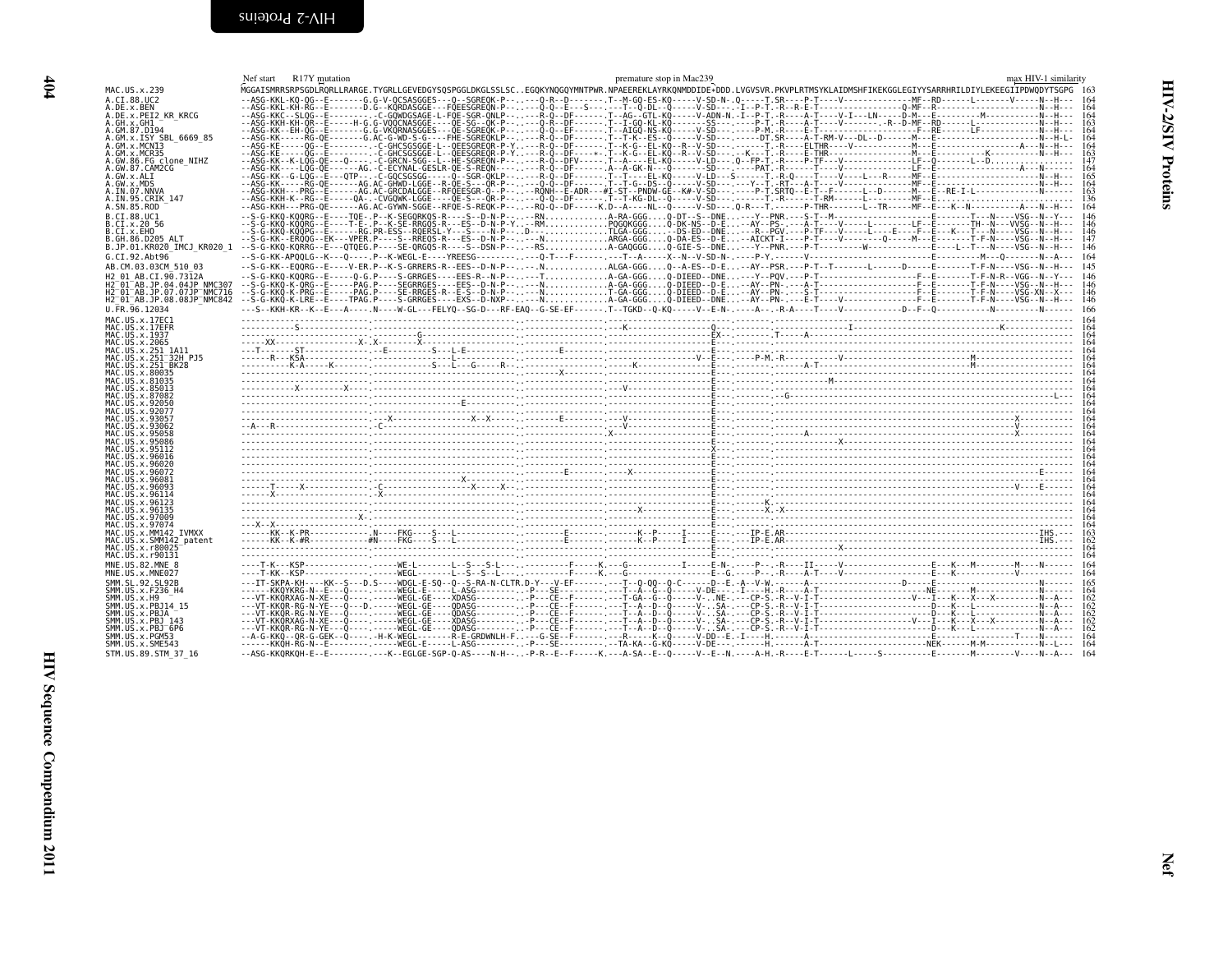```
                              Nef start    R17Y mutation                                                              premature stop in Mac239                                                                        max HIV-1 similarity
MAC.US.x.239                  MGGAISMRRSRPSGDLRQRLLRARGE.TYGRLLGEVEDGYSQSPGGLDKGLSSLSC..EGQKYNQGQYMNTPWR.NPAEEREKLAYRKQNMDDIDE*DDD.LVGVSVR.PKVPLRTMSYKLAIDMSHFIKEKGGLEGIYYSARRHRILDIYLEKEEGIIPDWQDYTSGPG  163
A.CI.88.UC2                   --ASG-KKL-KQ-QG--E--------G.G-V-QCSASGGES---Q--SGREQK-P-..---Q-R--D--------.T--M-GQ-ES-KQ-----V-SD-N-.Q-----T.SR----P-T----V---------------MF--RD------L-------V-----N--H---  164
A.DE.x.BEN                    --ASG-KKL-KH-RG--E--------D.G--KQRDASGGE---FQEESGREQN-P--..---Q-Q--E---S---.---T--Q-DL--Q-----V-SD---.-I--P-T.-R--R-E-T---------------Q-MF--R-------------------N--H---  164
A.DE.x.PEI2_KR_KRCG           --ASG-KKC---SLQG--E---------.C-GQWDGSAGE-L-FQE-SGR-QNLP--..---R-Q--DF------.T--AG--GTL-KQ-----V-ADN-N.-I--P-T.-R----A-T----V-I---LN----D-M---E---------M----------N--H---  164
A.GH.x.GH1                    --ASG-KKH-KH-QR--E------H-G.G-VQQCNASGGE---QE-SG--QK-P--..---Q-R--DF------.T--I-GQ-KL-KQ-------SS---.----P-T.-R----A-T----V--------.-R--D-MF--RD------L------------N--H---  163
A.GM.87.D194                  --ASG-KK--EH-QG--E--------G.G-VKQRNASGGES---QE-SGREQK-P--..---Q-Q--EF------.T--AIGQ-NS-KQ------V-SD---.----P-M.-R----E-T------------------------F--RE------LF------------N--H---  164
A.GM.x.ISY_SBL_6669_85        --ASG-KK-----RG-QE--------G.AC-G-WD-S-G----FHE-SGREQKLP--..---R-Q--DF------.T--T-K--ES--Q-----V-SD---.------DT.SR----A-T-RM-V---DL--D-------M---E------------------N--H-L-  164
A.GM.x.MCN13                  --ASG-KE-----QG--E---------.C-GHCSGSGGE-L--QEESGREQR-P-Y.---R-Q--DF------.T--K-G--EL-KQ--R--V-SD---------T.-R----ELTHR----V-------------M---E------------------A---N--H---  164
A.GM.x.MCR35                  --ASG-KE-----QG--E---------.C-GHCSGSGGE-L--QEESGREQR-P-Y.---R-Q--DF----+-.T--K-G--EL-KQ--R--V-SD---.--K---T.-R----E-THR-------------------M---E-------------K-----------N--H---  163
A.GW.86.FG_clone_NIHZ         --ASG-KK--K-LQG-QE---Q--------.C-GRCN-SGG--L--HE-SGREQN-P--..---R-Q--DFV----.T--A-----EL-KQ-----V-LD---.Q--FP-T.-R----P-TF---V--------------LF---Q--------L--D.........  147
A.GW.87.CAM2CG                --ASG-KK-----LQG-QE------AG.-C-ECYNAL-GESLR-QE-S-REQN-----..---R-Q--DF------.A--A-GK-N---Q------V-SD---.----PAT.-R-------T----V-----------------LF---E-------------------A---N---  164
A.GW.x.ALI                    --ASG-KK--G-LQG--E---QTP---.-C-GQCSGSGG-----Q--SGR-QKLP--..---R-Q--DF------.T--T----EL-KQ-----V-LD---S-------T.-R-Q---T----V-----L---R----MF--E------------------------N--H---  165
A.GW.x.MDS                    --ASG-KK-----RG-QE--------AG.AC-GHWD-LGGE--R-QE-S---QR-P--..---Q-Q--DF------.T--T-G--DS--Q-----V-SD---.----Y--T.-RT---A-T----V----------------MF--E------------------------N--H---  164
A.IN.07.NNVA                  --ASG-KKH---PRG--E--------AG.AC-GRCDALGGE--RFQEESGR-Q--P-..--RQNH--E-ADR---#I-ST--PNDW-GE--K#-V-SD---.----P-T.SRTQ--E-T--F-----L--D------M---E--RE-I-L-------------N--H---  163
A.IN.95.CRIK_147              --ASG-KKH-K--RG--E------QA--.-CVGQWK-LGGE-----QE-S----QR-P--..--Q-Q--DF------.T--T-KG-DL--Q-----V-SD---.-------T.-R-------T-RM------L---------MF--E..........................  136
A.SN.85.ROD                   --ASG-KKH---PRG-QE--------AG.AC-GYWN-SGGE--RFQE-S-REQK-P--..--RQ-Q--DF------K.D--A-----NL--Q-----V-SD---.Q-R---T.-------P-THR--------L--TR------MF--E---K--N----------A---N--H---  164
B.CI.88.UC1                   --S-G-KKQ-KQQRG--E----TQE-.P--K-SEGQRKQS-R----S--D-N-P--..---RN...........A-RA-GGG....Q-DT--S--DNE..----Y--PNR.---S-T--M-------------------------------T---N----VSG--N--Y---  146
B.CI.x.20_56                  --S-G-KKQ-KQQRG--E----T-E-.P--K-SE-RRGQS-R---ES--D-N-P-Y..--RM............PQGQKGGG....Q-DK-NS--D-E..---AY--PS.---A-T----V------L---------LF--E--------TH--N---VVSG--N--H---  146
B.CI.x.EHO                    --S-G-KKQ-KQQPG--E------RG.PR-ESS--RQERSL-Y---S----N-P--..D--..............TLGA-GGG.....-DS-ED--DNE..---R--PGV.---P-TF---V------L----E----F---E---K---T---N----VSG--N--H---  146
B.GH.86.D205_ALT              --S-G-KK--ERQQG--EK---VPER.P----S--RREQS-R---ES--D-N-P--..---N............ARGA-GGG....Q-DA-ES--D-E..---AICKT-I----P-T----V-------Q-----M---E--------T-F-N----VSG--N--H---  147
B.JP.01.KR020_IMCJ_KR020_1    --S-G-KK-KQRRG--E----QTQEG.P----SE-QRGQS-R----S--DSN-P--..--RS............A-GAQGGG....Q-GIE-S--DNE..----Y--PNR.---P-T-----------W-----------------E-----L--T---N----VSG--N--H---  146
G.CI.92.Abt96                 --S-G-KK-APQQLG--K---Q-----.P--K-WEGLE-E----YREESG---------..---Q-T---F------.---T--A-----X--N--V-SD-N-.-----P-Y.-------V------------------------------------E---------M---Q--------N--A---  164
AB.CM.03.03CM_510_03          --S-G-KK--EQQRG--E----V-ER.P--K-S-GRRERS-R--EES--D-N-P--..--N.............ALGA-GGG....Q--A-ES--D-E..---AY--PSR.---P-T--T--------L------D-----E---------T-F-N----VSG--N--H---  145
H2_01_AB.CI.90.7312A          --S-G-KKQ-KQQRG--E-----Q-G.P----S-GRRGES----EES--R--N-P--..---T...........A-GA-GGG....Q-DIEED--DNE..----Y--PQV.---P-T--------------------------F--E---------T-F-N-R--VGG--N--Y---  146
H2_01_AB.JP.04.04JP_NMC307    --S-G-KK-K-QRG--E-----PAG.P----S-GGRRGES----EES--D-N-P--..---N............A-GA-GGG....Q-DIEED--D-E..---AY--PN-.----T--------------------------F--E---------T-F-N----VSG--N--H---  146
H2_01_AB.JP.07.07JP_NMC716    --S-G-KK-K-PRG--E-----PAG.P----SE-RRGES-R---E-S--D-N-P--..---N............T-GA-GGG....Q-DIEED--DNE..---AY--PN-.---S-T--------------------------F--E---------T-F-N----VSG-XN--X---  146
H2_01_AB.JP.08.08JP_NMC842    --S-G-KK-K-LRE--E----TPAG.P----S-GRRGES----EXS--D-NXP--..---N............A-GA-GGG....Q-DIEED--DNE..---AY--PN-.---E-T----V--------------------------F--E---------T-F-N----VSG--N--H---  146
U.FR.96.12034                 ---S--KKH-KR--K--E---A-----.N----W-GL---FELYQ--SG-D---RF-EAQ--G-SE-EF-------.T--TGKD--Q-KQ------V--E-N-.-----A---.-R-A----T-----V------------------------D--F--Q----------N---------N-------  166
MAC.US.x.17EC1                ---------------------------.----------------------------.---------------.--------------------------.---------------------------------------------------------------------------  164
MAC.US.x.17EFR                -----------S---------------.----------------------------.---------------.---K-------------------Q---.-------------------------------I-------------------------------K--------------  164
MAC.US.x.1937                 ---------------------------.-------------G--------------.---------------.-------------------EX--.----------T------A----------------------------------------------------------  164
MAC.US.x.2065                 -----XX-----------------X-.X-------------X--------------.---------------.--------------------E---.-------------------------------------------------------------------------  164
MAC.US.x.251_1A11             ---T-------ST-------------.---E------------S---L-E------.-------E-------.--------------------E---.-------------------------------------------------------------------------  164
MAC.US.x.251_32H_PJ5          ------R----KSA------------.-----------------L-----------.---------------.----------------V--E---.----P-M.-R-----------V------------------------------M----------------------  164
MAC.US.x.251_BK28             ----------K-A------K------.-----------------S---L--G-----R-.---------------.---K--------------E---.-------------------------------------------------------M----------------------  164
MAC.US.x.80035                ---------------------------.----------------------------.-----------X---.--------------------E---.-------------------------------------------------------------------------  164
MAC.US.x.81035                ---------------------------.----------------------------.---------------.--------------------E---.--------------M--------------------------------------------------------------  164
MAC.US.x.85013                -----------X--------X-----.----------------------------.---------------.--V-----------------E---.-------------------------------------------------------------------------  164
MAC.US.x.87082                ---------------------------.----------------------------.---------------.--------------------E---.------G--------------------------------------------------------------L----  164
MAC.US.x.92050                ---------------------------.------------------E---------.---------------.--------------------E---.-------------------------------------------------------------------------  164
MAC.US.x.92077                ---------------------------.----------------------------.---------------.--------------------E---.-------------------------------------------------------------------------  164
MAC.US.x.93057                ---------------------------.-X-------------------X--X-----.-------E------.--V-----------------E---.-------------------------------------------------------------------V--------  164
MAC.US.x.93062                --A---R-------------------.C---------------------------.---------------.--V-----------------E---.-------------------------------------------------------------------V--------  164
MAC.US.x.95058                ---------------------------.----------------------------.---------------.X-------------------E---.------------A---------------------------------------------------------------  164
MAC.US.x.95086                ---------------------------.----------------------------.---------------.--------------------E---.--------------------------X-------------------------------------------------  164
MAC.US.x.95112                ---------------------------.----------------------------.---------------.--------------------X---.-------------------------------------------------------------------------  164
MAC.US.x.96016                ---------------------------.----------------------------.---------------.--------------------E---.-------------------------------------------------------------------------  164
MAC.US.x.96020                ---------------------------.----------------------------.---------------.--------------------E---.-------------------------------------------------------------------------  164
MAC.US.x.96072                ---------------------------.----------------------------.----E-------.---X------------------E---.-------------------------------------------------------------------E-------  164
MAC.US.x.96081                ---------------------------.---------------X------------.---------------.--------------------E---.-------------------------------------------------------------------------  164
MAC.US.x.96093                ------T------X-------------.-C-----------------X-----X---.---------------.--------------------E---.-------------------------------------------------------------------V-----E--  164
MAC.US.x.96114                ------X--------------------.-X--------------------------.---------------.--------------------E---.-------------------------------------------------------------------------  164
MAC.US.x.96123                ---------------------------.----------------------------.---------------.--------------------E---K.-----------------------------------------------------------------------  164
MAC.US.x.96135                ---------------------------.----------------------------.---------------.---X----------------E---X.-X---------------------------------------------------------------------  164
MAC.US.x.97009                ------------------------X-.----------------------------.---------------.--------------------E---.-------------------------------------------------------------------------  164
MAC.US.x.97074                ---X--X--------------------.----------------------------.---------------.--------------------E---.-------------------------------------------------------------------------  164
MAC.US.x.MM142_IVMXX          ------KK--K-PR------------.N----FKG----S---L-----------.--------E-------.--K--P----I-----E----IP-E.AR------------------------------------------------------------IHS-----  163
MAC.US.x.SMM142_patent        ------KK--K-#R------------#N----FKG----S---L-----------.--------E-------.--K--P----I-----E----IP-E.AR------------------------------------------------------------IHS-----  162
MAC.US.x.r80025               ---------------------------.----------------------------.---------------.--------------------E---.----------------------X-------------------------------------------------------  164
MAC.US.x.r90131               ---------------------------.----------------------------.---------------.--------------------E---.-------------------------------------------------------------------------  164
MNE.US.82.MNE_8               ----T-K---KSP--------------.-----WE-L-------L--S---S-L---.---------F-----K.---G-----------I-----E-N-.-----P---.-R----II------V------------------E----K---M--------M----N------  164
MNE.US.x.MNE027               ----T-KK--KSP--------------.-----WEGL-------L--S---S--L-..---------F-----K.---G-----------------E--G.-----P---.-R----A-T-----V------------------E----K---------------V----------  164
SMM.SL.92.SL92B               ---IT-SKPA-KH----KK--S---D.S-----WDGL-E-SQ--Q--S-RA-N-CLTR.D-Y---V-EF------.---T--Q-QQ--Q-C------D--E.-A--V-W.-------A-----------------------D------E--------------------N------  165
SMM.US.x.F236_H4              ------KKQYKRG-N--E---Q-----.-----WEGL-E-----L-ASG---------.-P---SE-------.---T--A--G--Q-----V-DE---.-I----H.-R----A-T----------------------------NE-------M--------------N------  164
SMM.US.x.H9                   ---VT-KKQRXAG-N-XE---Q-----.-----WEGL-GE----XDASG--------.-P---CE--F------.---T-GA--G--Q-----V-.NE-.----CP-S.-R--V-I-T-------------------------V----I---K---X---X-------N--A---  162
SMM.US.x.PBJ14_15             ---VT-KKQR-RG-N-YE---Q---D.-----WEGL-GE----QDASG---------.-P---CE--F------.---T--A--D--Q-----V-.SA-.----CP-S.-R--V-I-T-------------------------D---K---L--------------N--A---  162
SMM.US.x.PBJA                 ---VT-KKQR-RG-N-YE---Q-----.-----WEGL-GE----QDASG---------.-P---CE--F------.---T--A--D--Q-----V-.SA-.----CP-S.-R--V-I-T-------------------------D---K---L--------------N--A---  162
SMM.US.x.PBJ_143              ---VT-KKQRXAG-N-XE---Q-----.-----WEGL-GE----XDASG---------.-P---CE--F------.---T--A--D--Q-----V-.SA-.----CP-S.-R--V-I-T-------------------------V----I---K---X---X-------N--A---  162
SMM.US.x.PBJ_6P6              ---VT-KKQR-RG-N-YE---Q-----.-----WEGL-GE----QDASG---------.-P---CE--F------.---T--A--D--Q-----V-.SA-.----CP-S.-R--V-I-T-------------------------D---K---L--------------N--A---  162
SMM.US.x.PGM53                --A-G-KKQ--QR-G-GEK--Q-----.-H-K-WEGL--------R-E-GRDWNLH-F..---G-SE--F------.---R-----K--Q-----V-DD--E.-I----H.-----A----------------------------E-----------------T----N------  164
SMM.US.x.SME543               ------KKQH-RG-N--E---------.-----WEGL-E-----L-ASG--------.-P---SE-------.---TA-KA--G-KQ-----V-DE---.-------H.-------A-T-----------------------------NEK-------M-M------------N--L---  164
STM.US.89.STM_37_16           --ASG-KKQRKQH-E--E---------.----K--EGLGE-SGP-Q-AS----N-H--..-P-R--E--F-----K.---A-SA--E--Q-----V--E--N.-----A-H.-R----E-T------L-----S-----------E--------M--------V----N--A---  164
```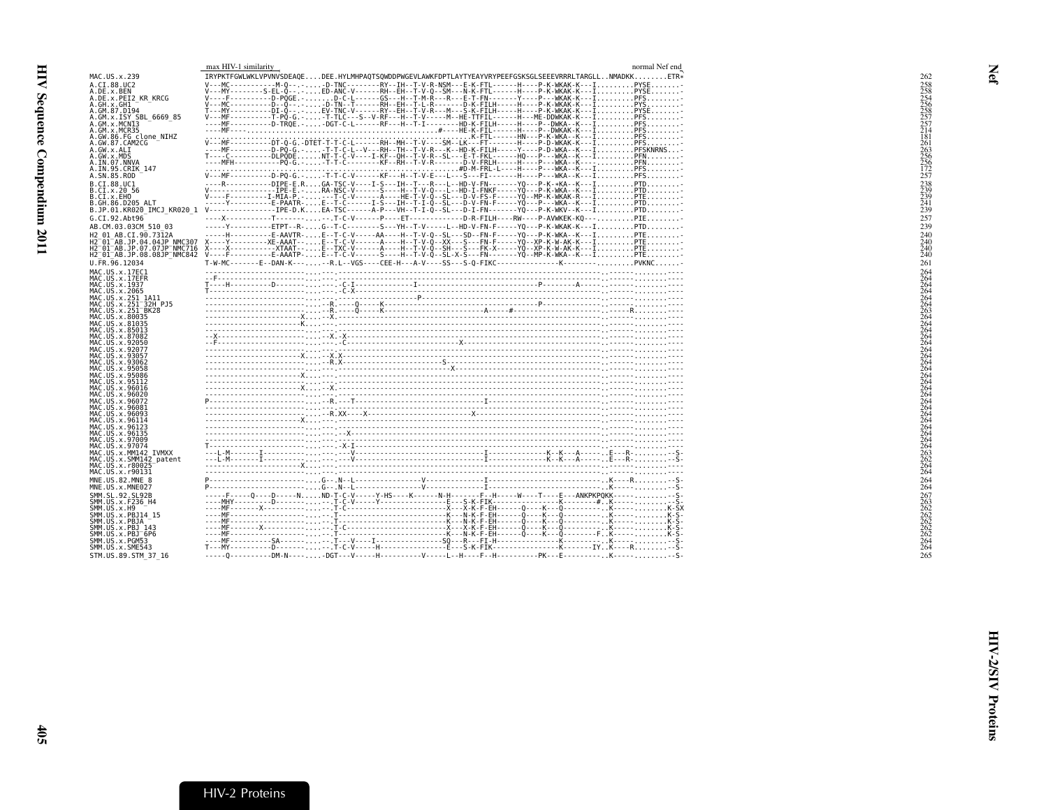```
                              max HIV-1 similarity                                                                              normal Nef end
MAC.US.x.239                  IRYPKTFGWLWKLVPVNVSDEAQE....DEE.HYLMHPAQTSQWDDPWGEVLAWKFDPTLAYTYEAYVRYPEEFGSKSGLSEEEVRRRLTARGLL..NMADKK........ETR*     262
A.CI.88.UC2                   V---MC-----------M-Q--.-.....-D-TNC--------RY--IH--T-V-R-NSM---E-K-FTL------H----P-K-WKAK-K---I.........PYSE.......-     258
A.DE.x.BEN                    V---MY--------S-EL-Q--.-.....ED-ANC-V------RH--EH--T-V-Q--SM---N-K-FTL------H----P-K-WKAK-K---I.........PYSE.......-     258
A.DE.x.PEI2_KR_KRCG           V----F-----------D-PQGE.......D-C-L------GS---H--T-M-R---R---E-T-FN-------Y----P---WKAK-K---I.........PFS........-     254
A.GH.x.GH1                    V---MC-----------D--Q--.-.....-D-TN--T------RH--EH--T-L-R-------D-K-FILH-----H----P-K-WKAK-K---I.........PYS........-     256
A.GM.87.D194                  T---MY-----------DI-Q--.-.....EV-TNC-V------RY--EH--T-V-R---M---S-K-FILH-----H----P-K-WKAK-K---I.........PYSE.......-     258
A.GM.x.ISY_SBL_6669_85        V---MF-----------T-PQ-G.......-T-TLC---S--V-RF---H--T-V------M--HE-TTFIL-----H---ME-DDWKAK-K---I.........PFS........-     257
A.GM.x.MCN13                  ----MF-----------D-TRQE.......-DGT-C-L------RF---H--T-I--------HD-K-FILH-----H----P--DWKA--K---I.........PFS........-     257
A.GM.x.MCR35                  ----MF----.....................................................#----HE-K-FIL------H----P--DWKAK-K---I.........PFS........-     214
A.GW.86.FG_clone_NIHZ         .......................................................................K-FTL------HN---P-K-WKA--K---I.........PFS........-     181
A.GW.87.CAM2CG                V---MF-----------DT-Q-G.-DTET-T-T-C-L------RH--MH--T-V----SM--LK---FT-------H----P-D-WKAK-K---I.........PFS........-     261
A.GW.x.ALI                    ----MF-----------D-PQ-G.......-T-T-C-L--V---RH--TH--T-V-R---K--HD-K-FILH-----Y----P-D-WKA--K---I.........PFSKNRNS...-     263
A.GW.x.MDS                    T---C------------DLPQDE.......NT-T-C-V-----I-KF--QH--T-V-R--SL---E-T-FKL------HQ---P---WKA--K---I.........PFN........-     256
A.IN.07.NNVA                  ----MFH----------PQ-G.......-T-T-C---------KF--RH--T-V-R--------D-V-FRLH-----H----P---WKA--K---I.........PFN........-     256
A.IN.95.CRIK_147              ..........................................................................#D-M-FRL-L----H----P---WKA--K---I.........PFS........-     172
A.SN.85.ROD                   V---MF-----------D-PQ-G.......-T-T-C-V------KF---H--T-V-E---L---S---FI------H----P---WKA--K---I.........PFS........-     257
B.CI.88.UC1                   ----R------------DIPE-E.R....GA-TSC-V----I-S---IH--T---R---L--HD-V-FN-------YQ---P-K-*KA--K---I.........PTD........-     238
B.CI.x.20_56                  V----------------IPE-E.......RA-NSC-V------S----H--T-V-Q---L--HD-I-FNKF-----YQ---P-K-WKA--K---I.........PTD........-     239
B.CI.x.EHO                    V----F-----------I-MIA-P.......T-C-V------A----HE-T-V-Q--SL---D-V-FS-F-----YQ--MP-K-WKAK-R---I.........PTE........-     239
B.GH.86.D205_ALT              ----Y------------E-PAATR.....E--T-C------I-S---IH--T-I-Q--SL---D-V-FN-F-----YQ---P---WKA--K---I.........PTD........-     241
B.JP.01.KR020_IMCJ_KR020_1    V----------------IPE-D.K.....EA-TSC------A-P---VH--T-I-Q--SL---D-I-FN-------YQ---P-K-WKV--K---I.........PTD........-     239
G.CI.92.Abt96                 ----X------------T-----------.T-C-V------P----ET------------D-R-FILH----RW----P-AVWKEK-KQ-----------.PIE........-     257
AB.CM.03.03CM_510_03          -----Y-----------ETPT--R-....G--T-C--------S---YH--T-V-----L--HD-V-FN-F-----YQ---P-K-WKAK-K---I.........PTD........-     239
H2_01_AB.CI.90.7312A          -----H-----------E-AAVTR-....E--T-C-V------AA----H--T-V-Q--SL---SD--FN-F-----YQ---P-K-WKA--K---I.........PTE........-     240
H2_01_AB.JP.04.04JP_NMC307    X----Y-----------XE-AAAT-....E--T-C-V------A----H--T-V-Q--XX---S---FN-F-----YQ--XP-K-W-AK-K---I.........PTE........-     240
H2_01_AB.JP.07.07JP_NMC716    X----X-----------XTAAT-.....E--TXC-V------A----H--T-V-Q--SH---S---FK-X-----YQ--XP-K-W-AK-K---I.........PTE........-     240
H2_01_AB.JP.08.08JP_NMC842    V----F-----------E-AAATP-....E--T-C-V------S----H--T-V-Q--SL-X-S---FN-F-----YQ--MP-K-WKA--K---I.........PTE........-     240
U.FR.96.12034                 T-W-MC--------E--DAN-K---.....-R.L--VGS----CEE-H---A-V----SS---S-Q-FIKC---------------K-------------.PVKNC......-     261
MAC.US.x.17EC1                ....................................................................................................................---     264
MAC.US.x.17EFR                --F.................................................................................................................---     264
MAC.US.x.1937                 T----H-----------D-------.....-C-I----------------I-----------------------------P---------A-----.-------.......---     264
MAC.US.x.2065                 T------------------------.....-C-X----------------------------------------------------------------.-------.......---     264
MAC.US.x.251_1A11             -------------------------.....---------------------P------------------------------------------------.-------.......---     264
MAC.US.x.251_32H_PJ5          -------------------------.....R-----Q-----K-----------------------------P-------------.-------.......---     264
MAC.US.x.251_BK28             -------------------------.....R-----Q-----K---------------------A-----#------------------.-----R.......---     263
MAC.US.x.80035                -----------------------X......X.................................................................................---     264
MAC.US.x.81035                -----------------------K..........................................................................................---     264
MAC.US.x.85013                ......................................................................................................................---     264
MAC.US.x.87082                --X--------------------.......X.-X......................................................................................---     264
MAC.US.x.92050                --F--------------------.......-C-------------------------X--------------------------------------.-------.......---     264
MAC.US.x.92077                ......................................................................................................................---     264
MAC.US.x.93057                -----------------------X......-X.X......................................................................................---     264
MAC.US.x.93062                -----------------------.......R.X--------------------S-------------------------------------------.-------.......---     264
MAC.US.x.95058                -----------------------.......---------------------------X--------------------------------------.-------.......---     264
MAC.US.x.95086                -----------------------X..........................................................................................---     264
MAC.US.x.95112                ......................................................................................................................---     264
MAC.US.x.96016                -----------------------X......X.......................................................................................---     264
MAC.US.x.96020                ......................................................................................................................---     264
MAC.US.x.96072                P----------------------.......R.---T-----------------------------I----------------------------.-------.......---     264
MAC.US.x.96081                ......................................................................................................................---     264
MAC.US.x.96093                -----------------------.......R.XX----X-------------------------X----------------------------.-------.......---     264
MAC.US.x.96114                -----------------------X..........................................................................................---     264
MAC.US.x.96123                ......................................................................................................................---     264
MAC.US.x.96135                -----------------------.......-X------------------------------------------------------------------.-------.......---     264
MAC.US.x.97009                ......................................................................................................................---     264
MAC.US.x.97074                T----------------------.......-X-I------------------------------------------------------------------.-------.......---     264
MAC.US.x.MM142_IVMXX          ---L-M-------I-----------.....---V------------------------------I---------------K--K---A------.E---R-..........-S-     263
MAC.US.x.SMM142_patent        ---L-M-------I-----------.....---V------------------------------I---------------K--K---A------.E---R-..........-S-     262
MAC.US.x.r80025               -----------------------X..........................................................................................---     264
MAC.US.x.r90131               ......................................................................................................................---     264
MNE.US.82.MNE_8               P------------------------.....G--.N--L----------------V--------------I-------------------------.K----R..........-S-     264
MNE.US.x.MNE027               P------------------------.....G--.N--L----------------V--------------I-------------------------.K---------------S-     264
SMM.SL.92.SL92B               -----F-----Q----D-----N.....ND-T-C-V-----Y-HS----K------N-H--------F--H-----W----T----E---ANKPKPQKK------------S-     267
SMM.US.x.F236_H4              ----MHY----------D--------....-T-C-V-----Y----------------E---S-K-FIK---------------K--------#..K----------------S-     263
SMM.US.x.H9                   ----MF--------X-----------....-T-C-----------------------X---X-K-F-EH------Q----K---Q----------.K-----.........K-SX     262
SMM.US.x.PBJ14_15             ----MF-------------------.....-T-------------------------K---N-K-F-EH------Q----K---Q----------.K-----.........K-S-     262
SMM.US.x.PBJA                 ----MF-------------------.....-T-------------------------K---N-K-F-EH------Q----K---Q----------.K-----.........K-S-     262
SMM.US.x.PBJ_143              ----MF--------X-----------....-T-C-----------------------X---X-K-F-EH------Q----K---Q----------.K-----.........K-S-     262
SMM.US.x.PBJ_6P6              ----MF-------------------.....-T-------------------------K---N-K-F-EH------Q----K---Q--------F..K-----.........K-S-     262
SMM.US.x.PGM53                ----MF-----------SA-----------T---V----I----------------SQ---R---FI-H---------------K---------..K----------------S-     264
SMM.US.x.SME543               T---MY-----------D--------....-T-C-V-----H----------------E---S-K-FIK---------------K----------IY..K----R.........-S-     264
STM.US.89.STM_37_16           -----Q-----------DM-N----.....-DGT---V-----H-----------V------L--H----F--H----------PK---E----------.K-----.........-S-     265
```